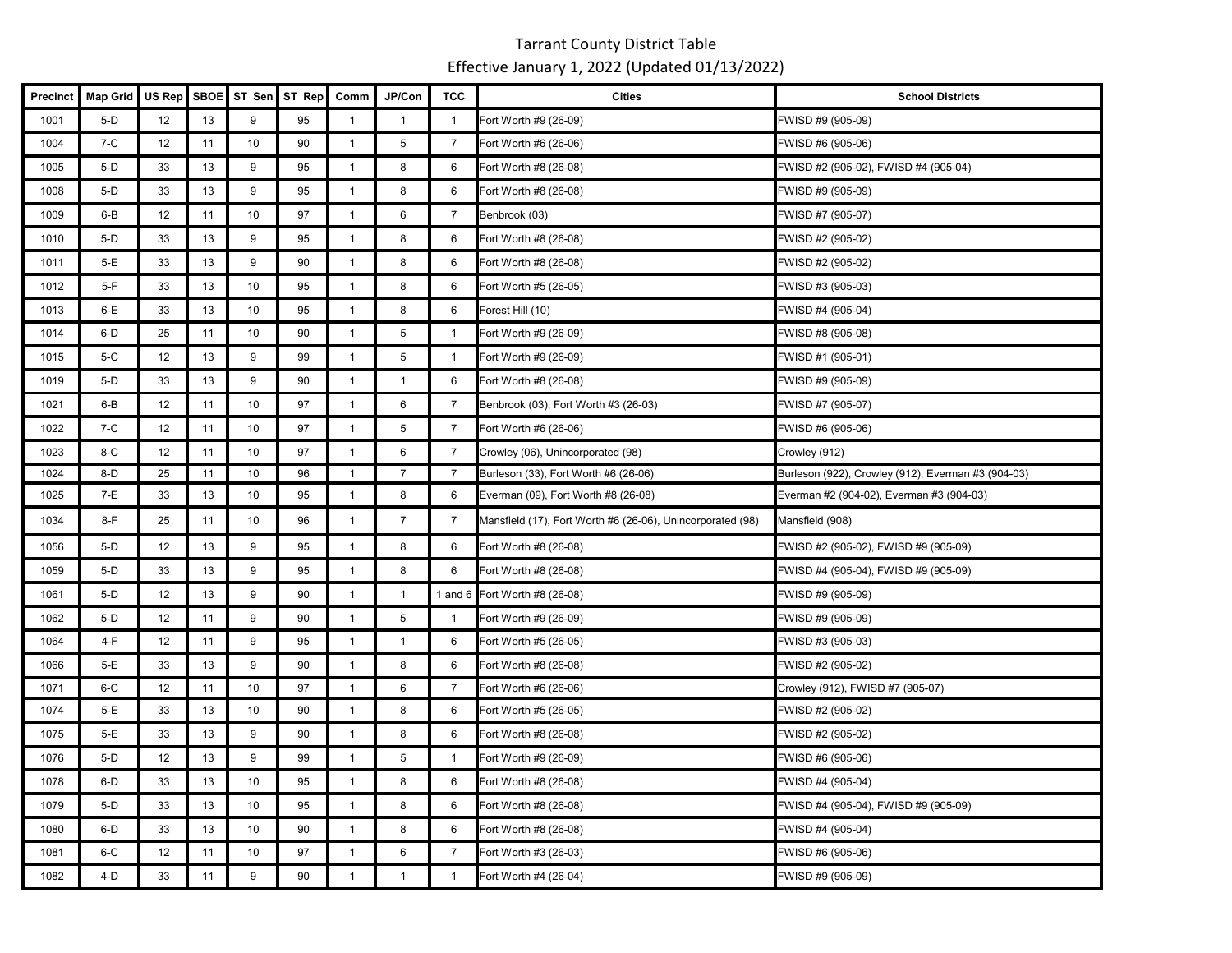# Tarrant County District Table

## Effective January 1, 2022 (Updated 01/13/2022)

| Precinct | Map Grid | US Rep | SBOE | ST Sen | ST Rep | Comm | JP/Con | TCC | Cities | School Districts |
|---|---|---|---|---|---|---|---|---|---|---|
| 1001 | 5-D | 12 | 13 | 9 | 95 | 1 | 1 | 1 | Fort Worth #9 (26-09) | FWISD #9 (905-09) |
| 1004 | 7-C | 12 | 11 | 10 | 90 | 1 | 5 | 7 | Fort Worth #6 (26-06) | FWISD #6 (905-06) |
| 1005 | 5-D | 33 | 13 | 9 | 95 | 1 | 8 | 6 | Fort Worth #8 (26-08) | FWISD #2 (905-02), FWISD #4 (905-04) |
| 1008 | 5-D | 33 | 13 | 9 | 95 | 1 | 8 | 6 | Fort Worth #8 (26-08) | FWISD #9 (905-09) |
| 1009 | 6-B | 12 | 11 | 10 | 97 | 1 | 6 | 7 | Benbrook (03) | FWISD #7 (905-07) |
| 1010 | 5-D | 33 | 13 | 9 | 95 | 1 | 8 | 6 | Fort Worth #8 (26-08) | FWISD #2 (905-02) |
| 1011 | 5-E | 33 | 13 | 9 | 90 | 1 | 8 | 6 | Fort Worth #8 (26-08) | FWISD #2 (905-02) |
| 1012 | 5-F | 33 | 13 | 10 | 95 | 1 | 8 | 6 | Fort Worth #5 (26-05) | FWISD #3 (905-03) |
| 1013 | 6-E | 33 | 13 | 10 | 95 | 1 | 8 | 6 | Forest Hill (10) | FWISD #4 (905-04) |
| 1014 | 6-D | 25 | 11 | 10 | 90 | 1 | 5 | 1 | Fort Worth #9 (26-09) | FWISD #8 (905-08) |
| 1015 | 5-C | 12 | 13 | 9 | 99 | 1 | 5 | 1 | Fort Worth #9 (26-09) | FWISD #1 (905-01) |
| 1019 | 5-D | 33 | 13 | 9 | 90 | 1 | 1 | 6 | Fort Worth #8 (26-08) | FWISD #9 (905-09) |
| 1021 | 6-B | 12 | 11 | 10 | 97 | 1 | 6 | 7 | Benbrook (03), Fort Worth #3 (26-03) | FWISD #7 (905-07) |
| 1022 | 7-C | 12 | 11 | 10 | 97 | 1 | 5 | 7 | Fort Worth #6 (26-06) | FWISD #6 (905-06) |
| 1023 | 8-C | 12 | 11 | 10 | 97 | 1 | 6 | 7 | Crowley (06), Unincorporated (98) | Crowley (912) |
| 1024 | 8-D | 25 | 11 | 10 | 96 | 1 | 7 | 7 | Burleson (33), Fort Worth #6 (26-06) | Burleson (922), Crowley (912), Everman #3 (904-03) |
| 1025 | 7-E | 33 | 13 | 10 | 95 | 1 | 8 | 6 | Everman (09), Fort Worth #8 (26-08) | Everman #2 (904-02), Everman #3 (904-03) |
| 1034 | 8-F | 25 | 11 | 10 | 96 | 1 | 7 | 7 | Mansfield (17), Fort Worth #6 (26-06), Unincorporated (98) | Mansfield (908) |
| 1056 | 5-D | 12 | 13 | 9 | 95 | 1 | 8 | 6 | Fort Worth #8 (26-08) | FWISD #2 (905-02), FWISD #9 (905-09) |
| 1059 | 5-D | 33 | 13 | 9 | 95 | 1 | 8 | 6 | Fort Worth #8 (26-08) | FWISD #4 (905-04), FWISD #9 (905-09) |
| 1061 | 5-D | 12 | 13 | 9 | 90 | 1 | 1 | 1 and 6 | Fort Worth #8 (26-08) | FWISD #9 (905-09) |
| 1062 | 5-D | 12 | 11 | 9 | 90 | 1 | 5 | 1 | Fort Worth #9 (26-09) | FWISD #9 (905-09) |
| 1064 | 4-F | 12 | 11 | 9 | 95 | 1 | 1 | 6 | Fort Worth #5 (26-05) | FWISD #3 (905-03) |
| 1066 | 5-E | 33 | 13 | 9 | 90 | 1 | 8 | 6 | Fort Worth #8 (26-08) | FWISD #2 (905-02) |
| 1071 | 6-C | 12 | 11 | 10 | 97 | 1 | 6 | 7 | Fort Worth #6 (26-06) | Crowley (912), FWISD #7 (905-07) |
| 1074 | 5-E | 33 | 13 | 10 | 90 | 1 | 8 | 6 | Fort Worth #5 (26-05) | FWISD #2 (905-02) |
| 1075 | 5-E | 33 | 13 | 9 | 90 | 1 | 8 | 6 | Fort Worth #8 (26-08) | FWISD #2 (905-02) |
| 1076 | 5-D | 12 | 13 | 9 | 99 | 1 | 5 | 1 | Fort Worth #9 (26-09) | FWISD #6 (905-06) |
| 1078 | 6-D | 33 | 13 | 10 | 95 | 1 | 8 | 6 | Fort Worth #8 (26-08) | FWISD #4 (905-04) |
| 1079 | 5-D | 33 | 13 | 10 | 95 | 1 | 8 | 6 | Fort Worth #8 (26-08) | FWISD #4 (905-04), FWISD #9 (905-09) |
| 1080 | 6-D | 33 | 13 | 10 | 90 | 1 | 8 | 6 | Fort Worth #8 (26-08) | FWISD #4 (905-04) |
| 1081 | 6-C | 12 | 11 | 10 | 97 | 1 | 6 | 7 | Fort Worth #3 (26-03) | FWISD #6 (905-06) |
| 1082 | 4-D | 33 | 11 | 9 | 90 | 1 | 1 | 1 | Fort Worth #4 (26-04) | FWISD #9 (905-09) |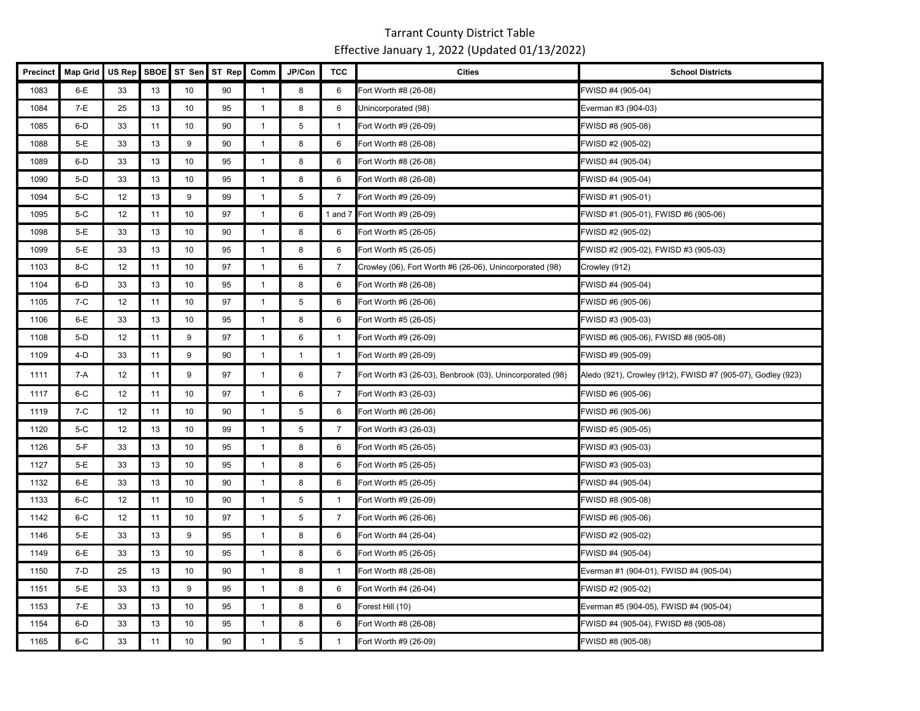# Tarrant County District Table

Effective January 1, 2022 (Updated 01/13/2022)

| Precinct | Map Grid | US Rep | SBOE | ST Sen | ST Rep | Comm | JP/Con | TCC | Cities | School Districts |
|---|---|---|---|---|---|---|---|---|---|---|
| 1083 | 6-E | 33 | 13 | 10 | 90 | 1 | 8 | 6 | Fort Worth #8 (26-08) | FWISD #4 (905-04) |
| 1084 | 7-E | 25 | 13 | 10 | 95 | 1 | 8 | 6 | Unincorporated (98) | Everman #3 (904-03) |
| 1085 | 6-D | 33 | 11 | 10 | 90 | 1 | 5 | 1 | Fort Worth #9 (26-09) | FWISD #8 (905-08) |
| 1088 | 5-E | 33 | 13 | 9 | 90 | 1 | 8 | 6 | Fort Worth #8 (26-08) | FWISD #2 (905-02) |
| 1089 | 6-D | 33 | 13 | 10 | 95 | 1 | 8 | 6 | Fort Worth #8 (26-08) | FWISD #4 (905-04) |
| 1090 | 5-D | 33 | 13 | 10 | 95 | 1 | 8 | 6 | Fort Worth #8 (26-08) | FWISD #4 (905-04) |
| 1094 | 5-C | 12 | 13 | 9 | 99 | 1 | 5 | 7 | Fort Worth #9 (26-09) | FWISD #1 (905-01) |
| 1095 | 5-C | 12 | 11 | 10 | 97 | 1 | 6 | 1 and 7 | Fort Worth #9 (26-09) | FWISD #1 (905-01), FWISD #6 (905-06) |
| 1098 | 5-E | 33 | 13 | 10 | 90 | 1 | 8 | 6 | Fort Worth #5 (26-05) | FWISD #2 (905-02) |
| 1099 | 5-E | 33 | 13 | 10 | 95 | 1 | 8 | 6 | Fort Worth #5 (26-05) | FWISD #2 (905-02), FWISD #3 (905-03) |
| 1103 | 8-C | 12 | 11 | 10 | 97 | 1 | 6 | 7 | Crowley (06), Fort Worth #6 (26-06), Unincorporated (98) | Crowley (912) |
| 1104 | 6-D | 33 | 13 | 10 | 95 | 1 | 8 | 6 | Fort Worth #8 (26-08) | FWISD #4 (905-04) |
| 1105 | 7-C | 12 | 11 | 10 | 97 | 1 | 5 | 6 | Fort Worth #6 (26-06) | FWISD #6 (905-06) |
| 1106 | 6-E | 33 | 13 | 10 | 95 | 1 | 8 | 6 | Fort Worth #5 (26-05) | FWISD #3 (905-03) |
| 1108 | 5-D | 12 | 11 | 9 | 97 | 1 | 6 | 1 | Fort Worth #9 (26-09) | FWISD #6 (905-06), FWISD #8 (905-08) |
| 1109 | 4-D | 33 | 11 | 9 | 90 | 1 | 1 | 1 | Fort Worth #9 (26-09) | FWISD #9 (905-09) |
| 1111 | 7-A | 12 | 11 | 9 | 97 | 1 | 6 | 7 | Fort Worth #3 (26-03), Benbrook (03), Unincorporated (98) | Aledo (921), Crowley (912), FWISD #7 (905-07), Godley (923) |
| 1117 | 6-C | 12 | 11 | 10 | 97 | 1 | 6 | 7 | Fort Worth #3 (26-03) | FWISD #6 (905-06) |
| 1119 | 7-C | 12 | 11 | 10 | 90 | 1 | 5 | 6 | Fort Worth #6 (26-06) | FWISD #6 (905-06) |
| 1120 | 5-C | 12 | 13 | 10 | 99 | 1 | 5 | 7 | Fort Worth #3 (26-03) | FWISD #5 (905-05) |
| 1126 | 5-F | 33 | 13 | 10 | 95 | 1 | 8 | 6 | Fort Worth #5 (26-05) | FWISD #3 (905-03) |
| 1127 | 5-E | 33 | 13 | 10 | 95 | 1 | 8 | 6 | Fort Worth #5 (26-05) | FWISD #3 (905-03) |
| 1132 | 6-E | 33 | 13 | 10 | 90 | 1 | 8 | 6 | Fort Worth #5 (26-05) | FWISD #4 (905-04) |
| 1133 | 6-C | 12 | 11 | 10 | 90 | 1 | 5 | 1 | Fort Worth #9 (26-09) | FWISD #8 (905-08) |
| 1142 | 6-C | 12 | 11 | 10 | 97 | 1 | 5 | 7 | Fort Worth #6 (26-06) | FWISD #6 (905-06) |
| 1146 | 5-E | 33 | 13 | 9 | 95 | 1 | 8 | 6 | Fort Worth #4 (26-04) | FWISD #2 (905-02) |
| 1149 | 6-E | 33 | 13 | 10 | 95 | 1 | 8 | 6 | Fort Worth #5 (26-05) | FWISD #4 (905-04) |
| 1150 | 7-D | 25 | 13 | 10 | 90 | 1 | 8 | 1 | Fort Worth #8 (26-08) | Everman #1 (904-01), FWISD #4 (905-04) |
| 1151 | 5-E | 33 | 13 | 9 | 95 | 1 | 8 | 6 | Fort Worth #4 (26-04) | FWISD #2 (905-02) |
| 1153 | 7-E | 33 | 13 | 10 | 95 | 1 | 8 | 6 | Forest Hill (10) | Everman #5 (904-05), FWISD #4 (905-04) |
| 1154 | 6-D | 33 | 13 | 10 | 95 | 1 | 8 | 6 | Fort Worth #8 (26-08) | FWISD #4 (905-04), FWISD #8 (905-08) |
| 1165 | 6-C | 33 | 11 | 10 | 90 | 1 | 5 | 1 | Fort Worth #9 (26-09) | FWISD #8 (905-08) |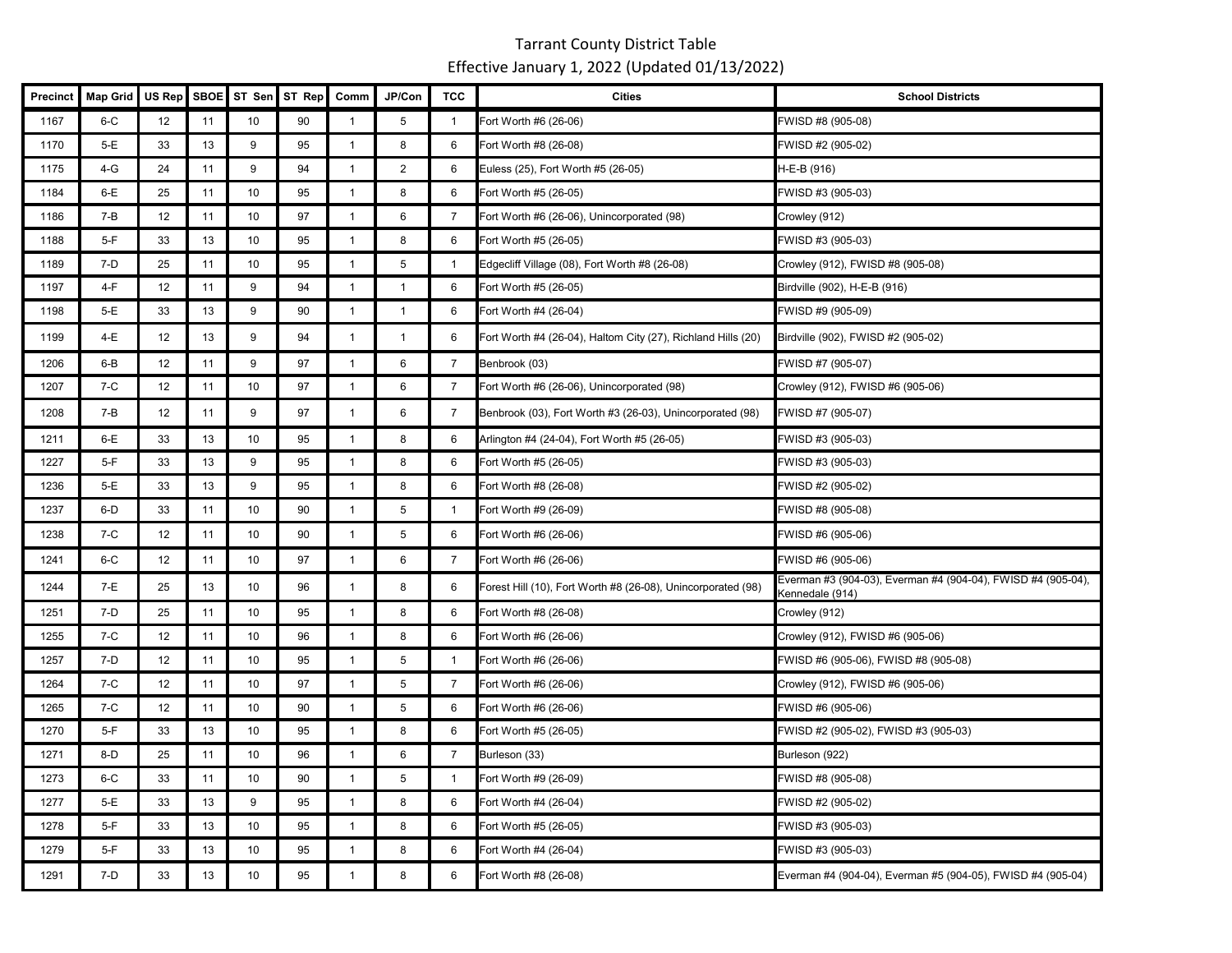Tarrant County District Table

Effective January 1, 2022 (Updated 01/13/2022)

| Precinct | Map Grid | US Rep | SBOE | ST Sen | ST Rep | Comm | JP/Con | TCC | Cities | School Districts |
|---|---|---|---|---|---|---|---|---|---|---|
| 1167 | 6-C | 12 | 11 | 10 | 90 | 1 | 5 | 1 | Fort Worth #6 (26-06) | FWISD #8 (905-08) |
| 1170 | 5-E | 33 | 13 | 9 | 95 | 1 | 8 | 6 | Fort Worth #8 (26-08) | FWISD #2 (905-02) |
| 1175 | 4-G | 24 | 11 | 9 | 94 | 1 | 2 | 6 | Euless (25), Fort Worth #5 (26-05) | H-E-B (916) |
| 1184 | 6-E | 25 | 11 | 10 | 95 | 1 | 8 | 6 | Fort Worth #5 (26-05) | FWISD #3 (905-03) |
| 1186 | 7-B | 12 | 11 | 10 | 97 | 1 | 6 | 7 | Fort Worth #6 (26-06), Unincorporated (98) | Crowley (912) |
| 1188 | 5-F | 33 | 13 | 10 | 95 | 1 | 8 | 6 | Fort Worth #5 (26-05) | FWISD #3 (905-03) |
| 1189 | 7-D | 25 | 11 | 10 | 95 | 1 | 5 | 1 | Edgecliff Village (08), Fort Worth #8 (26-08) | Crowley (912), FWISD #8 (905-08) |
| 1197 | 4-F | 12 | 11 | 9 | 94 | 1 | 1 | 6 | Fort Worth #5 (26-05) | Birdville (902), H-E-B (916) |
| 1198 | 5-E | 33 | 13 | 9 | 90 | 1 | 1 | 6 | Fort Worth #4 (26-04) | FWISD #9 (905-09) |
| 1199 | 4-E | 12 | 13 | 9 | 94 | 1 | 1 | 6 | Fort Worth #4 (26-04), Haltom City (27), Richland Hills (20) | Birdville (902), FWISD #2 (905-02) |
| 1206 | 6-B | 12 | 11 | 9 | 97 | 1 | 6 | 7 | Benbrook (03) | FWISD #7 (905-07) |
| 1207 | 7-C | 12 | 11 | 10 | 97 | 1 | 6 | 7 | Fort Worth #6 (26-06), Unincorporated (98) | Crowley (912), FWISD #6 (905-06) |
| 1208 | 7-B | 12 | 11 | 9 | 97 | 1 | 6 | 7 | Benbrook (03), Fort Worth #3 (26-03), Unincorporated (98) | FWISD #7 (905-07) |
| 1211 | 6-E | 33 | 13 | 10 | 95 | 1 | 8 | 6 | Arlington #4 (24-04), Fort Worth #5 (26-05) | FWISD #3 (905-03) |
| 1227 | 5-F | 33 | 13 | 9 | 95 | 1 | 8 | 6 | Fort Worth #5 (26-05) | FWISD #3 (905-03) |
| 1236 | 5-E | 33 | 13 | 9 | 95 | 1 | 8 | 6 | Fort Worth #8 (26-08) | FWISD #2 (905-02) |
| 1237 | 6-D | 33 | 11 | 10 | 90 | 1 | 5 | 1 | Fort Worth #9 (26-09) | FWISD #8 (905-08) |
| 1238 | 7-C | 12 | 11 | 10 | 90 | 1 | 5 | 6 | Fort Worth #6 (26-06) | FWISD #6 (905-06) |
| 1241 | 6-C | 12 | 11 | 10 | 97 | 1 | 6 | 7 | Fort Worth #6 (26-06) | FWISD #6 (905-06) |
| 1244 | 7-E | 25 | 13 | 10 | 96 | 1 | 8 | 6 | Forest Hill (10), Fort Worth #8 (26-08), Unincorporated (98) | Everman #3 (904-03), Everman #4 (904-04), FWISD #4 (905-04), Kennedale (914) |
| 1251 | 7-D | 25 | 11 | 10 | 95 | 1 | 8 | 6 | Fort Worth #8 (26-08) | Crowley (912) |
| 1255 | 7-C | 12 | 11 | 10 | 96 | 1 | 8 | 6 | Fort Worth #6 (26-06) | Crowley (912), FWISD #6 (905-06) |
| 1257 | 7-D | 12 | 11 | 10 | 95 | 1 | 5 | 1 | Fort Worth #6 (26-06) | FWISD #6 (905-06), FWISD #8 (905-08) |
| 1264 | 7-C | 12 | 11 | 10 | 97 | 1 | 5 | 7 | Fort Worth #6 (26-06) | Crowley (912), FWISD #6 (905-06) |
| 1265 | 7-C | 12 | 11 | 10 | 90 | 1 | 5 | 6 | Fort Worth #6 (26-06) | FWISD #6 (905-06) |
| 1270 | 5-F | 33 | 13 | 10 | 95 | 1 | 8 | 6 | Fort Worth #5 (26-05) | FWISD #2 (905-02), FWISD #3 (905-03) |
| 1271 | 8-D | 25 | 11 | 10 | 96 | 1 | 6 | 7 | Burleson (33) | Burleson (922) |
| 1273 | 6-C | 33 | 11 | 10 | 90 | 1 | 5 | 1 | Fort Worth #9 (26-09) | FWISD #8 (905-08) |
| 1277 | 5-E | 33 | 13 | 9 | 95 | 1 | 8 | 6 | Fort Worth #4 (26-04) | FWISD #2 (905-02) |
| 1278 | 5-F | 33 | 13 | 10 | 95 | 1 | 8 | 6 | Fort Worth #5 (26-05) | FWISD #3 (905-03) |
| 1279 | 5-F | 33 | 13 | 10 | 95 | 1 | 8 | 6 | Fort Worth #4 (26-04) | FWISD #3 (905-03) |
| 1291 | 7-D | 33 | 13 | 10 | 95 | 1 | 8 | 6 | Fort Worth #8 (26-08) | Everman #4 (904-04), Everman #5 (904-05), FWISD #4 (905-04) |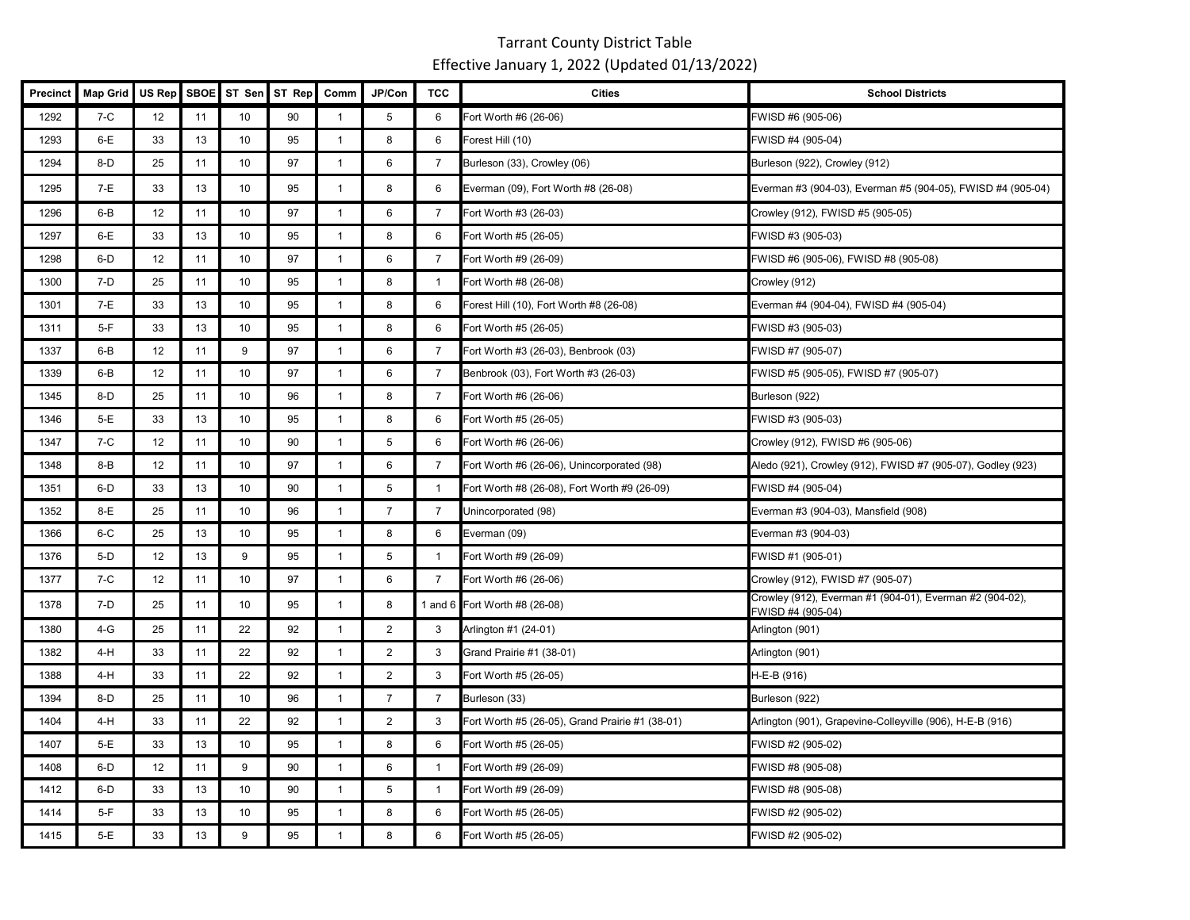# Tarrant County District Table

## Effective January 1, 2022 (Updated 01/13/2022)

| Precinct | Map Grid | US Rep | SBOE | ST Sen | ST Rep | Comm | JP/Con | TCC | Cities | School Districts |
|---|---|---|---|---|---|---|---|---|---|---|
| 1292 | 7-C | 12 | 11 | 10 | 90 | 1 | 5 | 6 | Fort Worth #6 (26-06) | FWISD #6 (905-06) |
| 1293 | 6-E | 33 | 13 | 10 | 95 | 1 | 8 | 6 | Forest Hill (10) | FWISD #4 (905-04) |
| 1294 | 8-D | 25 | 11 | 10 | 97 | 1 | 6 | 7 | Burleson (33), Crowley (06) | Burleson (922), Crowley (912) |
| 1295 | 7-E | 33 | 13 | 10 | 95 | 1 | 8 | 6 | Everman (09), Fort Worth #8 (26-08) | Everman #3 (904-03), Everman #5 (904-05), FWISD #4 (905-04) |
| 1296 | 6-B | 12 | 11 | 10 | 97 | 1 | 6 | 7 | Fort Worth #3 (26-03) | Crowley (912), FWISD #5 (905-05) |
| 1297 | 6-E | 33 | 13 | 10 | 95 | 1 | 8 | 6 | Fort Worth #5 (26-05) | FWISD #3 (905-03) |
| 1298 | 6-D | 12 | 11 | 10 | 97 | 1 | 6 | 7 | Fort Worth #9 (26-09) | FWISD #6 (905-06), FWISD #8 (905-08) |
| 1300 | 7-D | 25 | 11 | 10 | 95 | 1 | 8 | 1 | Fort Worth #8 (26-08) | Crowley (912) |
| 1301 | 7-E | 33 | 13 | 10 | 95 | 1 | 8 | 6 | Forest Hill (10), Fort Worth #8 (26-08) | Everman #4 (904-04), FWISD #4 (905-04) |
| 1311 | 5-F | 33 | 13 | 10 | 95 | 1 | 8 | 6 | Fort Worth #5 (26-05) | FWISD #3 (905-03) |
| 1337 | 6-B | 12 | 11 | 9 | 97 | 1 | 6 | 7 | Fort Worth #3 (26-03), Benbrook (03) | FWISD #7 (905-07) |
| 1339 | 6-B | 12 | 11 | 10 | 97 | 1 | 6 | 7 | Benbrook (03), Fort Worth #3 (26-03) | FWISD #5 (905-05), FWISD #7 (905-07) |
| 1345 | 8-D | 25 | 11 | 10 | 96 | 1 | 8 | 7 | Fort Worth #6 (26-06) | Burleson (922) |
| 1346 | 5-E | 33 | 13 | 10 | 95 | 1 | 8 | 6 | Fort Worth #5 (26-05) | FWISD #3 (905-03) |
| 1347 | 7-C | 12 | 11 | 10 | 90 | 1 | 5 | 6 | Fort Worth #6 (26-06) | Crowley (912), FWISD #6 (905-06) |
| 1348 | 8-B | 12 | 11 | 10 | 97 | 1 | 6 | 7 | Fort Worth #6 (26-06), Unincorporated (98) | Aledo (921), Crowley (912), FWISD #7 (905-07), Godley (923) |
| 1351 | 6-D | 33 | 13 | 10 | 90 | 1 | 5 | 1 | Fort Worth #8 (26-08), Fort Worth #9 (26-09) | FWISD #4 (905-04) |
| 1352 | 8-E | 25 | 11 | 10 | 96 | 1 | 7 | 7 | Unincorporated (98) | Everman #3 (904-03), Mansfield (908) |
| 1366 | 6-C | 25 | 13 | 10 | 95 | 1 | 8 | 6 | Everman (09) | Everman #3 (904-03) |
| 1376 | 5-D | 12 | 13 | 9 | 95 | 1 | 5 | 1 | Fort Worth #9 (26-09) | FWISD #1 (905-01) |
| 1377 | 7-C | 12 | 11 | 10 | 97 | 1 | 6 | 7 | Fort Worth #6 (26-06) | Crowley (912), FWISD #7 (905-07) |
| 1378 | 7-D | 25 | 11 | 10 | 95 | 1 | 8 | 1 and 6 | Fort Worth #8 (26-08) | Crowley (912), Everman #1 (904-01), Everman #2 (904-02), FWISD #4 (905-04) |
| 1380 | 4-G | 25 | 11 | 22 | 92 | 1 | 2 | 3 | Arlington #1 (24-01) | Arlington (901) |
| 1382 | 4-H | 33 | 11 | 22 | 92 | 1 | 2 | 3 | Grand Prairie #1 (38-01) | Arlington (901) |
| 1388 | 4-H | 33 | 11 | 22 | 92 | 1 | 2 | 3 | Fort Worth #5 (26-05) | H-E-B (916) |
| 1394 | 8-D | 25 | 11 | 10 | 96 | 1 | 7 | 7 | Burleson (33) | Burleson (922) |
| 1404 | 4-H | 33 | 11 | 22 | 92 | 1 | 2 | 3 | Fort Worth #5 (26-05), Grand Prairie #1 (38-01) | Arlington (901), Grapevine-Colleyville (906), H-E-B (916) |
| 1407 | 5-E | 33 | 13 | 10 | 95 | 1 | 8 | 6 | Fort Worth #5 (26-05) | FWISD #2 (905-02) |
| 1408 | 6-D | 12 | 11 | 9 | 90 | 1 | 6 | 1 | Fort Worth #9 (26-09) | FWISD #8 (905-08) |
| 1412 | 6-D | 33 | 13 | 10 | 90 | 1 | 5 | 1 | Fort Worth #9 (26-09) | FWISD #8 (905-08) |
| 1414 | 5-F | 33 | 13 | 10 | 95 | 1 | 8 | 6 | Fort Worth #5 (26-05) | FWISD #2 (905-02) |
| 1415 | 5-E | 33 | 13 | 9 | 95 | 1 | 8 | 6 | Fort Worth #5 (26-05) | FWISD #2 (905-02) |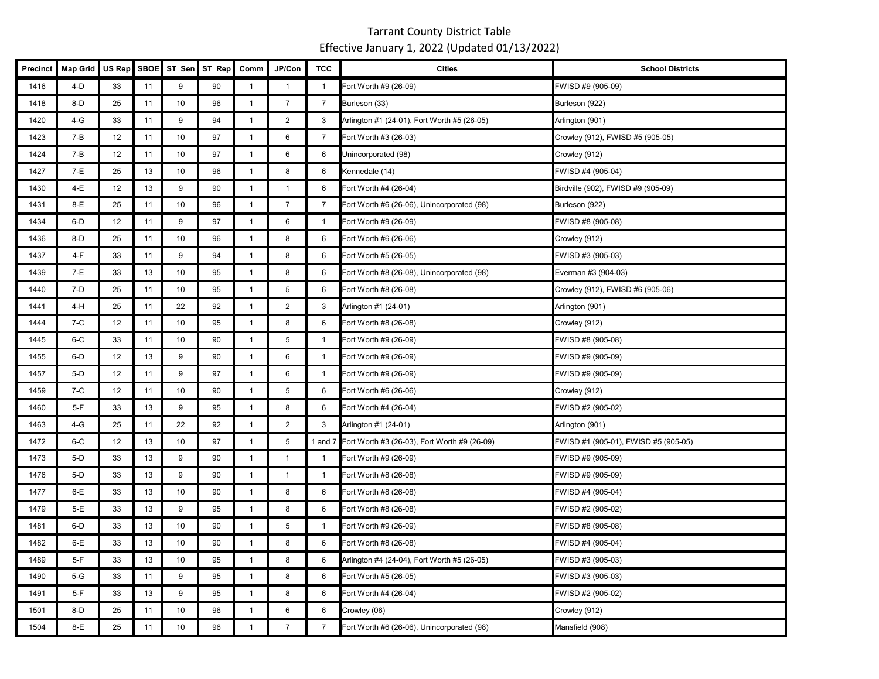Tarrant County District Table
Effective January 1, 2022 (Updated 01/13/2022)

| Precinct | Map Grid | US Rep | SBOE | ST Sen | ST Rep | Comm | JP/Con | TCC | Cities | School Districts |
|---|---|---|---|---|---|---|---|---|---|---|
| 1416 | 4-D | 33 | 11 | 9 | 90 | 1 | 1 | 1 | Fort Worth #9 (26-09) | FWISD #9 (905-09) |
| 1418 | 8-D | 25 | 11 | 10 | 96 | 1 | 7 | 7 | Burleson (33) | Burleson (922) |
| 1420 | 4-G | 33 | 11 | 9 | 94 | 1 | 2 | 3 | Arlington #1 (24-01), Fort Worth #5 (26-05) | Arlington (901) |
| 1423 | 7-B | 12 | 11 | 10 | 97 | 1 | 6 | 7 | Fort Worth #3 (26-03) | Crowley (912), FWISD #5 (905-05) |
| 1424 | 7-B | 12 | 11 | 10 | 97 | 1 | 6 | 6 | Unincorporated (98) | Crowley (912) |
| 1427 | 7-E | 25 | 13 | 10 | 96 | 1 | 8 | 6 | Kennedale (14) | FWISD #4 (905-04) |
| 1430 | 4-E | 12 | 13 | 9 | 90 | 1 | 1 | 6 | Fort Worth #4 (26-04) | Birdville (902), FWISD #9 (905-09) |
| 1431 | 8-E | 25 | 11 | 10 | 96 | 1 | 7 | 7 | Fort Worth #6 (26-06), Unincorporated (98) | Burleson (922) |
| 1434 | 6-D | 12 | 11 | 9 | 97 | 1 | 6 | 1 | Fort Worth #9 (26-09) | FWISD #8 (905-08) |
| 1436 | 8-D | 25 | 11 | 10 | 96 | 1 | 8 | 6 | Fort Worth #6 (26-06) | Crowley (912) |
| 1437 | 4-F | 33 | 11 | 9 | 94 | 1 | 8 | 6 | Fort Worth #5 (26-05) | FWISD #3 (905-03) |
| 1439 | 7-E | 33 | 13 | 10 | 95 | 1 | 8 | 6 | Fort Worth #8 (26-08), Unincorporated (98) | Everman #3 (904-03) |
| 1440 | 7-D | 25 | 11 | 10 | 95 | 1 | 5 | 6 | Fort Worth #8 (26-08) | Crowley (912), FWISD #6 (905-06) |
| 1441 | 4-H | 25 | 11 | 22 | 92 | 1 | 2 | 3 | Arlington #1 (24-01) | Arlington (901) |
| 1444 | 7-C | 12 | 11 | 10 | 95 | 1 | 8 | 6 | Fort Worth #8 (26-08) | Crowley (912) |
| 1445 | 6-C | 33 | 11 | 10 | 90 | 1 | 5 | 1 | Fort Worth #9 (26-09) | FWISD #8 (905-08) |
| 1455 | 6-D | 12 | 13 | 9 | 90 | 1 | 6 | 1 | Fort Worth #9 (26-09) | FWISD #9 (905-09) |
| 1457 | 5-D | 12 | 11 | 9 | 97 | 1 | 6 | 1 | Fort Worth #9 (26-09) | FWISD #9 (905-09) |
| 1459 | 7-C | 12 | 11 | 10 | 90 | 1 | 5 | 6 | Fort Worth #6 (26-06) | Crowley (912) |
| 1460 | 5-F | 33 | 13 | 9 | 95 | 1 | 8 | 6 | Fort Worth #4 (26-04) | FWISD #2 (905-02) |
| 1463 | 4-G | 25 | 11 | 22 | 92 | 1 | 2 | 3 | Arlington #1 (24-01) | Arlington (901) |
| 1472 | 6-C | 12 | 13 | 10 | 97 | 1 | 5 | 1 and 7 | Fort Worth #3 (26-03), Fort Worth #9 (26-09) | FWISD #1 (905-01), FWISD #5 (905-05) |
| 1473 | 5-D | 33 | 13 | 9 | 90 | 1 | 1 | 1 | Fort Worth #9 (26-09) | FWISD #9 (905-09) |
| 1476 | 5-D | 33 | 13 | 9 | 90 | 1 | 1 | 1 | Fort Worth #8 (26-08) | FWISD #9 (905-09) |
| 1477 | 6-E | 33 | 13 | 10 | 90 | 1 | 8 | 6 | Fort Worth #8 (26-08) | FWISD #4 (905-04) |
| 1479 | 5-E | 33 | 13 | 9 | 95 | 1 | 8 | 6 | Fort Worth #8 (26-08) | FWISD #2 (905-02) |
| 1481 | 6-D | 33 | 13 | 10 | 90 | 1 | 5 | 1 | Fort Worth #9 (26-09) | FWISD #8 (905-08) |
| 1482 | 6-E | 33 | 13 | 10 | 90 | 1 | 8 | 6 | Fort Worth #8 (26-08) | FWISD #4 (905-04) |
| 1489 | 5-F | 33 | 13 | 10 | 95 | 1 | 8 | 6 | Arlington #4 (24-04), Fort Worth #5 (26-05) | FWISD #3 (905-03) |
| 1490 | 5-G | 33 | 11 | 9 | 95 | 1 | 8 | 6 | Fort Worth #5 (26-05) | FWISD #3 (905-03) |
| 1491 | 5-F | 33 | 13 | 9 | 95 | 1 | 8 | 6 | Fort Worth #4 (26-04) | FWISD #2 (905-02) |
| 1501 | 8-D | 25 | 11 | 10 | 96 | 1 | 6 | 6 | Crowley (06) | Crowley (912) |
| 1504 | 8-E | 25 | 11 | 10 | 96 | 1 | 7 | 7 | Fort Worth #6 (26-06), Unincorporated (98) | Mansfield (908) |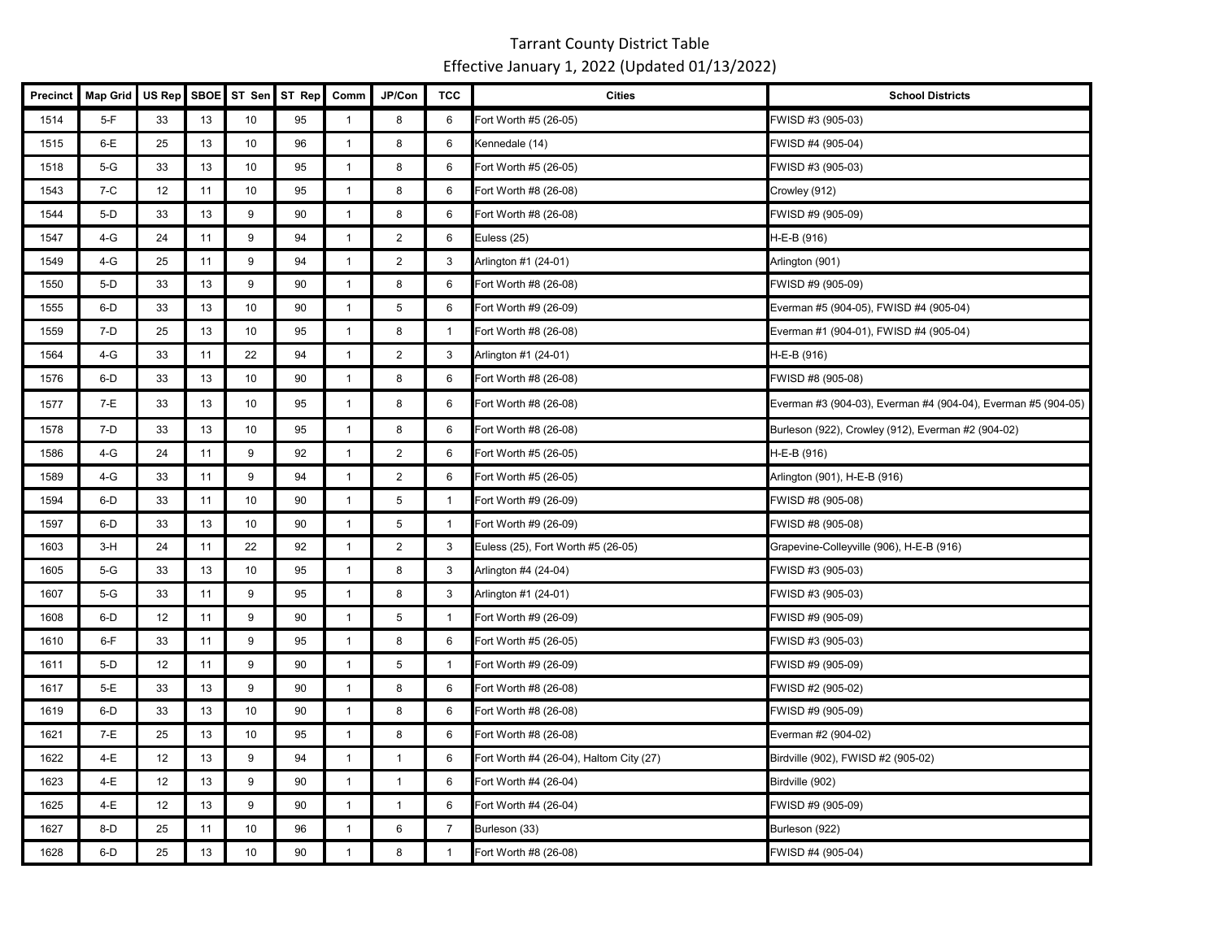# Tarrant County District Table

Effective January 1, 2022 (Updated 01/13/2022)

| Precinct | Map Grid | US Rep | SBOE | ST Sen | ST Rep | Comm | JP/Con | TCC | Cities | School Districts |
|---|---|---|---|---|---|---|---|---|---|---|
| 1514 | 5-F | 33 | 13 | 10 | 95 | 1 | 8 | 6 | Fort Worth #5 (26-05) | FWISD #3 (905-03) |
| 1515 | 6-E | 25 | 13 | 10 | 96 | 1 | 8 | 6 | Kennedale (14) | FWISD #4 (905-04) |
| 1518 | 5-G | 33 | 13 | 10 | 95 | 1 | 8 | 6 | Fort Worth #5 (26-05) | FWISD #3 (905-03) |
| 1543 | 7-C | 12 | 11 | 10 | 95 | 1 | 8 | 6 | Fort Worth #8 (26-08) | Crowley (912) |
| 1544 | 5-D | 33 | 13 | 9 | 90 | 1 | 8 | 6 | Fort Worth #8 (26-08) | FWISD #9 (905-09) |
| 1547 | 4-G | 24 | 11 | 9 | 94 | 1 | 2 | 6 | Euless (25) | H-E-B (916) |
| 1549 | 4-G | 25 | 11 | 9 | 94 | 1 | 2 | 3 | Arlington #1 (24-01) | Arlington (901) |
| 1550 | 5-D | 33 | 13 | 9 | 90 | 1 | 8 | 6 | Fort Worth #8 (26-08) | FWISD #9 (905-09) |
| 1555 | 6-D | 33 | 13 | 10 | 90 | 1 | 5 | 6 | Fort Worth #9 (26-09) | Everman #5 (904-05), FWISD #4 (905-04) |
| 1559 | 7-D | 25 | 13 | 10 | 95 | 1 | 8 | 1 | Fort Worth #8 (26-08) | Everman #1 (904-01), FWISD #4 (905-04) |
| 1564 | 4-G | 33 | 11 | 22 | 94 | 1 | 2 | 3 | Arlington #1 (24-01) | H-E-B (916) |
| 1576 | 6-D | 33 | 13 | 10 | 90 | 1 | 8 | 6 | Fort Worth #8 (26-08) | FWISD #8 (905-08) |
| 1577 | 7-E | 33 | 13 | 10 | 95 | 1 | 8 | 6 | Fort Worth #8 (26-08) | Everman #3 (904-03), Everman #4 (904-04), Everman #5 (904-05) |
| 1578 | 7-D | 33 | 13 | 10 | 95 | 1 | 8 | 6 | Fort Worth #8 (26-08) | Burleson (922), Crowley (912), Everman #2 (904-02) |
| 1586 | 4-G | 24 | 11 | 9 | 92 | 1 | 2 | 6 | Fort Worth #5 (26-05) | H-E-B (916) |
| 1589 | 4-G | 33 | 11 | 9 | 94 | 1 | 2 | 6 | Fort Worth #5 (26-05) | Arlington (901), H-E-B (916) |
| 1594 | 6-D | 33 | 11 | 10 | 90 | 1 | 5 | 1 | Fort Worth #9 (26-09) | FWISD #8 (905-08) |
| 1597 | 6-D | 33 | 13 | 10 | 90 | 1 | 5 | 1 | Fort Worth #9 (26-09) | FWISD #8 (905-08) |
| 1603 | 3-H | 24 | 11 | 22 | 92 | 1 | 2 | 3 | Euless (25), Fort Worth #5 (26-05) | Grapevine-Colleyville (906), H-E-B (916) |
| 1605 | 5-G | 33 | 13 | 10 | 95 | 1 | 8 | 3 | Arlington #4 (24-04) | FWISD #3 (905-03) |
| 1607 | 5-G | 33 | 11 | 9 | 95 | 1 | 8 | 3 | Arlington #1 (24-01) | FWISD #3 (905-03) |
| 1608 | 6-D | 12 | 11 | 9 | 90 | 1 | 5 | 1 | Fort Worth #9 (26-09) | FWISD #9 (905-09) |
| 1610 | 6-F | 33 | 11 | 9 | 95 | 1 | 8 | 6 | Fort Worth #5 (26-05) | FWISD #3 (905-03) |
| 1611 | 5-D | 12 | 11 | 9 | 90 | 1 | 5 | 1 | Fort Worth #9 (26-09) | FWISD #9 (905-09) |
| 1617 | 5-E | 33 | 13 | 9 | 90 | 1 | 8 | 6 | Fort Worth #8 (26-08) | FWISD #2 (905-02) |
| 1619 | 6-D | 33 | 13 | 10 | 90 | 1 | 8 | 6 | Fort Worth #8 (26-08) | FWISD #9 (905-09) |
| 1621 | 7-E | 25 | 13 | 10 | 95 | 1 | 8 | 6 | Fort Worth #8 (26-08) | Everman #2 (904-02) |
| 1622 | 4-E | 12 | 13 | 9 | 94 | 1 | 1 | 6 | Fort Worth #4 (26-04), Haltom City (27) | Birdville (902), FWISD #2 (905-02) |
| 1623 | 4-E | 12 | 13 | 9 | 90 | 1 | 1 | 6 | Fort Worth #4 (26-04) | Birdville (902) |
| 1625 | 4-E | 12 | 13 | 9 | 90 | 1 | 1 | 6 | Fort Worth #4 (26-04) | FWISD #9 (905-09) |
| 1627 | 8-D | 25 | 11 | 10 | 96 | 1 | 6 | 7 | Burleson (33) | Burleson (922) |
| 1628 | 6-D | 25 | 13 | 10 | 90 | 1 | 8 | 1 | Fort Worth #8 (26-08) | FWISD #4 (905-04) |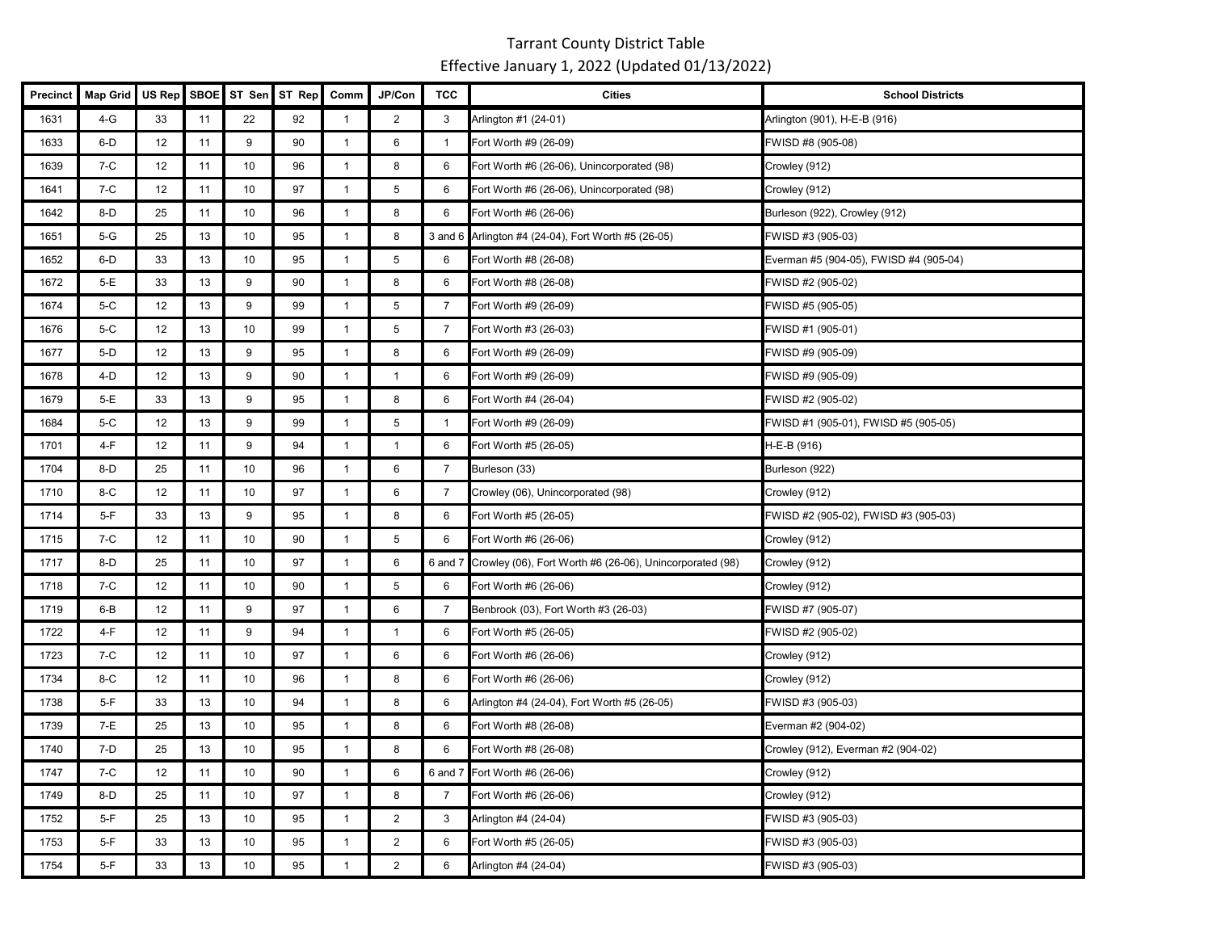# Tarrant County District Table

Effective January 1, 2022 (Updated 01/13/2022)

| Precinct | Map Grid | US Rep | SBOE | ST Sen | ST Rep | Comm | JP/Con | TCC | Cities | School Districts |
|---|---|---|---|---|---|---|---|---|---|---|
| 1631 | 4-G | 33 | 11 | 22 | 92 | 1 | 2 | 3 | Arlington #1 (24-01) | Arlington (901), H-E-B (916) |
| 1633 | 6-D | 12 | 11 | 9 | 90 | 1 | 6 | 1 | Fort Worth #9 (26-09) | FWISD #8 (905-08) |
| 1639 | 7-C | 12 | 11 | 10 | 96 | 1 | 8 | 6 | Fort Worth #6 (26-06), Unincorporated (98) | Crowley (912) |
| 1641 | 7-C | 12 | 11 | 10 | 97 | 1 | 5 | 6 | Fort Worth #6 (26-06), Unincorporated (98) | Crowley (912) |
| 1642 | 8-D | 25 | 11 | 10 | 96 | 1 | 8 | 6 | Fort Worth #6 (26-06) | Burleson (922), Crowley (912) |
| 1651 | 5-G | 25 | 13 | 10 | 95 | 1 | 8 | 3 and 6 | Arlington #4 (24-04), Fort Worth #5 (26-05) | FWISD #3 (905-03) |
| 1652 | 6-D | 33 | 13 | 10 | 95 | 1 | 5 | 6 | Fort Worth #8 (26-08) | Everman #5 (904-05), FWISD #4 (905-04) |
| 1672 | 5-E | 33 | 13 | 9 | 90 | 1 | 8 | 6 | Fort Worth #8 (26-08) | FWISD #2 (905-02) |
| 1674 | 5-C | 12 | 13 | 9 | 99 | 1 | 5 | 7 | Fort Worth #9 (26-09) | FWISD #5 (905-05) |
| 1676 | 5-C | 12 | 13 | 10 | 99 | 1 | 5 | 7 | Fort Worth #3 (26-03) | FWISD #1 (905-01) |
| 1677 | 5-D | 12 | 13 | 9 | 95 | 1 | 8 | 6 | Fort Worth #9 (26-09) | FWISD #9 (905-09) |
| 1678 | 4-D | 12 | 13 | 9 | 90 | 1 | 1 | 6 | Fort Worth #9 (26-09) | FWISD #9 (905-09) |
| 1679 | 5-E | 33 | 13 | 9 | 95 | 1 | 8 | 6 | Fort Worth #4 (26-04) | FWISD #2 (905-02) |
| 1684 | 5-C | 12 | 13 | 9 | 99 | 1 | 5 | 1 | Fort Worth #9 (26-09) | FWISD #1 (905-01), FWISD #5 (905-05) |
| 1701 | 4-F | 12 | 11 | 9 | 94 | 1 | 1 | 6 | Fort Worth #5 (26-05) | H-E-B (916) |
| 1704 | 8-D | 25 | 11 | 10 | 96 | 1 | 6 | 7 | Burleson (33) | Burleson (922) |
| 1710 | 8-C | 12 | 11 | 10 | 97 | 1 | 6 | 7 | Crowley (06), Unincorporated (98) | Crowley (912) |
| 1714 | 5-F | 33 | 13 | 9 | 95 | 1 | 8 | 6 | Fort Worth #5 (26-05) | FWISD #2 (905-02), FWISD #3 (905-03) |
| 1715 | 7-C | 12 | 11 | 10 | 90 | 1 | 5 | 6 | Fort Worth #6 (26-06) | Crowley (912) |
| 1717 | 8-D | 25 | 11 | 10 | 97 | 1 | 6 | 6 and 7 | Crowley (06), Fort Worth #6 (26-06), Unincorporated (98) | Crowley (912) |
| 1718 | 7-C | 12 | 11 | 10 | 90 | 1 | 5 | 6 | Fort Worth #6 (26-06) | Crowley (912) |
| 1719 | 6-B | 12 | 11 | 9 | 97 | 1 | 6 | 7 | Benbrook (03), Fort Worth #3 (26-03) | FWISD #7 (905-07) |
| 1722 | 4-F | 12 | 11 | 9 | 94 | 1 | 1 | 6 | Fort Worth #5 (26-05) | FWISD #2 (905-02) |
| 1723 | 7-C | 12 | 11 | 10 | 97 | 1 | 6 | 6 | Fort Worth #6 (26-06) | Crowley (912) |
| 1734 | 8-C | 12 | 11 | 10 | 96 | 1 | 8 | 6 | Fort Worth #6 (26-06) | Crowley (912) |
| 1738 | 5-F | 33 | 13 | 10 | 94 | 1 | 8 | 6 | Arlington #4 (24-04), Fort Worth #5 (26-05) | FWISD #3 (905-03) |
| 1739 | 7-E | 25 | 13 | 10 | 95 | 1 | 8 | 6 | Fort Worth #8 (26-08) | Everman #2 (904-02) |
| 1740 | 7-D | 25 | 13 | 10 | 95 | 1 | 8 | 6 | Fort Worth #8 (26-08) | Crowley (912), Everman #2 (904-02) |
| 1747 | 7-C | 12 | 11 | 10 | 90 | 1 | 6 | 6 and 7 | Fort Worth #6 (26-06) | Crowley (912) |
| 1749 | 8-D | 25 | 11 | 10 | 97 | 1 | 8 | 7 | Fort Worth #6 (26-06) | Crowley (912) |
| 1752 | 5-F | 25 | 13 | 10 | 95 | 1 | 2 | 3 | Arlington #4 (24-04) | FWISD #3 (905-03) |
| 1753 | 5-F | 33 | 13 | 10 | 95 | 1 | 2 | 6 | Fort Worth #5 (26-05) | FWISD #3 (905-03) |
| 1754 | 5-F | 33 | 13 | 10 | 95 | 1 | 2 | 6 | Arlington #4 (24-04) | FWISD #3 (905-03) |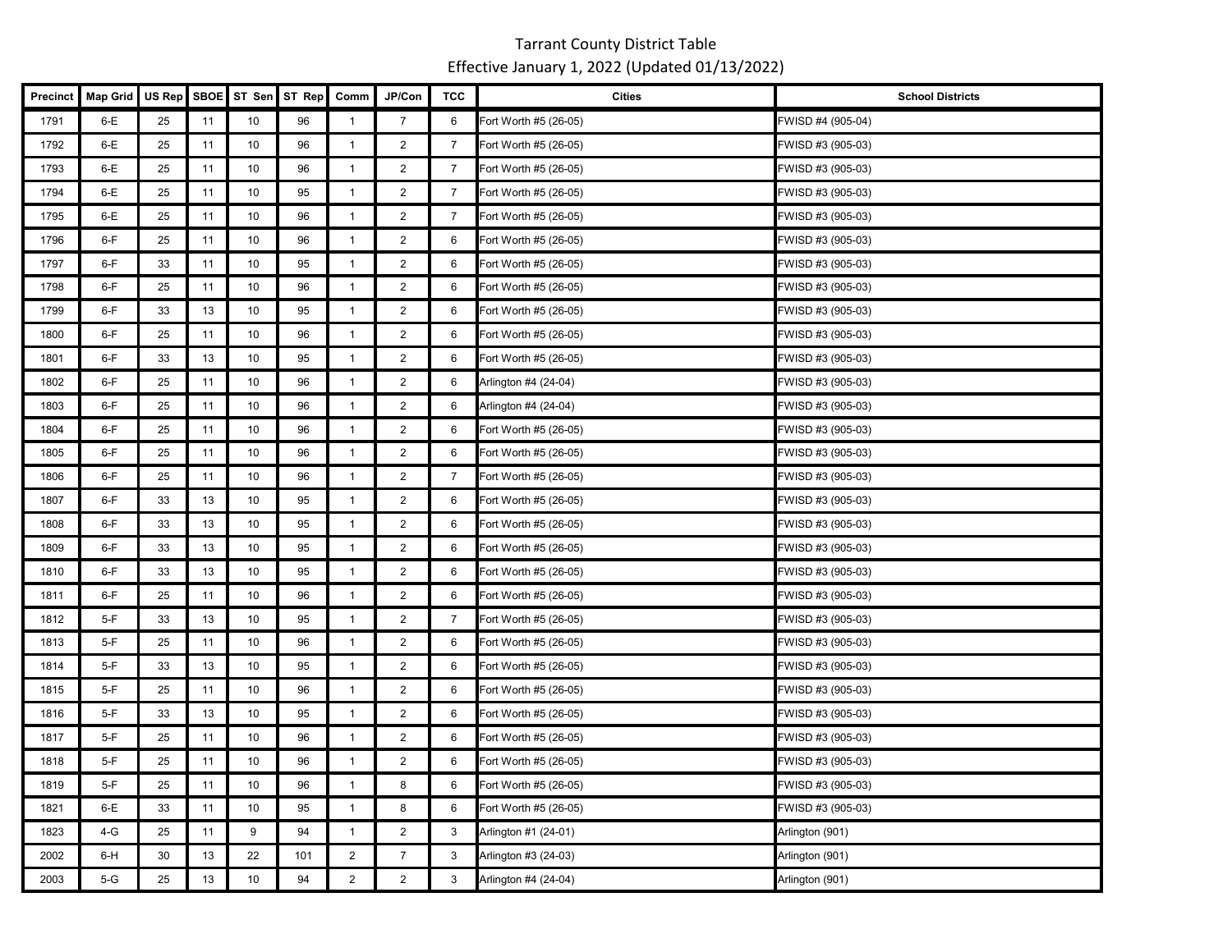# Tarrant County District Table

Effective January 1, 2022 (Updated 01/13/2022)

| Precinct | Map Grid | US Rep | SBOE | ST Sen | ST Rep | Comm | JP/Con | TCC | Cities | School Districts |
|---|---|---|---|---|---|---|---|---|---|---|
| 1791 | 6-E | 25 | 11 | 10 | 96 | 1 | 7 | 6 | Fort Worth #5 (26-05) | FWISD #4 (905-04) |
| 1792 | 6-E | 25 | 11 | 10 | 96 | 1 | 2 | 7 | Fort Worth #5 (26-05) | FWISD #3 (905-03) |
| 1793 | 6-E | 25 | 11 | 10 | 96 | 1 | 2 | 7 | Fort Worth #5 (26-05) | FWISD #3 (905-03) |
| 1794 | 6-E | 25 | 11 | 10 | 95 | 1 | 2 | 7 | Fort Worth #5 (26-05) | FWISD #3 (905-03) |
| 1795 | 6-E | 25 | 11 | 10 | 96 | 1 | 2 | 7 | Fort Worth #5 (26-05) | FWISD #3 (905-03) |
| 1796 | 6-F | 25 | 11 | 10 | 96 | 1 | 2 | 6 | Fort Worth #5 (26-05) | FWISD #3 (905-03) |
| 1797 | 6-F | 33 | 11 | 10 | 95 | 1 | 2 | 6 | Fort Worth #5 (26-05) | FWISD #3 (905-03) |
| 1798 | 6-F | 25 | 11 | 10 | 96 | 1 | 2 | 6 | Fort Worth #5 (26-05) | FWISD #3 (905-03) |
| 1799 | 6-F | 33 | 13 | 10 | 95 | 1 | 2 | 6 | Fort Worth #5 (26-05) | FWISD #3 (905-03) |
| 1800 | 6-F | 25 | 11 | 10 | 96 | 1 | 2 | 6 | Fort Worth #5 (26-05) | FWISD #3 (905-03) |
| 1801 | 6-F | 33 | 13 | 10 | 95 | 1 | 2 | 6 | Fort Worth #5 (26-05) | FWISD #3 (905-03) |
| 1802 | 6-F | 25 | 11 | 10 | 96 | 1 | 2 | 6 | Arlington #4 (24-04) | FWISD #3 (905-03) |
| 1803 | 6-F | 25 | 11 | 10 | 96 | 1 | 2 | 6 | Arlington #4 (24-04) | FWISD #3 (905-03) |
| 1804 | 6-F | 25 | 11 | 10 | 96 | 1 | 2 | 6 | Fort Worth #5 (26-05) | FWISD #3 (905-03) |
| 1805 | 6-F | 25 | 11 | 10 | 96 | 1 | 2 | 6 | Fort Worth #5 (26-05) | FWISD #3 (905-03) |
| 1806 | 6-F | 25 | 11 | 10 | 96 | 1 | 2 | 7 | Fort Worth #5 (26-05) | FWISD #3 (905-03) |
| 1807 | 6-F | 33 | 13 | 10 | 95 | 1 | 2 | 6 | Fort Worth #5 (26-05) | FWISD #3 (905-03) |
| 1808 | 6-F | 33 | 13 | 10 | 95 | 1 | 2 | 6 | Fort Worth #5 (26-05) | FWISD #3 (905-03) |
| 1809 | 6-F | 33 | 13 | 10 | 95 | 1 | 2 | 6 | Fort Worth #5 (26-05) | FWISD #3 (905-03) |
| 1810 | 6-F | 33 | 13 | 10 | 95 | 1 | 2 | 6 | Fort Worth #5 (26-05) | FWISD #3 (905-03) |
| 1811 | 6-F | 25 | 11 | 10 | 96 | 1 | 2 | 6 | Fort Worth #5 (26-05) | FWISD #3 (905-03) |
| 1812 | 5-F | 33 | 13 | 10 | 95 | 1 | 2 | 7 | Fort Worth #5 (26-05) | FWISD #3 (905-03) |
| 1813 | 5-F | 25 | 11 | 10 | 96 | 1 | 2 | 6 | Fort Worth #5 (26-05) | FWISD #3 (905-03) |
| 1814 | 5-F | 33 | 13 | 10 | 95 | 1 | 2 | 6 | Fort Worth #5 (26-05) | FWISD #3 (905-03) |
| 1815 | 5-F | 25 | 11 | 10 | 96 | 1 | 2 | 6 | Fort Worth #5 (26-05) | FWISD #3 (905-03) |
| 1816 | 5-F | 33 | 13 | 10 | 95 | 1 | 2 | 6 | Fort Worth #5 (26-05) | FWISD #3 (905-03) |
| 1817 | 5-F | 25 | 11 | 10 | 96 | 1 | 2 | 6 | Fort Worth #5 (26-05) | FWISD #3 (905-03) |
| 1818 | 5-F | 25 | 11 | 10 | 96 | 1 | 2 | 6 | Fort Worth #5 (26-05) | FWISD #3 (905-03) |
| 1819 | 5-F | 25 | 11 | 10 | 96 | 1 | 8 | 6 | Fort Worth #5 (26-05) | FWISD #3 (905-03) |
| 1821 | 6-E | 33 | 11 | 10 | 95 | 1 | 8 | 6 | Fort Worth #5 (26-05) | FWISD #3 (905-03) |
| 1823 | 4-G | 25 | 11 | 9 | 94 | 1 | 2 | 3 | Arlington #1 (24-01) | Arlington (901) |
| 2002 | 6-H | 30 | 13 | 22 | 101 | 2 | 7 | 3 | Arlington #3 (24-03) | Arlington (901) |
| 2003 | 5-G | 25 | 13 | 10 | 94 | 2 | 2 | 3 | Arlington #4 (24-04) | Arlington (901) |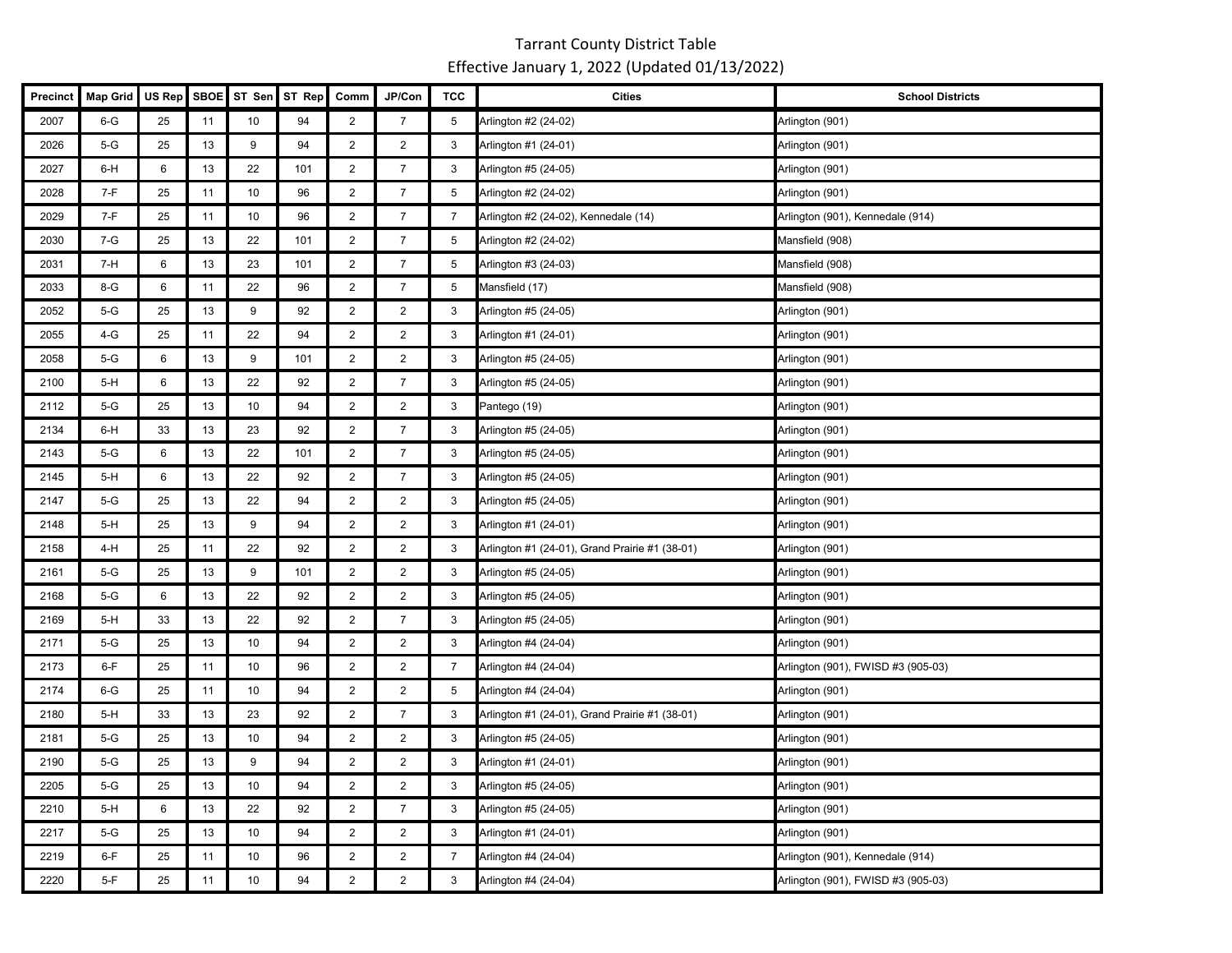Tarrant County District Table

Effective January 1, 2022 (Updated 01/13/2022)

| Precinct | Map Grid | US Rep | SBOE | ST Sen | ST Rep | Comm | JP/Con | TCC | Cities | School Districts |
|---|---|---|---|---|---|---|---|---|---|---|
| 2007 | 6-G | 25 | 11 | 10 | 94 | 2 | 7 | 5 | Arlington #2 (24-02) | Arlington (901) |
| 2026 | 5-G | 25 | 13 | 9 | 94 | 2 | 2 | 3 | Arlington #1 (24-01) | Arlington (901) |
| 2027 | 6-H | 6 | 13 | 22 | 101 | 2 | 7 | 3 | Arlington #5 (24-05) | Arlington (901) |
| 2028 | 7-F | 25 | 11 | 10 | 96 | 2 | 7 | 5 | Arlington #2 (24-02) | Arlington (901) |
| 2029 | 7-F | 25 | 11 | 10 | 96 | 2 | 7 | 7 | Arlington #2 (24-02), Kennedale (14) | Arlington (901), Kennedale (914) |
| 2030 | 7-G | 25 | 13 | 22 | 101 | 2 | 7 | 5 | Arlington #2 (24-02) | Mansfield (908) |
| 2031 | 7-H | 6 | 13 | 23 | 101 | 2 | 7 | 5 | Arlington #3 (24-03) | Mansfield (908) |
| 2033 | 8-G | 6 | 11 | 22 | 96 | 2 | 7 | 5 | Mansfield (17) | Mansfield (908) |
| 2052 | 5-G | 25 | 13 | 9 | 92 | 2 | 2 | 3 | Arlington #5 (24-05) | Arlington (901) |
| 2055 | 4-G | 25 | 11 | 22 | 94 | 2 | 2 | 3 | Arlington #1 (24-01) | Arlington (901) |
| 2058 | 5-G | 6 | 13 | 9 | 101 | 2 | 2 | 3 | Arlington #5 (24-05) | Arlington (901) |
| 2100 | 5-H | 6 | 13 | 22 | 92 | 2 | 7 | 3 | Arlington #5 (24-05) | Arlington (901) |
| 2112 | 5-G | 25 | 13 | 10 | 94 | 2 | 2 | 3 | Pantego (19) | Arlington (901) |
| 2134 | 6-H | 33 | 13 | 23 | 92 | 2 | 7 | 3 | Arlington #5 (24-05) | Arlington (901) |
| 2143 | 5-G | 6 | 13 | 22 | 101 | 2 | 7 | 3 | Arlington #5 (24-05) | Arlington (901) |
| 2145 | 5-H | 6 | 13 | 22 | 92 | 2 | 7 | 3 | Arlington #5 (24-05) | Arlington (901) |
| 2147 | 5-G | 25 | 13 | 22 | 94 | 2 | 2 | 3 | Arlington #5 (24-05) | Arlington (901) |
| 2148 | 5-H | 25 | 13 | 9 | 94 | 2 | 2 | 3 | Arlington #1 (24-01) | Arlington (901) |
| 2158 | 4-H | 25 | 11 | 22 | 92 | 2 | 2 | 3 | Arlington #1 (24-01), Grand Prairie #1 (38-01) | Arlington (901) |
| 2161 | 5-G | 25 | 13 | 9 | 101 | 2 | 2 | 3 | Arlington #5 (24-05) | Arlington (901) |
| 2168 | 5-G | 6 | 13 | 22 | 92 | 2 | 2 | 3 | Arlington #5 (24-05) | Arlington (901) |
| 2169 | 5-H | 33 | 13 | 22 | 92 | 2 | 7 | 3 | Arlington #5 (24-05) | Arlington (901) |
| 2171 | 5-G | 25 | 13 | 10 | 94 | 2 | 2 | 3 | Arlington #4 (24-04) | Arlington (901) |
| 2173 | 6-F | 25 | 11 | 10 | 96 | 2 | 2 | 7 | Arlington #4 (24-04) | Arlington (901), FWISD #3 (905-03) |
| 2174 | 6-G | 25 | 11 | 10 | 94 | 2 | 2 | 5 | Arlington #4 (24-04) | Arlington (901) |
| 2180 | 5-H | 33 | 13 | 23 | 92 | 2 | 7 | 3 | Arlington #1 (24-01), Grand Prairie #1 (38-01) | Arlington (901) |
| 2181 | 5-G | 25 | 13 | 10 | 94 | 2 | 2 | 3 | Arlington #5 (24-05) | Arlington (901) |
| 2190 | 5-G | 25 | 13 | 9 | 94 | 2 | 2 | 3 | Arlington #1 (24-01) | Arlington (901) |
| 2205 | 5-G | 25 | 13 | 10 | 94 | 2 | 2 | 3 | Arlington #5 (24-05) | Arlington (901) |
| 2210 | 5-H | 6 | 13 | 22 | 92 | 2 | 7 | 3 | Arlington #5 (24-05) | Arlington (901) |
| 2217 | 5-G | 25 | 13 | 10 | 94 | 2 | 2 | 3 | Arlington #1 (24-01) | Arlington (901) |
| 2219 | 6-F | 25 | 11 | 10 | 96 | 2 | 2 | 7 | Arlington #4 (24-04) | Arlington (901), Kennedale (914) |
| 2220 | 5-F | 25 | 11 | 10 | 94 | 2 | 2 | 3 | Arlington #4 (24-04) | Arlington (901), FWISD #3 (905-03) |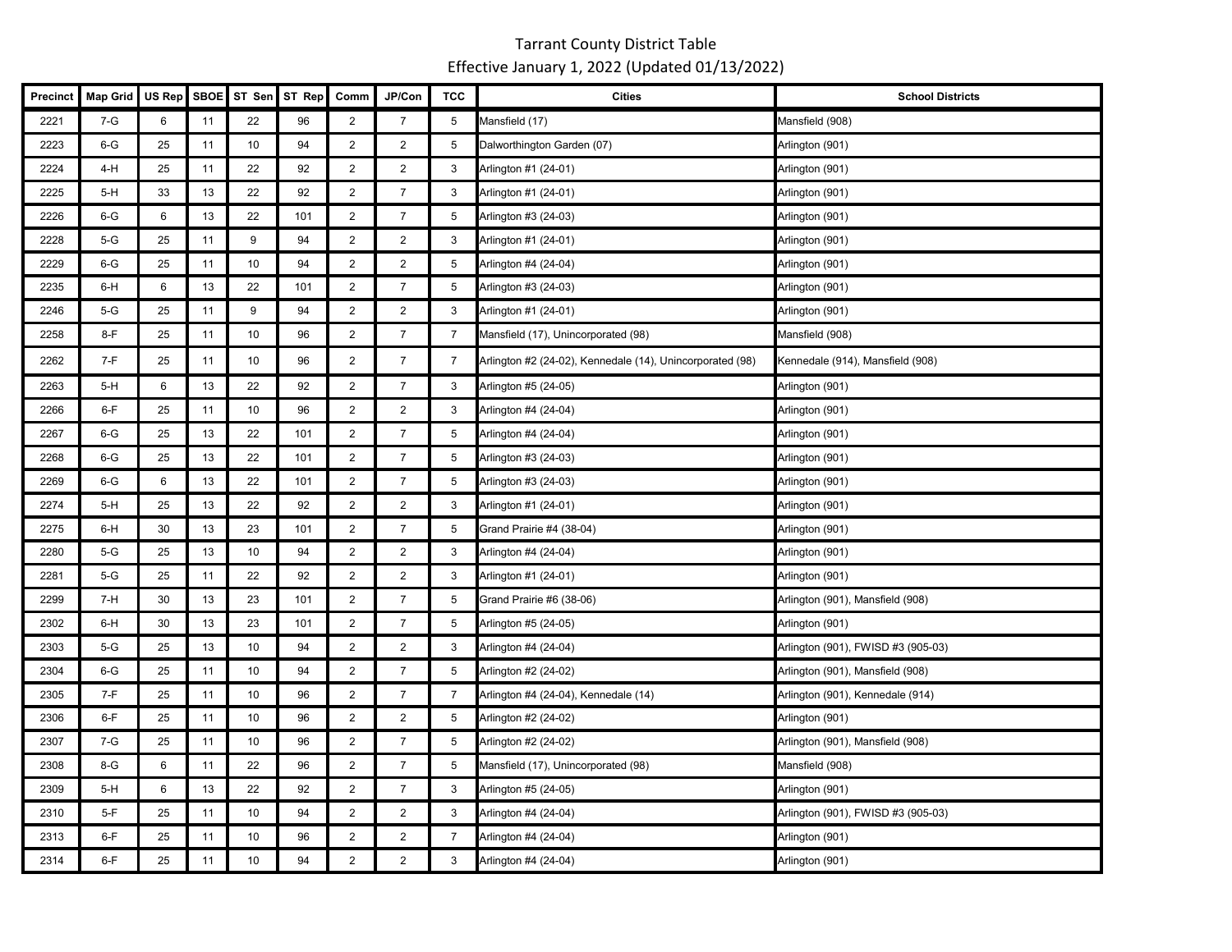# Tarrant County District Table

Effective January 1, 2022 (Updated 01/13/2022)

| Precinct | Map Grid | US Rep | SBOE | ST Sen | ST Rep | Comm | JP/Con | TCC | Cities | School Districts |
|---|---|---|---|---|---|---|---|---|---|---|
| 2221 | 7-G | 6 | 11 | 22 | 96 | 2 | 7 | 5 | Mansfield (17) | Mansfield (908) |
| 2223 | 6-G | 25 | 11 | 10 | 94 | 2 | 2 | 5 | Dalworthington Garden (07) | Arlington (901) |
| 2224 | 4-H | 25 | 11 | 22 | 92 | 2 | 2 | 3 | Arlington #1 (24-01) | Arlington (901) |
| 2225 | 5-H | 33 | 13 | 22 | 92 | 2 | 7 | 3 | Arlington #1 (24-01) | Arlington (901) |
| 2226 | 6-G | 6 | 13 | 22 | 101 | 2 | 7 | 5 | Arlington #3 (24-03) | Arlington (901) |
| 2228 | 5-G | 25 | 11 | 9 | 94 | 2 | 2 | 3 | Arlington #1 (24-01) | Arlington (901) |
| 2229 | 6-G | 25 | 11 | 10 | 94 | 2 | 2 | 5 | Arlington #4 (24-04) | Arlington (901) |
| 2235 | 6-H | 6 | 13 | 22 | 101 | 2 | 7 | 5 | Arlington #3 (24-03) | Arlington (901) |
| 2246 | 5-G | 25 | 11 | 9 | 94 | 2 | 2 | 3 | Arlington #1 (24-01) | Arlington (901) |
| 2258 | 8-F | 25 | 11 | 10 | 96 | 2 | 7 | 7 | Mansfield (17), Unincorporated (98) | Mansfield (908) |
| 2262 | 7-F | 25 | 11 | 10 | 96 | 2 | 7 | 7 | Arlington #2 (24-02), Kennedale (14), Unincorporated (98) | Kennedale (914), Mansfield (908) |
| 2263 | 5-H | 6 | 13 | 22 | 92 | 2 | 7 | 3 | Arlington #5 (24-05) | Arlington (901) |
| 2266 | 6-F | 25 | 11 | 10 | 96 | 2 | 2 | 3 | Arlington #4 (24-04) | Arlington (901) |
| 2267 | 6-G | 25 | 13 | 22 | 101 | 2 | 7 | 5 | Arlington #4 (24-04) | Arlington (901) |
| 2268 | 6-G | 25 | 13 | 22 | 101 | 2 | 7 | 5 | Arlington #3 (24-03) | Arlington (901) |
| 2269 | 6-G | 6 | 13 | 22 | 101 | 2 | 7 | 5 | Arlington #3 (24-03) | Arlington (901) |
| 2274 | 5-H | 25 | 13 | 22 | 92 | 2 | 2 | 3 | Arlington #1 (24-01) | Arlington (901) |
| 2275 | 6-H | 30 | 13 | 23 | 101 | 2 | 7 | 5 | Grand Prairie #4 (38-04) | Arlington (901) |
| 2280 | 5-G | 25 | 13 | 10 | 94 | 2 | 2 | 3 | Arlington #4 (24-04) | Arlington (901) |
| 2281 | 5-G | 25 | 11 | 22 | 92 | 2 | 2 | 3 | Arlington #1 (24-01) | Arlington (901) |
| 2299 | 7-H | 30 | 13 | 23 | 101 | 2 | 7 | 5 | Grand Prairie #6 (38-06) | Arlington (901), Mansfield (908) |
| 2302 | 6-H | 30 | 13 | 23 | 101 | 2 | 7 | 5 | Arlington #5 (24-05) | Arlington (901) |
| 2303 | 5-G | 25 | 13 | 10 | 94 | 2 | 2 | 3 | Arlington #4 (24-04) | Arlington (901), FWISD #3 (905-03) |
| 2304 | 6-G | 25 | 11 | 10 | 94 | 2 | 7 | 5 | Arlington #2 (24-02) | Arlington (901), Mansfield (908) |
| 2305 | 7-F | 25 | 11 | 10 | 96 | 2 | 7 | 7 | Arlington #4 (24-04), Kennedale (14) | Arlington (901), Kennedale (914) |
| 2306 | 6-F | 25 | 11 | 10 | 96 | 2 | 2 | 5 | Arlington #2 (24-02) | Arlington (901) |
| 2307 | 7-G | 25 | 11 | 10 | 96 | 2 | 7 | 5 | Arlington #2 (24-02) | Arlington (901), Mansfield (908) |
| 2308 | 8-G | 6 | 11 | 22 | 96 | 2 | 7 | 5 | Mansfield (17), Unincorporated (98) | Mansfield (908) |
| 2309 | 5-H | 6 | 13 | 22 | 92 | 2 | 7 | 3 | Arlington #5 (24-05) | Arlington (901) |
| 2310 | 5-F | 25 | 11 | 10 | 94 | 2 | 2 | 3 | Arlington #4 (24-04) | Arlington (901), FWISD #3 (905-03) |
| 2313 | 6-F | 25 | 11 | 10 | 96 | 2 | 2 | 7 | Arlington #4 (24-04) | Arlington (901) |
| 2314 | 6-F | 25 | 11 | 10 | 94 | 2 | 2 | 3 | Arlington #4 (24-04) | Arlington (901) |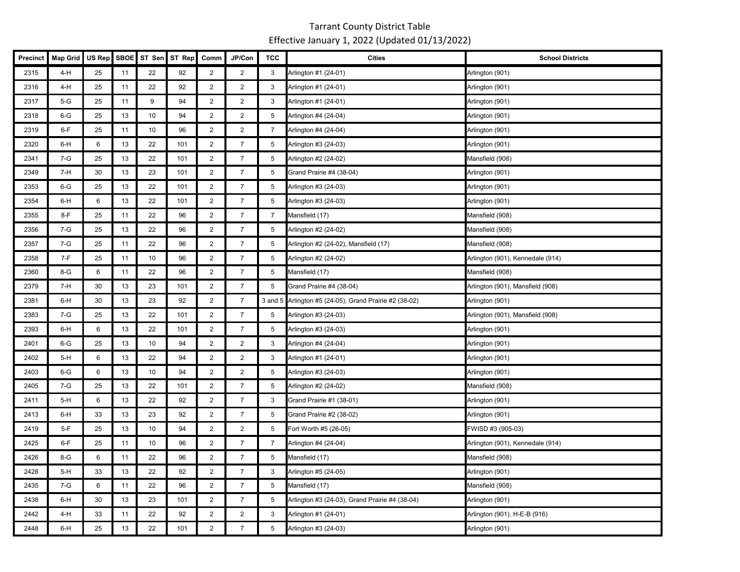# Tarrant County District Table

Effective January 1, 2022 (Updated 01/13/2022)

| Precinct | Map Grid | US Rep | SBOE | ST Sen | ST Rep | Comm | JP/Con | TCC | Cities | School Districts |
|---|---|---|---|---|---|---|---|---|---|---|
| 2315 | 4-H | 25 | 11 | 22 | 92 | 2 | 2 | 3 | Arlington #1 (24-01) | Arlington (901) |
| 2316 | 4-H | 25 | 11 | 22 | 92 | 2 | 2 | 3 | Arlington #1 (24-01) | Arlington (901) |
| 2317 | 5-G | 25 | 11 | 9 | 94 | 2 | 2 | 3 | Arlington #1 (24-01) | Arlington (901) |
| 2318 | 6-G | 25 | 13 | 10 | 94 | 2 | 2 | 5 | Arlington #4 (24-04) | Arlington (901) |
| 2319 | 6-F | 25 | 11 | 10 | 96 | 2 | 2 | 7 | Arlington #4 (24-04) | Arlington (901) |
| 2320 | 6-H | 6 | 13 | 22 | 101 | 2 | 7 | 5 | Arlington #3 (24-03) | Arlington (901) |
| 2341 | 7-G | 25 | 13 | 22 | 101 | 2 | 7 | 5 | Arlington #2 (24-02) | Mansfield (908) |
| 2349 | 7-H | 30 | 13 | 23 | 101 | 2 | 7 | 5 | Grand Prairie #4 (38-04) | Arlington (901) |
| 2353 | 6-G | 25 | 13 | 22 | 101 | 2 | 7 | 5 | Arlington #3 (24-03) | Arlington (901) |
| 2354 | 6-H | 6 | 13 | 22 | 101 | 2 | 7 | 5 | Arlington #3 (24-03) | Arlington (901) |
| 2355 | 8-F | 25 | 11 | 22 | 96 | 2 | 7 | 7 | Mansfield (17) | Mansfield (908) |
| 2356 | 7-G | 25 | 13 | 22 | 96 | 2 | 7 | 5 | Arlington #2 (24-02) | Mansfield (908) |
| 2357 | 7-G | 25 | 11 | 22 | 96 | 2 | 7 | 5 | Arlington #2 (24-02), Mansfield (17) | Mansfield (908) |
| 2358 | 7-F | 25 | 11 | 10 | 96 | 2 | 7 | 5 | Arlington #2 (24-02) | Arlington (901), Kennedale (914) |
| 2360 | 8-G | 6 | 11 | 22 | 96 | 2 | 7 | 5 | Mansfield (17) | Mansfield (908) |
| 2379 | 7-H | 30 | 13 | 23 | 101 | 2 | 7 | 5 | Grand Prairie #4 (38-04) | Arlington (901), Mansfield (908) |
| 2381 | 6-H | 30 | 13 | 23 | 92 | 2 | 7 | 3 and 5 | Arlington #5 (24-05), Grand Prairie #2 (38-02) | Arlington (901) |
| 2383 | 7-G | 25 | 13 | 22 | 101 | 2 | 7 | 5 | Arlington #3 (24-03) | Arlington (901), Mansfield (908) |
| 2393 | 6-H | 6 | 13 | 22 | 101 | 2 | 7 | 5 | Arlington #3 (24-03) | Arlington (901) |
| 2401 | 6-G | 25 | 13 | 10 | 94 | 2 | 2 | 3 | Arlington #4 (24-04) | Arlington (901) |
| 2402 | 5-H | 6 | 13 | 22 | 94 | 2 | 2 | 3 | Arlington #1 (24-01) | Arlington (901) |
| 2403 | 6-G | 6 | 13 | 10 | 94 | 2 | 2 | 5 | Arlington #3 (24-03) | Arlington (901) |
| 2405 | 7-G | 25 | 13 | 22 | 101 | 2 | 7 | 5 | Arlington #2 (24-02) | Mansfield (908) |
| 2411 | 5-H | 6 | 13 | 22 | 92 | 2 | 7 | 3 | Grand Prairie #1 (38-01) | Arlington (901) |
| 2413 | 6-H | 33 | 13 | 23 | 92 | 2 | 7 | 5 | Grand Prairie #2 (38-02) | Arlington (901) |
| 2419 | 5-F | 25 | 13 | 10 | 94 | 2 | 2 | 5 | Fort Worth #5 (26-05) | FWISD #3 (905-03) |
| 2425 | 6-F | 25 | 11 | 10 | 96 | 2 | 7 | 7 | Arlington #4 (24-04) | Arlington (901), Kennedale (914) |
| 2426 | 8-G | 6 | 11 | 22 | 96 | 2 | 7 | 5 | Mansfield (17) | Mansfield (908) |
| 2428 | 5-H | 33 | 13 | 22 | 92 | 2 | 7 | 3 | Arlington #5 (24-05) | Arlington (901) |
| 2435 | 7-G | 6 | 11 | 22 | 96 | 2 | 7 | 5 | Mansfield (17) | Mansfield (908) |
| 2438 | 6-H | 30 | 13 | 23 | 101 | 2 | 7 | 5 | Arlington #3 (24-03), Grand Prairie #4 (38-04) | Arlington (901) |
| 2442 | 4-H | 33 | 11 | 22 | 92 | 2 | 2 | 3 | Arlington #1 (24-01) | Arlington (901), H-E-B (916) |
| 2448 | 6-H | 25 | 13 | 22 | 101 | 2 | 7 | 5 | Arlington #3 (24-03) | Arlington (901) |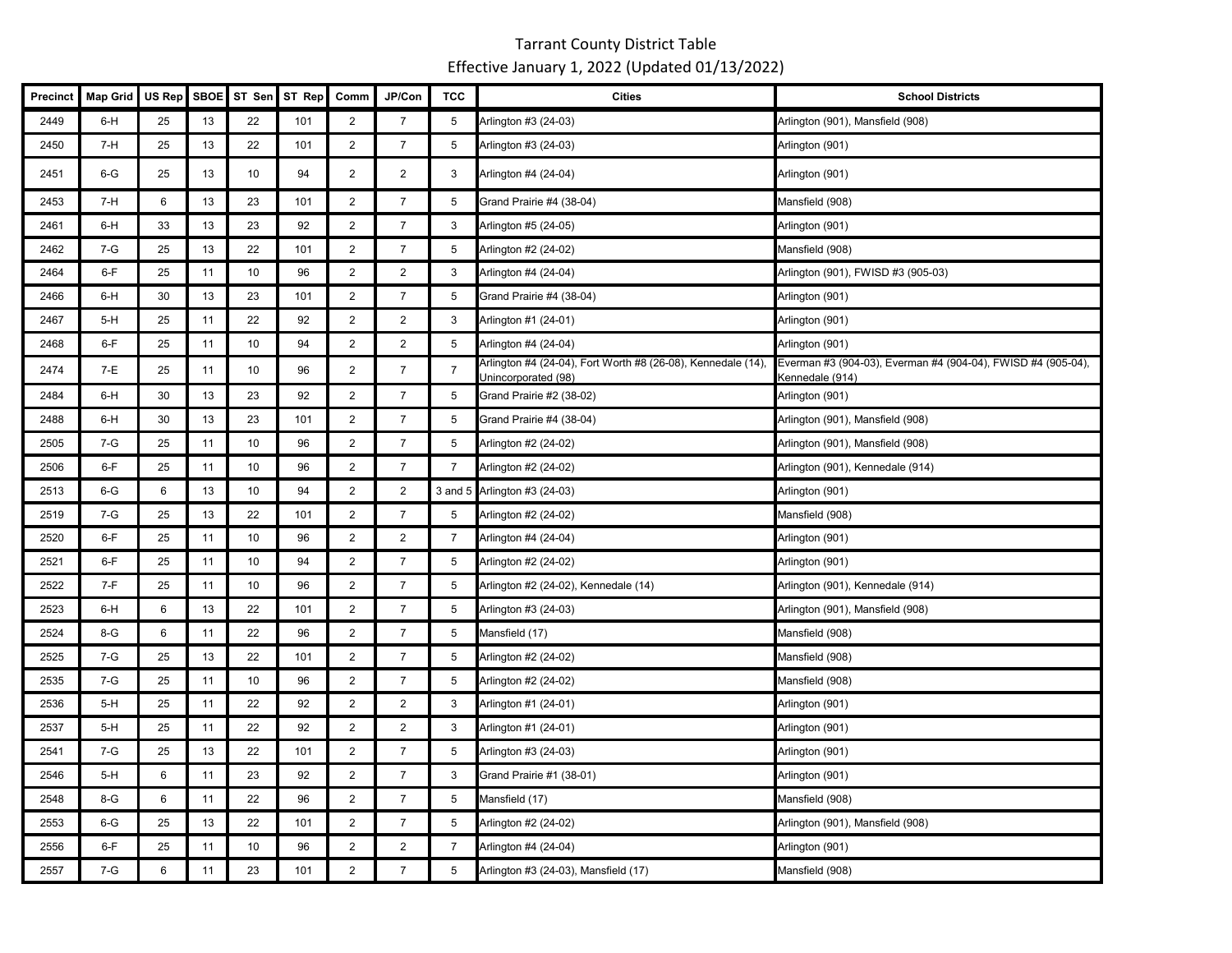Tarrant County District Table

Effective January 1, 2022 (Updated 01/13/2022)

| Precinct | Map Grid | US Rep | SBOE | ST Sen | ST Rep | Comm | JP/Con | TCC | Cities | School Districts |
|---|---|---|---|---|---|---|---|---|---|---|
| 2449 | 6-H | 25 | 13 | 22 | 101 | 2 | 7 | 5 | Arlington #3 (24-03) | Arlington (901), Mansfield (908) |
| 2450 | 7-H | 25 | 13 | 22 | 101 | 2 | 7 | 5 | Arlington #3 (24-03) | Arlington (901) |
| 2451 | 6-G | 25 | 13 | 10 | 94 | 2 | 2 | 3 | Arlington #4 (24-04) | Arlington (901) |
| 2453 | 7-H | 6 | 13 | 23 | 101 | 2 | 7 | 5 | Grand Prairie #4 (38-04) | Mansfield (908) |
| 2461 | 6-H | 33 | 13 | 23 | 92 | 2 | 7 | 3 | Arlington #5 (24-05) | Arlington (901) |
| 2462 | 7-G | 25 | 13 | 22 | 101 | 2 | 7 | 5 | Arlington #2 (24-02) | Mansfield (908) |
| 2464 | 6-F | 25 | 11 | 10 | 96 | 2 | 2 | 3 | Arlington #4 (24-04) | Arlington (901), FWISD #3 (905-03) |
| 2466 | 6-H | 30 | 13 | 23 | 101 | 2 | 7 | 5 | Grand Prairie #4 (38-04) | Arlington (901) |
| 2467 | 5-H | 25 | 11 | 22 | 92 | 2 | 2 | 3 | Arlington #1 (24-01) | Arlington (901) |
| 2468 | 6-F | 25 | 11 | 10 | 94 | 2 | 2 | 5 | Arlington #4 (24-04) | Arlington (901) |
| 2474 | 7-E | 25 | 11 | 10 | 96 | 2 | 7 | 7 | Arlington #4 (24-04), Fort Worth #8 (26-08), Kennedale (14), Unincorporated (98) | Everman #3 (904-03), Everman #4 (904-04), FWISD #4 (905-04), Kennedale (914) |
| 2484 | 6-H | 30 | 13 | 23 | 92 | 2 | 7 | 5 | Grand Prairie #2 (38-02) | Arlington (901) |
| 2488 | 6-H | 30 | 13 | 23 | 101 | 2 | 7 | 5 | Grand Prairie #4 (38-04) | Arlington (901), Mansfield (908) |
| 2505 | 7-G | 25 | 11 | 10 | 96 | 2 | 7 | 5 | Arlington #2 (24-02) | Arlington (901), Mansfield (908) |
| 2506 | 6-F | 25 | 11 | 10 | 96 | 2 | 7 | 7 | Arlington #2 (24-02) | Arlington (901), Kennedale (914) |
| 2513 | 6-G | 6 | 13 | 10 | 94 | 2 | 2 | 3 and 5 | Arlington #3 (24-03) | Arlington (901) |
| 2519 | 7-G | 25 | 13 | 22 | 101 | 2 | 7 | 5 | Arlington #2 (24-02) | Mansfield (908) |
| 2520 | 6-F | 25 | 11 | 10 | 96 | 2 | 2 | 7 | Arlington #4 (24-04) | Arlington (901) |
| 2521 | 6-F | 25 | 11 | 10 | 94 | 2 | 7 | 5 | Arlington #2 (24-02) | Arlington (901) |
| 2522 | 7-F | 25 | 11 | 10 | 96 | 2 | 7 | 5 | Arlington #2 (24-02), Kennedale (14) | Arlington (901), Kennedale (914) |
| 2523 | 6-H | 6 | 13 | 22 | 101 | 2 | 7 | 5 | Arlington #3 (24-03) | Arlington (901), Mansfield (908) |
| 2524 | 8-G | 6 | 11 | 22 | 96 | 2 | 7 | 5 | Mansfield (17) | Mansfield (908) |
| 2525 | 7-G | 25 | 13 | 22 | 101 | 2 | 7 | 5 | Arlington #2 (24-02) | Mansfield (908) |
| 2535 | 7-G | 25 | 11 | 10 | 96 | 2 | 7 | 5 | Arlington #2 (24-02) | Mansfield (908) |
| 2536 | 5-H | 25 | 11 | 22 | 92 | 2 | 2 | 3 | Arlington #1 (24-01) | Arlington (901) |
| 2537 | 5-H | 25 | 11 | 22 | 92 | 2 | 2 | 3 | Arlington #1 (24-01) | Arlington (901) |
| 2541 | 7-G | 25 | 13 | 22 | 101 | 2 | 7 | 5 | Arlington #3 (24-03) | Arlington (901) |
| 2546 | 5-H | 6 | 11 | 23 | 92 | 2 | 7 | 3 | Grand Prairie #1 (38-01) | Arlington (901) |
| 2548 | 8-G | 6 | 11 | 22 | 96 | 2 | 7 | 5 | Mansfield (17) | Mansfield (908) |
| 2553 | 6-G | 25 | 13 | 22 | 101 | 2 | 7 | 5 | Arlington #2 (24-02) | Arlington (901), Mansfield (908) |
| 2556 | 6-F | 25 | 11 | 10 | 96 | 2 | 2 | 7 | Arlington #4 (24-04) | Arlington (901) |
| 2557 | 7-G | 6 | 11 | 23 | 101 | 2 | 7 | 5 | Arlington #3 (24-03), Mansfield (17) | Mansfield (908) |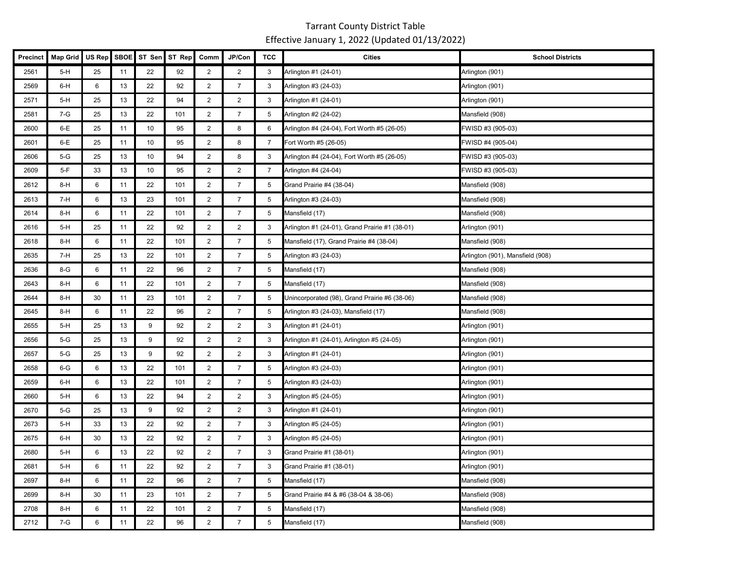# Tarrant County District Table

Effective January 1, 2022 (Updated 01/13/2022)

| Precinct | Map Grid | US Rep | SBOE | ST Sen | ST Rep | Comm | JP/Con | TCC | Cities | School Districts |
|---|---|---|---|---|---|---|---|---|---|---|
| 2561 | 5-H | 25 | 11 | 22 | 92 | 2 | 2 | 3 | Arlington #1 (24-01) | Arlington (901) |
| 2569 | 6-H | 6 | 13 | 22 | 92 | 2 | 7 | 3 | Arlington #3 (24-03) | Arlington (901) |
| 2571 | 5-H | 25 | 13 | 22 | 94 | 2 | 2 | 3 | Arlington #1 (24-01) | Arlington (901) |
| 2581 | 7-G | 25 | 13 | 22 | 101 | 2 | 7 | 5 | Arlington #2 (24-02) | Mansfield (908) |
| 2600 | 6-E | 25 | 11 | 10 | 95 | 2 | 8 | 6 | Arlington #4 (24-04), Fort Worth #5 (26-05) | FWISD #3 (905-03) |
| 2601 | 6-E | 25 | 11 | 10 | 95 | 2 | 8 | 7 | Fort Worth #5 (26-05) | FWISD #4 (905-04) |
| 2606 | 5-G | 25 | 13 | 10 | 94 | 2 | 8 | 3 | Arlington #4 (24-04), Fort Worth #5 (26-05) | FWISD #3 (905-03) |
| 2609 | 5-F | 33 | 13 | 10 | 95 | 2 | 2 | 7 | Arlington #4 (24-04) | FWISD #3 (905-03) |
| 2612 | 8-H | 6 | 11 | 22 | 101 | 2 | 7 | 5 | Grand Prairie #4 (38-04) | Mansfield (908) |
| 2613 | 7-H | 6 | 13 | 23 | 101 | 2 | 7 | 5 | Arlington #3 (24-03) | Mansfield (908) |
| 2614 | 8-H | 6 | 11 | 22 | 101 | 2 | 7 | 5 | Mansfield (17) | Mansfield (908) |
| 2616 | 5-H | 25 | 11 | 22 | 92 | 2 | 2 | 3 | Arlington #1 (24-01), Grand Prairie #1 (38-01) | Arlington (901) |
| 2618 | 8-H | 6 | 11 | 22 | 101 | 2 | 7 | 5 | Mansfield (17), Grand Prairie #4 (38-04) | Mansfield (908) |
| 2635 | 7-H | 25 | 13 | 22 | 101 | 2 | 7 | 5 | Arlington #3 (24-03) | Arlington (901), Mansfield (908) |
| 2636 | 8-G | 6 | 11 | 22 | 96 | 2 | 7 | 5 | Mansfield (17) | Mansfield (908) |
| 2643 | 8-H | 6 | 11 | 22 | 101 | 2 | 7 | 5 | Mansfield (17) | Mansfield (908) |
| 2644 | 8-H | 30 | 11 | 23 | 101 | 2 | 7 | 5 | Unincorporated (98), Grand Prairie #6 (38-06) | Mansfield (908) |
| 2645 | 8-H | 6 | 11 | 22 | 96 | 2 | 7 | 5 | Arlington #3 (24-03), Mansfield (17) | Mansfield (908) |
| 2655 | 5-H | 25 | 13 | 9 | 92 | 2 | 2 | 3 | Arlington #1 (24-01) | Arlington (901) |
| 2656 | 5-G | 25 | 13 | 9 | 92 | 2 | 2 | 3 | Arlington #1 (24-01), Arlington #5 (24-05) | Arlington (901) |
| 2657 | 5-G | 25 | 13 | 9 | 92 | 2 | 2 | 3 | Arlington #1 (24-01) | Arlington (901) |
| 2658 | 6-G | 6 | 13 | 22 | 101 | 2 | 7 | 5 | Arlington #3 (24-03) | Arlington (901) |
| 2659 | 6-H | 6 | 13 | 22 | 101 | 2 | 7 | 5 | Arlington #3 (24-03) | Arlington (901) |
| 2660 | 5-H | 6 | 13 | 22 | 94 | 2 | 2 | 3 | Arlington #5 (24-05) | Arlington (901) |
| 2670 | 5-G | 25 | 13 | 9 | 92 | 2 | 2 | 3 | Arlington #1 (24-01) | Arlington (901) |
| 2673 | 5-H | 33 | 13 | 22 | 92 | 2 | 7 | 3 | Arlington #5 (24-05) | Arlington (901) |
| 2675 | 6-H | 30 | 13 | 22 | 92 | 2 | 7 | 3 | Arlington #5 (24-05) | Arlington (901) |
| 2680 | 5-H | 6 | 13 | 22 | 92 | 2 | 7 | 3 | Grand Prairie #1 (38-01) | Arlington (901) |
| 2681 | 5-H | 6 | 11 | 22 | 92 | 2 | 7 | 3 | Grand Prairie #1 (38-01) | Arlington (901) |
| 2697 | 8-H | 6 | 11 | 22 | 96 | 2 | 7 | 5 | Mansfield (17) | Mansfield (908) |
| 2699 | 8-H | 30 | 11 | 23 | 101 | 2 | 7 | 5 | Grand Prairie #4 & #6 (38-04 & 38-06) | Mansfield (908) |
| 2708 | 8-H | 6 | 11 | 22 | 101 | 2 | 7 | 5 | Mansfield (17) | Mansfield (908) |
| 2712 | 7-G | 6 | 11 | 22 | 96 | 2 | 7 | 5 | Mansfield (17) | Mansfield (908) |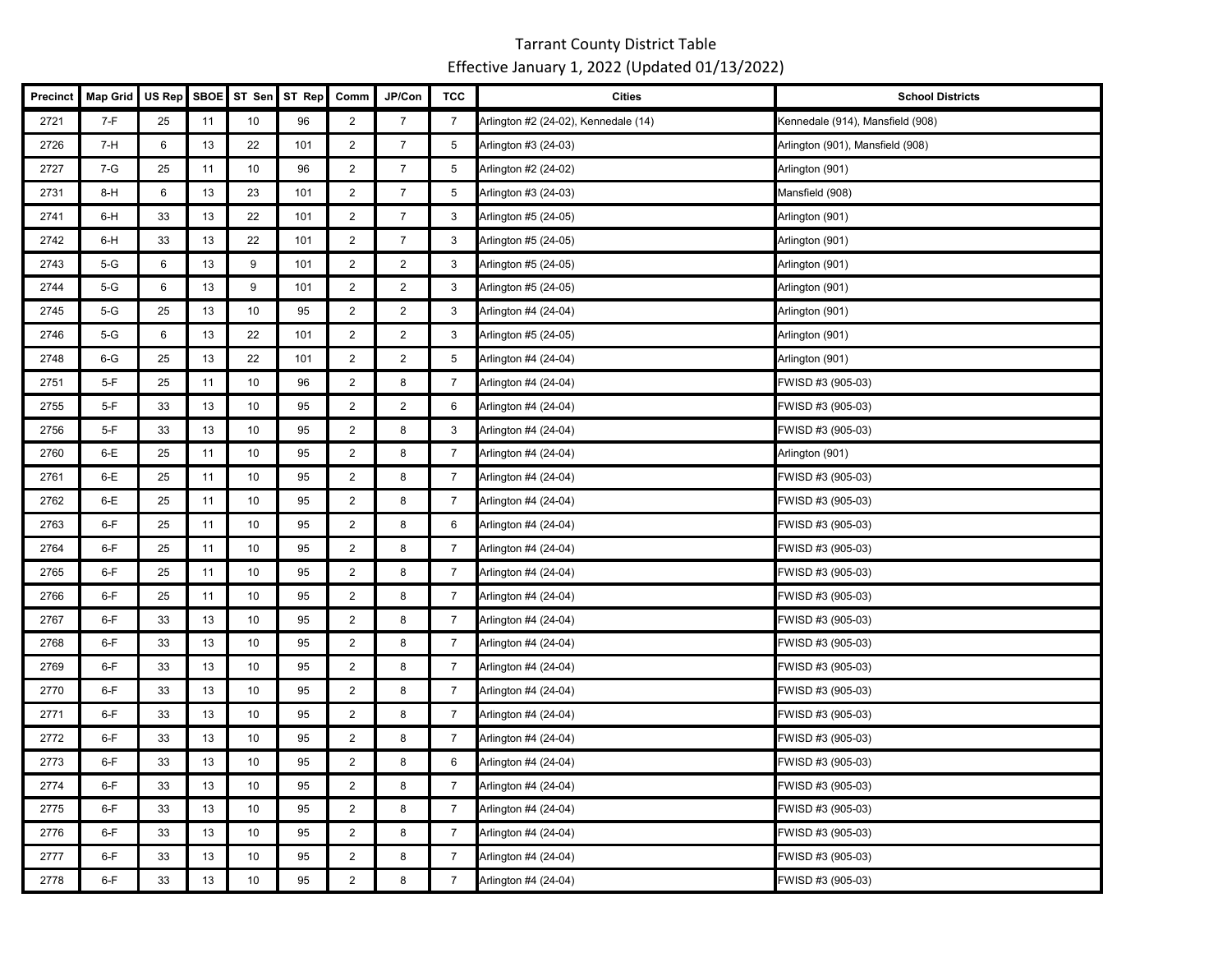# Tarrant County District Table

Effective January 1, 2022 (Updated 01/13/2022)

| Precinct | Map Grid | US Rep | SBOE | ST Sen | ST Rep | Comm | JP/Con | TCC | Cities | School Districts |
|---|---|---|---|---|---|---|---|---|---|---|
| 2721 | 7-F | 25 | 11 | 10 | 96 | 2 | 7 | 7 | Arlington #2 (24-02), Kennedale (14) | Kennedale (914), Mansfield (908) |
| 2726 | 7-H | 6 | 13 | 22 | 101 | 2 | 7 | 5 | Arlington #3 (24-03) | Arlington (901), Mansfield (908) |
| 2727 | 7-G | 25 | 11 | 10 | 96 | 2 | 7 | 5 | Arlington #2 (24-02) | Arlington (901) |
| 2731 | 8-H | 6 | 13 | 23 | 101 | 2 | 7 | 5 | Arlington #3 (24-03) | Mansfield (908) |
| 2741 | 6-H | 33 | 13 | 22 | 101 | 2 | 7 | 3 | Arlington #5 (24-05) | Arlington (901) |
| 2742 | 6-H | 33 | 13 | 22 | 101 | 2 | 7 | 3 | Arlington #5 (24-05) | Arlington (901) |
| 2743 | 5-G | 6 | 13 | 9 | 101 | 2 | 2 | 3 | Arlington #5 (24-05) | Arlington (901) |
| 2744 | 5-G | 6 | 13 | 9 | 101 | 2 | 2 | 3 | Arlington #5 (24-05) | Arlington (901) |
| 2745 | 5-G | 25 | 13 | 10 | 95 | 2 | 2 | 3 | Arlington #4 (24-04) | Arlington (901) |
| 2746 | 5-G | 6 | 13 | 22 | 101 | 2 | 2 | 3 | Arlington #5 (24-05) | Arlington (901) |
| 2748 | 6-G | 25 | 13 | 22 | 101 | 2 | 2 | 5 | Arlington #4 (24-04) | Arlington (901) |
| 2751 | 5-F | 25 | 11 | 10 | 96 | 2 | 8 | 7 | Arlington #4 (24-04) | FWISD #3 (905-03) |
| 2755 | 5-F | 33 | 13 | 10 | 95 | 2 | 2 | 6 | Arlington #4 (24-04) | FWISD #3 (905-03) |
| 2756 | 5-F | 33 | 13 | 10 | 95 | 2 | 8 | 3 | Arlington #4 (24-04) | FWISD #3 (905-03) |
| 2760 | 6-E | 25 | 11 | 10 | 95 | 2 | 8 | 7 | Arlington #4 (24-04) | Arlington (901) |
| 2761 | 6-E | 25 | 11 | 10 | 95 | 2 | 8 | 7 | Arlington #4 (24-04) | FWISD #3 (905-03) |
| 2762 | 6-E | 25 | 11 | 10 | 95 | 2 | 8 | 7 | Arlington #4 (24-04) | FWISD #3 (905-03) |
| 2763 | 6-F | 25 | 11 | 10 | 95 | 2 | 8 | 6 | Arlington #4 (24-04) | FWISD #3 (905-03) |
| 2764 | 6-F | 25 | 11 | 10 | 95 | 2 | 8 | 7 | Arlington #4 (24-04) | FWISD #3 (905-03) |
| 2765 | 6-F | 25 | 11 | 10 | 95 | 2 | 8 | 7 | Arlington #4 (24-04) | FWISD #3 (905-03) |
| 2766 | 6-F | 25 | 11 | 10 | 95 | 2 | 8 | 7 | Arlington #4 (24-04) | FWISD #3 (905-03) |
| 2767 | 6-F | 33 | 13 | 10 | 95 | 2 | 8 | 7 | Arlington #4 (24-04) | FWISD #3 (905-03) |
| 2768 | 6-F | 33 | 13 | 10 | 95 | 2 | 8 | 7 | Arlington #4 (24-04) | FWISD #3 (905-03) |
| 2769 | 6-F | 33 | 13 | 10 | 95 | 2 | 8 | 7 | Arlington #4 (24-04) | FWISD #3 (905-03) |
| 2770 | 6-F | 33 | 13 | 10 | 95 | 2 | 8 | 7 | Arlington #4 (24-04) | FWISD #3 (905-03) |
| 2771 | 6-F | 33 | 13 | 10 | 95 | 2 | 8 | 7 | Arlington #4 (24-04) | FWISD #3 (905-03) |
| 2772 | 6-F | 33 | 13 | 10 | 95 | 2 | 8 | 7 | Arlington #4 (24-04) | FWISD #3 (905-03) |
| 2773 | 6-F | 33 | 13 | 10 | 95 | 2 | 8 | 6 | Arlington #4 (24-04) | FWISD #3 (905-03) |
| 2774 | 6-F | 33 | 13 | 10 | 95 | 2 | 8 | 7 | Arlington #4 (24-04) | FWISD #3 (905-03) |
| 2775 | 6-F | 33 | 13 | 10 | 95 | 2 | 8 | 7 | Arlington #4 (24-04) | FWISD #3 (905-03) |
| 2776 | 6-F | 33 | 13 | 10 | 95 | 2 | 8 | 7 | Arlington #4 (24-04) | FWISD #3 (905-03) |
| 2777 | 6-F | 33 | 13 | 10 | 95 | 2 | 8 | 7 | Arlington #4 (24-04) | FWISD #3 (905-03) |
| 2778 | 6-F | 33 | 13 | 10 | 95 | 2 | 8 | 7 | Arlington #4 (24-04) | FWISD #3 (905-03) |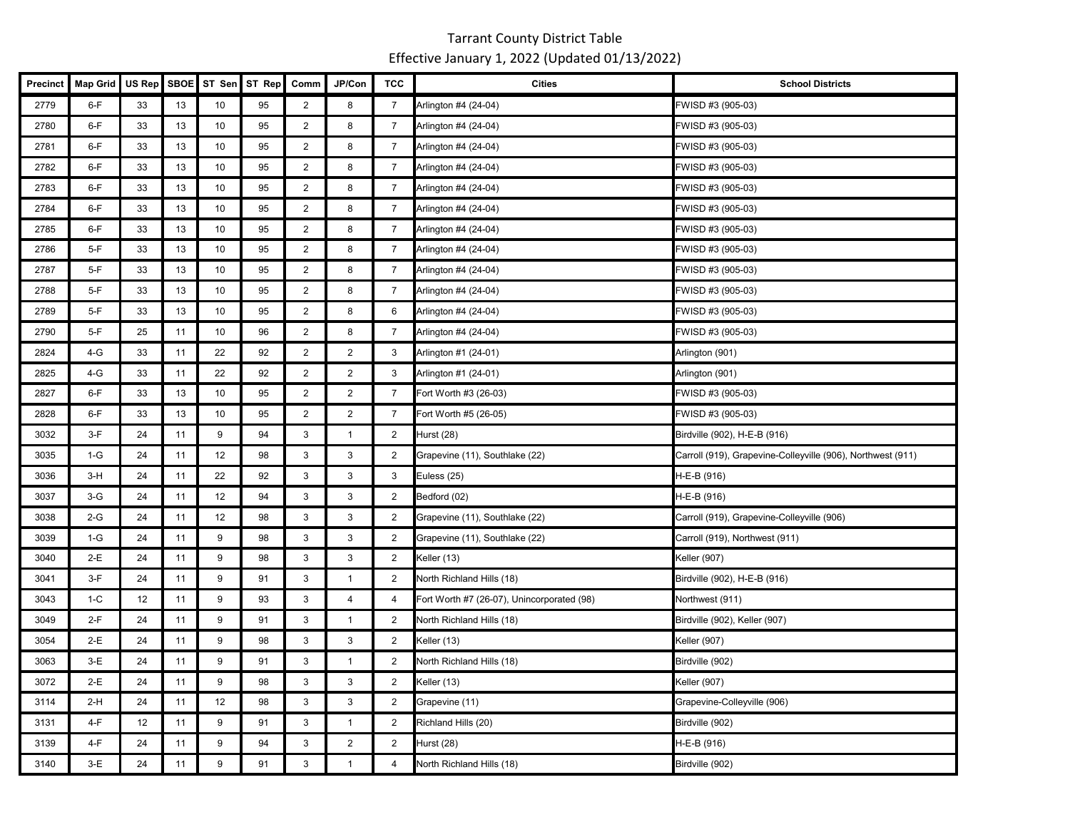Tarrant County District Table

Effective January 1, 2022 (Updated 01/13/2022)

| Precinct | Map Grid | US Rep | SBOE | ST Sen | ST Rep | Comm | JP/Con | TCC | Cities | School Districts |
|---|---|---|---|---|---|---|---|---|---|---|
| 2779 | 6-F | 33 | 13 | 10 | 95 | 2 | 8 | 7 | Arlington #4 (24-04) | FWISD #3 (905-03) |
| 2780 | 6-F | 33 | 13 | 10 | 95 | 2 | 8 | 7 | Arlington #4 (24-04) | FWISD #3 (905-03) |
| 2781 | 6-F | 33 | 13 | 10 | 95 | 2 | 8 | 7 | Arlington #4 (24-04) | FWISD #3 (905-03) |
| 2782 | 6-F | 33 | 13 | 10 | 95 | 2 | 8 | 7 | Arlington #4 (24-04) | FWISD #3 (905-03) |
| 2783 | 6-F | 33 | 13 | 10 | 95 | 2 | 8 | 7 | Arlington #4 (24-04) | FWISD #3 (905-03) |
| 2784 | 6-F | 33 | 13 | 10 | 95 | 2 | 8 | 7 | Arlington #4 (24-04) | FWISD #3 (905-03) |
| 2785 | 6-F | 33 | 13 | 10 | 95 | 2 | 8 | 7 | Arlington #4 (24-04) | FWISD #3 (905-03) |
| 2786 | 5-F | 33 | 13 | 10 | 95 | 2 | 8 | 7 | Arlington #4 (24-04) | FWISD #3 (905-03) |
| 2787 | 5-F | 33 | 13 | 10 | 95 | 2 | 8 | 7 | Arlington #4 (24-04) | FWISD #3 (905-03) |
| 2788 | 5-F | 33 | 13 | 10 | 95 | 2 | 8 | 7 | Arlington #4 (24-04) | FWISD #3 (905-03) |
| 2789 | 5-F | 33 | 13 | 10 | 95 | 2 | 8 | 6 | Arlington #4 (24-04) | FWISD #3 (905-03) |
| 2790 | 5-F | 25 | 11 | 10 | 96 | 2 | 8 | 7 | Arlington #4 (24-04) | FWISD #3 (905-03) |
| 2824 | 4-G | 33 | 11 | 22 | 92 | 2 | 2 | 3 | Arlington #1 (24-01) | Arlington (901) |
| 2825 | 4-G | 33 | 11 | 22 | 92 | 2 | 2 | 3 | Arlington #1 (24-01) | Arlington (901) |
| 2827 | 6-F | 33 | 13 | 10 | 95 | 2 | 2 | 7 | Fort Worth #3 (26-03) | FWISD #3 (905-03) |
| 2828 | 6-F | 33 | 13 | 10 | 95 | 2 | 2 | 7 | Fort Worth #5 (26-05) | FWISD #3 (905-03) |
| 3032 | 3-F | 24 | 11 | 9 | 94 | 3 | 1 | 2 | Hurst (28) | Birdville (902), H-E-B (916) |
| 3035 | 1-G | 24 | 11 | 12 | 98 | 3 | 3 | 2 | Grapevine (11), Southlake (22) | Carroll (919), Grapevine-Colleyville (906), Northwest (911) |
| 3036 | 3-H | 24 | 11 | 22 | 92 | 3 | 3 | 3 | Euless (25) | H-E-B (916) |
| 3037 | 3-G | 24 | 11 | 12 | 94 | 3 | 3 | 2 | Bedford (02) | H-E-B (916) |
| 3038 | 2-G | 24 | 11 | 12 | 98 | 3 | 3 | 2 | Grapevine (11), Southlake (22) | Carroll (919), Grapevine-Colleyville (906) |
| 3039 | 1-G | 24 | 11 | 9 | 98 | 3 | 3 | 2 | Grapevine (11), Southlake (22) | Carroll (919), Northwest (911) |
| 3040 | 2-E | 24 | 11 | 9 | 98 | 3 | 3 | 2 | Keller (13) | Keller (907) |
| 3041 | 3-F | 24 | 11 | 9 | 91 | 3 | 1 | 2 | North Richland Hills (18) | Birdville (902), H-E-B (916) |
| 3043 | 1-C | 12 | 11 | 9 | 93 | 3 | 4 | 4 | Fort Worth #7 (26-07), Unincorporated (98) | Northwest (911) |
| 3049 | 2-F | 24 | 11 | 9 | 91 | 3 | 1 | 2 | North Richland Hills (18) | Birdville (902), Keller (907) |
| 3054 | 2-E | 24 | 11 | 9 | 98 | 3 | 3 | 2 | Keller (13) | Keller (907) |
| 3063 | 3-E | 24 | 11 | 9 | 91 | 3 | 1 | 2 | North Richland Hills (18) | Birdville (902) |
| 3072 | 2-E | 24 | 11 | 9 | 98 | 3 | 3 | 2 | Keller (13) | Keller (907) |
| 3114 | 2-H | 24 | 11 | 12 | 98 | 3 | 3 | 2 | Grapevine (11) | Grapevine-Colleyville (906) |
| 3131 | 4-F | 12 | 11 | 9 | 91 | 3 | 1 | 2 | Richland Hills (20) | Birdville (902) |
| 3139 | 4-F | 24 | 11 | 9 | 94 | 3 | 2 | 2 | Hurst (28) | H-E-B (916) |
| 3140 | 3-E | 24 | 11 | 9 | 91 | 3 | 1 | 4 | North Richland Hills (18) | Birdville (902) |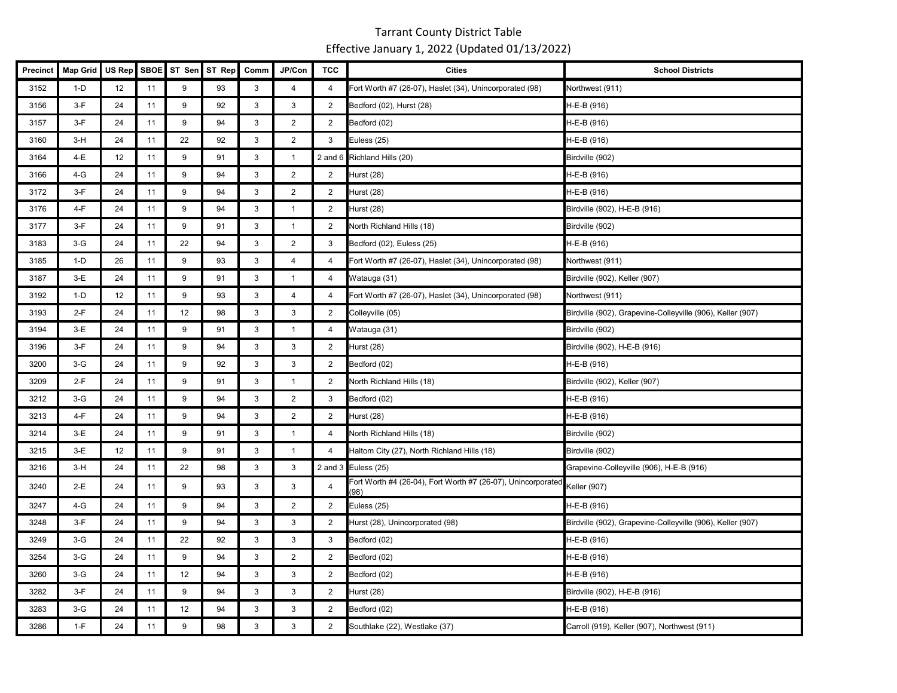# Tarrant County District Table

Effective January 1, 2022 (Updated 01/13/2022)

| Precinct | Map Grid | US Rep | SBOE | ST Sen | ST Rep | Comm | JP/Con | TCC | Cities | School Districts |
|---|---|---|---|---|---|---|---|---|---|---|
| 3152 | 1-D | 12 | 11 | 9 | 93 | 3 | 4 | 4 | Fort Worth #7 (26-07), Haslet (34), Unincorporated (98) | Northwest (911) |
| 3156 | 3-F | 24 | 11 | 9 | 92 | 3 | 3 | 2 | Bedford (02), Hurst (28) | H-E-B (916) |
| 3157 | 3-F | 24 | 11 | 9 | 94 | 3 | 2 | 2 | Bedford (02) | H-E-B (916) |
| 3160 | 3-H | 24 | 11 | 22 | 92 | 3 | 2 | 3 | Euless (25) | H-E-B (916) |
| 3164 | 4-E | 12 | 11 | 9 | 91 | 3 | 1 | 2 and 6 | Richland Hills (20) | Birdville (902) |
| 3166 | 4-G | 24 | 11 | 9 | 94 | 3 | 2 | 2 | Hurst (28) | H-E-B (916) |
| 3172 | 3-F | 24 | 11 | 9 | 94 | 3 | 2 | 2 | Hurst (28) | H-E-B (916) |
| 3176 | 4-F | 24 | 11 | 9 | 94 | 3 | 1 | 2 | Hurst (28) | Birdville (902), H-E-B (916) |
| 3177 | 3-F | 24 | 11 | 9 | 91 | 3 | 1 | 2 | North Richland Hills (18) | Birdville (902) |
| 3183 | 3-G | 24 | 11 | 22 | 94 | 3 | 2 | 3 | Bedford (02), Euless (25) | H-E-B (916) |
| 3185 | 1-D | 26 | 11 | 9 | 93 | 3 | 4 | 4 | Fort Worth #7 (26-07), Haslet (34), Unincorporated (98) | Northwest (911) |
| 3187 | 3-E | 24 | 11 | 9 | 91 | 3 | 1 | 4 | Watauga (31) | Birdville (902), Keller (907) |
| 3192 | 1-D | 12 | 11 | 9 | 93 | 3 | 4 | 4 | Fort Worth #7 (26-07), Haslet (34), Unincorporated (98) | Northwest (911) |
| 3193 | 2-F | 24 | 11 | 12 | 98 | 3 | 3 | 2 | Colleyville (05) | Birdville (902), Grapevine-Colleyville (906), Keller (907) |
| 3194 | 3-E | 24 | 11 | 9 | 91 | 3 | 1 | 4 | Watauga (31) | Birdville (902) |
| 3196 | 3-F | 24 | 11 | 9 | 94 | 3 | 3 | 2 | Hurst (28) | Birdville (902), H-E-B (916) |
| 3200 | 3-G | 24 | 11 | 9 | 92 | 3 | 3 | 2 | Bedford (02) | H-E-B (916) |
| 3209 | 2-F | 24 | 11 | 9 | 91 | 3 | 1 | 2 | North Richland Hills (18) | Birdville (902), Keller (907) |
| 3212 | 3-G | 24 | 11 | 9 | 94 | 3 | 2 | 3 | Bedford (02) | H-E-B (916) |
| 3213 | 4-F | 24 | 11 | 9 | 94 | 3 | 2 | 2 | Hurst (28) | H-E-B (916) |
| 3214 | 3-E | 24 | 11 | 9 | 91 | 3 | 1 | 4 | North Richland Hills (18) | Birdville (902) |
| 3215 | 3-E | 12 | 11 | 9 | 91 | 3 | 1 | 4 | Haltom City (27), North Richland Hills (18) | Birdville (902) |
| 3216 | 3-H | 24 | 11 | 22 | 98 | 3 | 3 | 2 and 3 | Euless (25) | Grapevine-Colleyville (906), H-E-B (916) |
| 3240 | 2-E | 24 | 11 | 9 | 93 | 3 | 3 | 4 | Fort Worth #4 (26-04), Fort Worth #7 (26-07), Unincorporated (98) | Keller (907) |
| 3247 | 4-G | 24 | 11 | 9 | 94 | 3 | 2 | 2 | Euless (25) | H-E-B (916) |
| 3248 | 3-F | 24 | 11 | 9 | 94 | 3 | 3 | 2 | Hurst (28), Unincorporated (98) | Birdville (902), Grapevine-Colleyville (906), Keller (907) |
| 3249 | 3-G | 24 | 11 | 22 | 92 | 3 | 3 | 3 | Bedford (02) | H-E-B (916) |
| 3254 | 3-G | 24 | 11 | 9 | 94 | 3 | 2 | 2 | Bedford (02) | H-E-B (916) |
| 3260 | 3-G | 24 | 11 | 12 | 94 | 3 | 3 | 2 | Bedford (02) | H-E-B (916) |
| 3282 | 3-F | 24 | 11 | 9 | 94 | 3 | 3 | 2 | Hurst (28) | Birdville (902), H-E-B (916) |
| 3283 | 3-G | 24 | 11 | 12 | 94 | 3 | 3 | 2 | Bedford (02) | H-E-B (916) |
| 3286 | 1-F | 24 | 11 | 9 | 98 | 3 | 3 | 2 | Southlake (22), Westlake (37) | Carroll (919), Keller (907), Northwest (911) |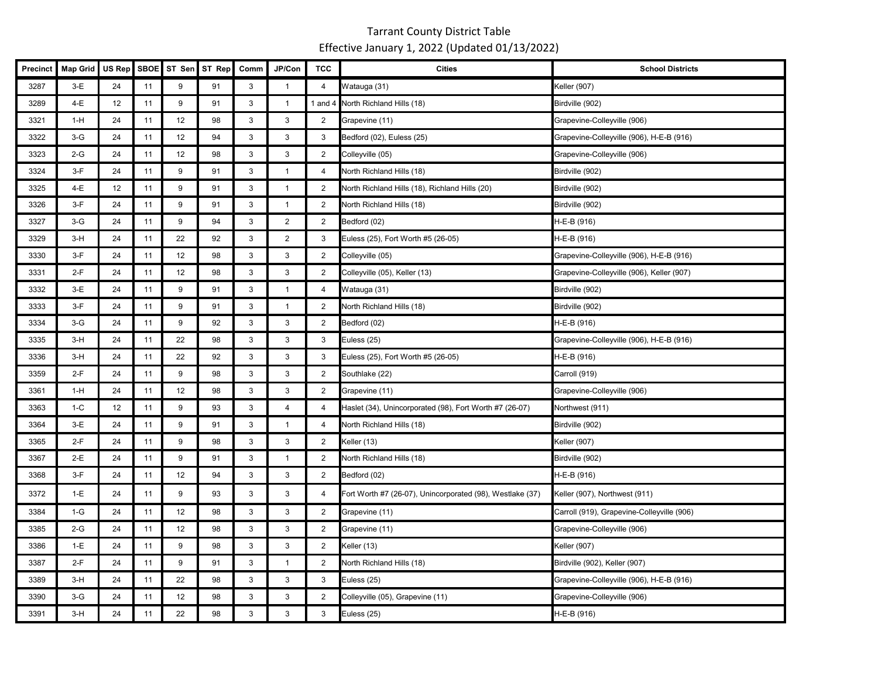# Tarrant County District Table

## Effective January 1, 2022 (Updated 01/13/2022)

| Precinct | Map Grid | US Rep | SBOE | ST Sen | ST Rep | Comm | JP/Con | TCC | Cities | School Districts |
|---|---|---|---|---|---|---|---|---|---|---|
| 3287 | 3-E | 24 | 11 | 9 | 91 | 3 | 1 | 4 | Watauga (31) | Keller (907) |
| 3289 | 4-E | 12 | 11 | 9 | 91 | 3 | 1 | 1 and 4 | North Richland Hills (18) | Birdville (902) |
| 3321 | 1-H | 24 | 11 | 12 | 98 | 3 | 3 | 2 | Grapevine (11) | Grapevine-Colleyville (906) |
| 3322 | 3-G | 24 | 11 | 12 | 94 | 3 | 3 | 3 | Bedford (02), Euless (25) | Grapevine-Colleyville (906), H-E-B (916) |
| 3323 | 2-G | 24 | 11 | 12 | 98 | 3 | 3 | 2 | Colleyville (05) | Grapevine-Colleyville (906) |
| 3324 | 3-F | 24 | 11 | 9 | 91 | 3 | 1 | 4 | North Richland Hills (18) | Birdville (902) |
| 3325 | 4-E | 12 | 11 | 9 | 91 | 3 | 1 | 2 | North Richland Hills (18), Richland Hills (20) | Birdville (902) |
| 3326 | 3-F | 24 | 11 | 9 | 91 | 3 | 1 | 2 | North Richland Hills (18) | Birdville (902) |
| 3327 | 3-G | 24 | 11 | 9 | 94 | 3 | 2 | 2 | Bedford (02) | H-E-B (916) |
| 3329 | 3-H | 24 | 11 | 22 | 92 | 3 | 2 | 3 | Euless (25), Fort Worth #5 (26-05) | H-E-B (916) |
| 3330 | 3-F | 24 | 11 | 12 | 98 | 3 | 3 | 2 | Colleyville (05) | Grapevine-Colleyville (906), H-E-B (916) |
| 3331 | 2-F | 24 | 11 | 12 | 98 | 3 | 3 | 2 | Colleyville (05), Keller (13) | Grapevine-Colleyville (906), Keller (907) |
| 3332 | 3-E | 24 | 11 | 9 | 91 | 3 | 1 | 4 | Watauga (31) | Birdville (902) |
| 3333 | 3-F | 24 | 11 | 9 | 91 | 3 | 1 | 2 | North Richland Hills (18) | Birdville (902) |
| 3334 | 3-G | 24 | 11 | 9 | 92 | 3 | 3 | 2 | Bedford (02) | H-E-B (916) |
| 3335 | 3-H | 24 | 11 | 22 | 98 | 3 | 3 | 3 | Euless (25) | Grapevine-Colleyville (906), H-E-B (916) |
| 3336 | 3-H | 24 | 11 | 22 | 92 | 3 | 3 | 3 | Euless (25), Fort Worth #5 (26-05) | H-E-B (916) |
| 3359 | 2-F | 24 | 11 | 9 | 98 | 3 | 3 | 2 | Southlake (22) | Carroll (919) |
| 3361 | 1-H | 24 | 11 | 12 | 98 | 3 | 3 | 2 | Grapevine (11) | Grapevine-Colleyville (906) |
| 3363 | 1-C | 12 | 11 | 9 | 93 | 3 | 4 | 4 | Haslet (34), Unincorporated (98), Fort Worth #7 (26-07) | Northwest (911) |
| 3364 | 3-E | 24 | 11 | 9 | 91 | 3 | 1 | 4 | North Richland Hills (18) | Birdville (902) |
| 3365 | 2-F | 24 | 11 | 9 | 98 | 3 | 3 | 2 | Keller (13) | Keller (907) |
| 3367 | 2-E | 24 | 11 | 9 | 91 | 3 | 1 | 2 | North Richland Hills (18) | Birdville (902) |
| 3368 | 3-F | 24 | 11 | 12 | 94 | 3 | 3 | 2 | Bedford (02) | H-E-B (916) |
| 3372 | 1-E | 24 | 11 | 9 | 93 | 3 | 3 | 4 | Fort Worth #7 (26-07), Unincorporated (98), Westlake (37) | Keller (907), Northwest (911) |
| 3384 | 1-G | 24 | 11 | 12 | 98 | 3 | 3 | 2 | Grapevine (11) | Carroll (919), Grapevine-Colleyville (906) |
| 3385 | 2-G | 24 | 11 | 12 | 98 | 3 | 3 | 2 | Grapevine (11) | Grapevine-Colleyville (906) |
| 3386 | 1-E | 24 | 11 | 9 | 98 | 3 | 3 | 2 | Keller (13) | Keller (907) |
| 3387 | 2-F | 24 | 11 | 9 | 91 | 3 | 1 | 2 | North Richland Hills (18) | Birdville (902), Keller (907) |
| 3389 | 3-H | 24 | 11 | 22 | 98 | 3 | 3 | 3 | Euless (25) | Grapevine-Colleyville (906), H-E-B (916) |
| 3390 | 3-G | 24 | 11 | 12 | 98 | 3 | 3 | 2 | Colleyville (05), Grapevine (11) | Grapevine-Colleyville (906) |
| 3391 | 3-H | 24 | 11 | 22 | 98 | 3 | 3 | 3 | Euless (25) | H-E-B (916) |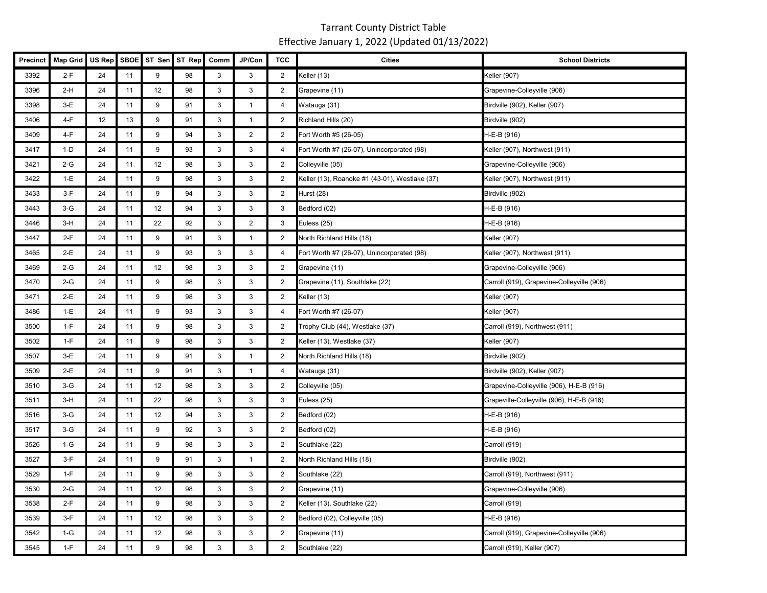# Tarrant County District Table

Effective January 1, 2022 (Updated 01/13/2022)

| Precinct | Map Grid | US Rep | SBOE | ST Sen | ST Rep | Comm | JP/Con | TCC | Cities | School Districts |
|---|---|---|---|---|---|---|---|---|---|---|
| 3392 | 2-F | 24 | 11 | 9 | 98 | 3 | 3 | 2 | Keller (13) | Keller (907) |
| 3396 | 2-H | 24 | 11 | 12 | 98 | 3 | 3 | 2 | Grapevine (11) | Grapevine-Colleyville (906) |
| 3398 | 3-E | 24 | 11 | 9 | 91 | 3 | 1 | 4 | Watauga (31) | Birdville (902), Keller (907) |
| 3406 | 4-F | 12 | 13 | 9 | 91 | 3 | 1 | 2 | Richland Hills (20) | Birdville (902) |
| 3409 | 4-F | 24 | 11 | 9 | 94 | 3 | 2 | 2 | Fort Worth #5 (26-05) | H-E-B (916) |
| 3417 | 1-D | 24 | 11 | 9 | 93 | 3 | 3 | 4 | Fort Worth #7 (26-07), Unincorporated (98) | Keller (907), Northwest (911) |
| 3421 | 2-G | 24 | 11 | 12 | 98 | 3 | 3 | 2 | Colleyville (05) | Grapevine-Colleyville (906) |
| 3422 | 1-E | 24 | 11 | 9 | 98 | 3 | 3 | 2 | Keller (13), Roanoke #1 (43-01), Westlake (37) | Keller (907), Northwest (911) |
| 3433 | 3-F | 24 | 11 | 9 | 94 | 3 | 3 | 2 | Hurst (28) | Birdville (902) |
| 3443 | 3-G | 24 | 11 | 12 | 94 | 3 | 3 | 3 | Bedford (02) | H-E-B (916) |
| 3446 | 3-H | 24 | 11 | 22 | 92 | 3 | 2 | 3 | Euless (25) | H-E-B (916) |
| 3447 | 2-F | 24 | 11 | 9 | 91 | 3 | 1 | 2 | North Richland Hills (18) | Keller (907) |
| 3465 | 2-E | 24 | 11 | 9 | 93 | 3 | 3 | 4 | Fort Worth #7 (26-07), Unincorporated (98) | Keller (907), Northwest (911) |
| 3469 | 2-G | 24 | 11 | 12 | 98 | 3 | 3 | 2 | Grapevine (11) | Grapevine-Colleyville (906) |
| 3470 | 2-G | 24 | 11 | 9 | 98 | 3 | 3 | 2 | Grapevine (11), Southlake (22) | Carroll (919), Grapevine-Colleyville (906) |
| 3471 | 2-E | 24 | 11 | 9 | 98 | 3 | 3 | 2 | Keller (13) | Keller (907) |
| 3486 | 1-E | 24 | 11 | 9 | 93 | 3 | 3 | 4 | Fort Worth #7 (26-07) | Keller (907) |
| 3500 | 1-F | 24 | 11 | 9 | 98 | 3 | 3 | 2 | Trophy Club (44), Westlake (37) | Carroll (919), Northwest (911) |
| 3502 | 1-F | 24 | 11 | 9 | 98 | 3 | 3 | 2 | Keller (13), Westlake (37) | Keller (907) |
| 3507 | 3-E | 24 | 11 | 9 | 91 | 3 | 1 | 2 | North Richland Hills (18) | Birdville (902) |
| 3509 | 2-E | 24 | 11 | 9 | 91 | 3 | 1 | 4 | Watauga (31) | Birdville (902), Keller (907) |
| 3510 | 3-G | 24 | 11 | 12 | 98 | 3 | 3 | 2 | Colleyville (05) | Grapevine-Colleyville (906), H-E-B (916) |
| 3511 | 3-H | 24 | 11 | 22 | 98 | 3 | 3 | 3 | Euless (25) | Grapeville-Colleyville (906), H-E-B (916) |
| 3516 | 3-G | 24 | 11 | 12 | 94 | 3 | 3 | 2 | Bedford (02) | H-E-B (916) |
| 3517 | 3-G | 24 | 11 | 9 | 92 | 3 | 3 | 2 | Bedford (02) | H-E-B (916) |
| 3526 | 1-G | 24 | 11 | 9 | 98 | 3 | 3 | 2 | Southlake (22) | Carroll (919) |
| 3527 | 3-F | 24 | 11 | 9 | 91 | 3 | 1 | 2 | North Richland Hills (18) | Birdville (902) |
| 3529 | 1-F | 24 | 11 | 9 | 98 | 3 | 3 | 2 | Southlake (22) | Carroll (919), Northwest (911) |
| 3530 | 2-G | 24 | 11 | 12 | 98 | 3 | 3 | 2 | Grapevine (11) | Grapevine-Colleyville (906) |
| 3538 | 2-F | 24 | 11 | 9 | 98 | 3 | 3 | 2 | Keller (13), Southlake (22) | Carroll (919) |
| 3539 | 3-F | 24 | 11 | 12 | 98 | 3 | 3 | 2 | Bedford (02), Colleyville (05) | H-E-B (916) |
| 3542 | 1-G | 24 | 11 | 12 | 98 | 3 | 3 | 2 | Grapevine (11) | Carroll (919), Grapevine-Colleyville (906) |
| 3545 | 1-F | 24 | 11 | 9 | 98 | 3 | 3 | 2 | Southlake (22) | Carroll (919), Keller (907) |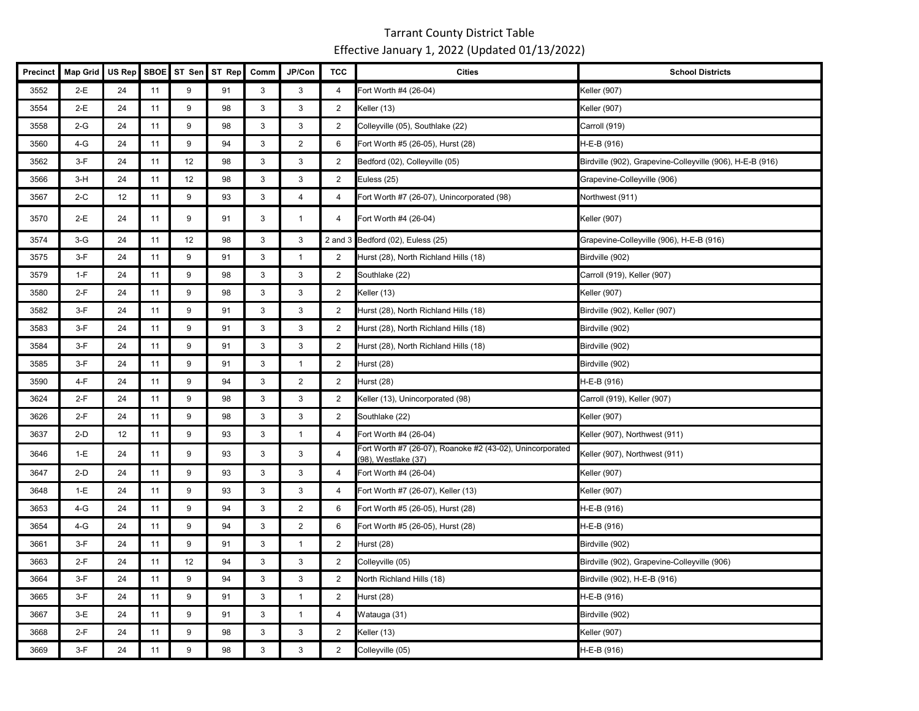Tarrant County District Table

Effective January 1, 2022 (Updated 01/13/2022)

| Precinct | Map Grid | US Rep | SBOE | ST Sen | ST Rep | Comm | JP/Con | TCC | Cities | School Districts |
|---|---|---|---|---|---|---|---|---|---|---|
| 3552 | 2-E | 24 | 11 | 9 | 91 | 3 | 3 | 4 | Fort Worth #4 (26-04) | Keller (907) |
| 3554 | 2-E | 24 | 11 | 9 | 98 | 3 | 3 | 2 | Keller (13) | Keller (907) |
| 3558 | 2-G | 24 | 11 | 9 | 98 | 3 | 3 | 2 | Colleyville (05), Southlake (22) | Carroll (919) |
| 3560 | 4-G | 24 | 11 | 9 | 94 | 3 | 2 | 6 | Fort Worth #5 (26-05), Hurst (28) | H-E-B (916) |
| 3562 | 3-F | 24 | 11 | 12 | 98 | 3 | 3 | 2 | Bedford (02), Colleyville (05) | Birdville (902), Grapevine-Colleyville (906), H-E-B (916) |
| 3566 | 3-H | 24 | 11 | 12 | 98 | 3 | 3 | 2 | Euless (25) | Grapevine-Colleyville (906) |
| 3567 | 2-C | 12 | 11 | 9 | 93 | 3 | 4 | 4 | Fort Worth #7 (26-07), Unincorporated (98) | Northwest (911) |
| 3570 | 2-E | 24 | 11 | 9 | 91 | 3 | 1 | 4 | Fort Worth #4 (26-04) | Keller (907) |
| 3574 | 3-G | 24 | 11 | 12 | 98 | 3 | 3 | 2 and 3 | Bedford (02), Euless (25) | Grapevine-Colleyville (906), H-E-B (916) |
| 3575 | 3-F | 24 | 11 | 9 | 91 | 3 | 1 | 2 | Hurst (28), North Richland Hills (18) | Birdville (902) |
| 3579 | 1-F | 24 | 11 | 9 | 98 | 3 | 3 | 2 | Southlake (22) | Carroll (919), Keller (907) |
| 3580 | 2-F | 24 | 11 | 9 | 98 | 3 | 3 | 2 | Keller (13) | Keller (907) |
| 3582 | 3-F | 24 | 11 | 9 | 91 | 3 | 3 | 2 | Hurst (28), North Richland Hills (18) | Birdville (902), Keller (907) |
| 3583 | 3-F | 24 | 11 | 9 | 91 | 3 | 3 | 2 | Hurst (28), North Richland Hills (18) | Birdville (902) |
| 3584 | 3-F | 24 | 11 | 9 | 91 | 3 | 3 | 2 | Hurst (28), North Richland Hills (18) | Birdville (902) |
| 3585 | 3-F | 24 | 11 | 9 | 91 | 3 | 1 | 2 | Hurst (28) | Birdville (902) |
| 3590 | 4-F | 24 | 11 | 9 | 94 | 3 | 2 | 2 | Hurst (28) | H-E-B (916) |
| 3624 | 2-F | 24 | 11 | 9 | 98 | 3 | 3 | 2 | Keller (13), Unincorporated (98) | Carroll (919), Keller (907) |
| 3626 | 2-F | 24 | 11 | 9 | 98 | 3 | 3 | 2 | Southlake (22) | Keller (907) |
| 3637 | 2-D | 12 | 11 | 9 | 93 | 3 | 1 | 4 | Fort Worth #4 (26-04) | Keller (907), Northwest (911) |
| 3646 | 1-E | 24 | 11 | 9 | 93 | 3 | 3 | 4 | Fort Worth #7 (26-07), Roanoke #2 (43-02), Unincorporated (98), Westlake (37) | Keller (907), Northwest (911) |
| 3647 | 2-D | 24 | 11 | 9 | 93 | 3 | 3 | 4 | Fort Worth #4 (26-04) | Keller (907) |
| 3648 | 1-E | 24 | 11 | 9 | 93 | 3 | 3 | 4 | Fort Worth #7 (26-07), Keller (13) | Keller (907) |
| 3653 | 4-G | 24 | 11 | 9 | 94 | 3 | 2 | 6 | Fort Worth #5 (26-05), Hurst (28) | H-E-B (916) |
| 3654 | 4-G | 24 | 11 | 9 | 94 | 3 | 2 | 6 | Fort Worth #5 (26-05), Hurst (28) | H-E-B (916) |
| 3661 | 3-F | 24 | 11 | 9 | 91 | 3 | 1 | 2 | Hurst (28) | Birdville (902) |
| 3663 | 2-F | 24 | 11 | 12 | 94 | 3 | 3 | 2 | Colleyville (05) | Birdville (902), Grapevine-Colleyville (906) |
| 3664 | 3-F | 24 | 11 | 9 | 94 | 3 | 3 | 2 | North Richland Hills (18) | Birdville (902), H-E-B (916) |
| 3665 | 3-F | 24 | 11 | 9 | 91 | 3 | 1 | 2 | Hurst (28) | H-E-B (916) |
| 3667 | 3-E | 24 | 11 | 9 | 91 | 3 | 1 | 4 | Watauga (31) | Birdville (902) |
| 3668 | 2-F | 24 | 11 | 9 | 98 | 3 | 3 | 2 | Keller (13) | Keller (907) |
| 3669 | 3-F | 24 | 11 | 9 | 98 | 3 | 3 | 2 | Colleyville (05) | H-E-B (916) |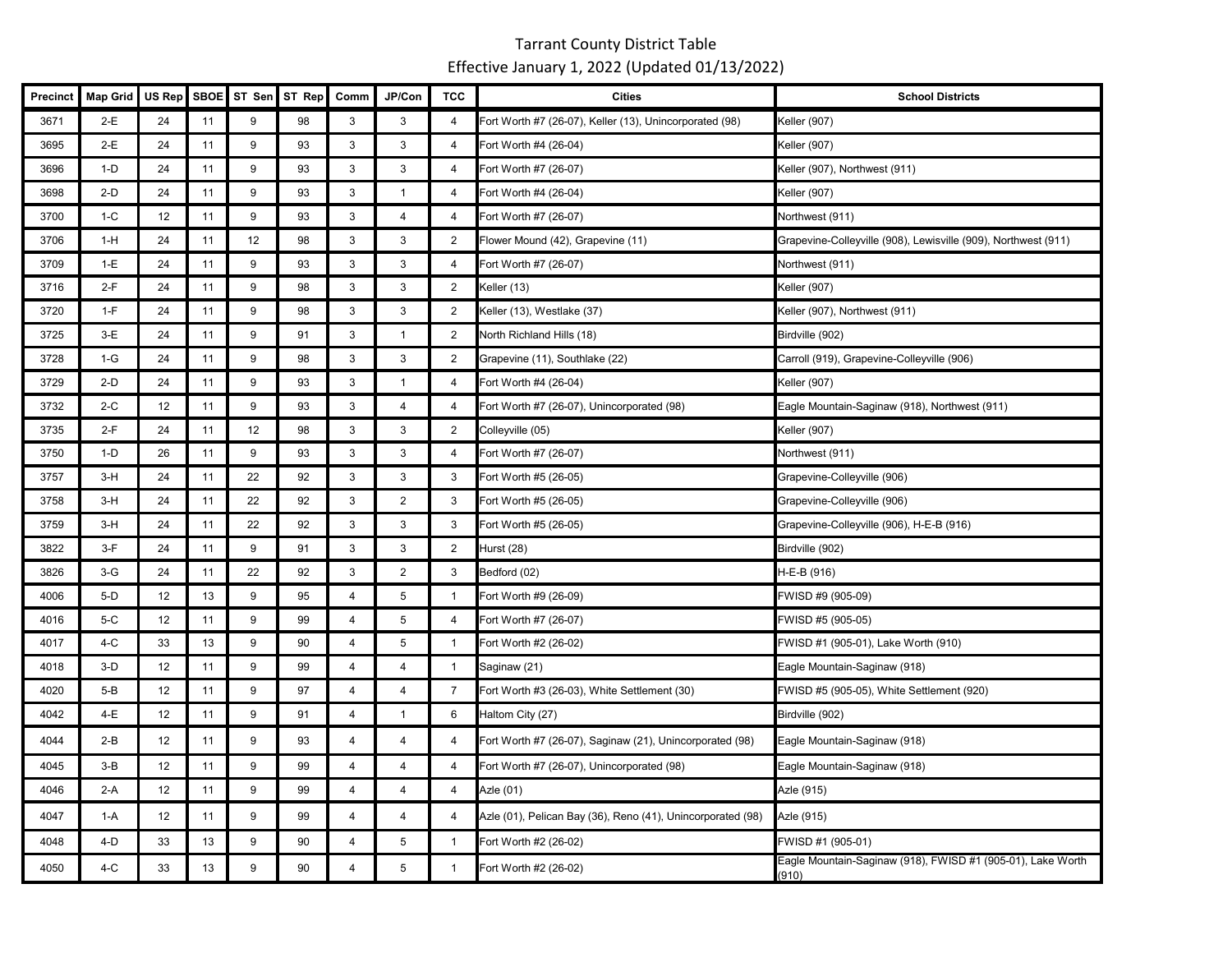# Tarrant County District Table

Effective January 1, 2022 (Updated 01/13/2022)

| Precinct | Map Grid | US Rep | SBOE | ST Sen | ST Rep | Comm | JP/Con | TCC | Cities | School Districts |
|---|---|---|---|---|---|---|---|---|---|---|
| 3671 | 2-E | 24 | 11 | 9 | 98 | 3 | 3 | 4 | Fort Worth #7 (26-07), Keller (13), Unincorporated (98) | Keller (907) |
| 3695 | 2-E | 24 | 11 | 9 | 93 | 3 | 3 | 4 | Fort Worth #4 (26-04) | Keller (907) |
| 3696 | 1-D | 24 | 11 | 9 | 93 | 3 | 3 | 4 | Fort Worth #7 (26-07) | Keller (907), Northwest (911) |
| 3698 | 2-D | 24 | 11 | 9 | 93 | 3 | 1 | 4 | Fort Worth #4 (26-04) | Keller (907) |
| 3700 | 1-C | 12 | 11 | 9 | 93 | 3 | 4 | 4 | Fort Worth #7 (26-07) | Northwest (911) |
| 3706 | 1-H | 24 | 11 | 12 | 98 | 3 | 3 | 2 | Flower Mound (42), Grapevine (11) | Grapevine-Colleyville (908), Lewisville (909), Northwest (911) |
| 3709 | 1-E | 24 | 11 | 9 | 93 | 3 | 3 | 4 | Fort Worth #7 (26-07) | Northwest (911) |
| 3716 | 2-F | 24 | 11 | 9 | 98 | 3 | 3 | 2 | Keller (13) | Keller (907) |
| 3720 | 1-F | 24 | 11 | 9 | 98 | 3 | 3 | 2 | Keller (13), Westlake (37) | Keller (907), Northwest (911) |
| 3725 | 3-E | 24 | 11 | 9 | 91 | 3 | 1 | 2 | North Richland Hills (18) | Birdville (902) |
| 3728 | 1-G | 24 | 11 | 9 | 98 | 3 | 3 | 2 | Grapevine (11), Southlake (22) | Carroll (919), Grapevine-Colleyville (906) |
| 3729 | 2-D | 24 | 11 | 9 | 93 | 3 | 1 | 4 | Fort Worth #4 (26-04) | Keller (907) |
| 3732 | 2-C | 12 | 11 | 9 | 93 | 3 | 4 | 4 | Fort Worth #7 (26-07), Unincorporated (98) | Eagle Mountain-Saginaw (918), Northwest (911) |
| 3735 | 2-F | 24 | 11 | 12 | 98 | 3 | 3 | 2 | Colleyville (05) | Keller (907) |
| 3750 | 1-D | 26 | 11 | 9 | 93 | 3 | 3 | 4 | Fort Worth #7 (26-07) | Northwest (911) |
| 3757 | 3-H | 24 | 11 | 22 | 92 | 3 | 3 | 3 | Fort Worth #5 (26-05) | Grapevine-Colleyville (906) |
| 3758 | 3-H | 24 | 11 | 22 | 92 | 3 | 2 | 3 | Fort Worth #5 (26-05) | Grapevine-Colleyville (906) |
| 3759 | 3-H | 24 | 11 | 22 | 92 | 3 | 3 | 3 | Fort Worth #5 (26-05) | Grapevine-Colleyville (906), H-E-B (916) |
| 3822 | 3-F | 24 | 11 | 9 | 91 | 3 | 3 | 2 | Hurst (28) | Birdville (902) |
| 3826 | 3-G | 24 | 11 | 22 | 92 | 3 | 2 | 3 | Bedford (02) | H-E-B (916) |
| 4006 | 5-D | 12 | 13 | 9 | 95 | 4 | 5 | 1 | Fort Worth #9 (26-09) | FWISD #9 (905-09) |
| 4016 | 5-C | 12 | 11 | 9 | 99 | 4 | 5 | 4 | Fort Worth #7 (26-07) | FWISD #5 (905-05) |
| 4017 | 4-C | 33 | 13 | 9 | 90 | 4 | 5 | 1 | Fort Worth #2 (26-02) | FWISD #1 (905-01), Lake Worth (910) |
| 4018 | 3-D | 12 | 11 | 9 | 99 | 4 | 4 | 1 | Saginaw (21) | Eagle Mountain-Saginaw (918) |
| 4020 | 5-B | 12 | 11 | 9 | 97 | 4 | 4 | 7 | Fort Worth #3 (26-03), White Settlement (30) | FWISD #5 (905-05), White Settlement (920) |
| 4042 | 4-E | 12 | 11 | 9 | 91 | 4 | 1 | 6 | Haltom City (27) | Birdville (902) |
| 4044 | 2-B | 12 | 11 | 9 | 93 | 4 | 4 | 4 | Fort Worth #7 (26-07), Saginaw (21), Unincorporated (98) | Eagle Mountain-Saginaw (918) |
| 4045 | 3-B | 12 | 11 | 9 | 99 | 4 | 4 | 4 | Fort Worth #7 (26-07), Unincorporated (98) | Eagle Mountain-Saginaw (918) |
| 4046 | 2-A | 12 | 11 | 9 | 99 | 4 | 4 | 4 | Azle (01) | Azle (915) |
| 4047 | 1-A | 12 | 11 | 9 | 99 | 4 | 4 | 4 | Azle (01), Pelican Bay (36), Reno (41), Unincorporated (98) | Azle (915) |
| 4048 | 4-D | 33 | 13 | 9 | 90 | 4 | 5 | 1 | Fort Worth #2 (26-02) | FWISD #1 (905-01) |
| 4050 | 4-C | 33 | 13 | 9 | 90 | 4 | 5 | 1 | Fort Worth #2 (26-02) | Eagle Mountain-Saginaw (918), FWISD #1 (905-01), Lake Worth (910) |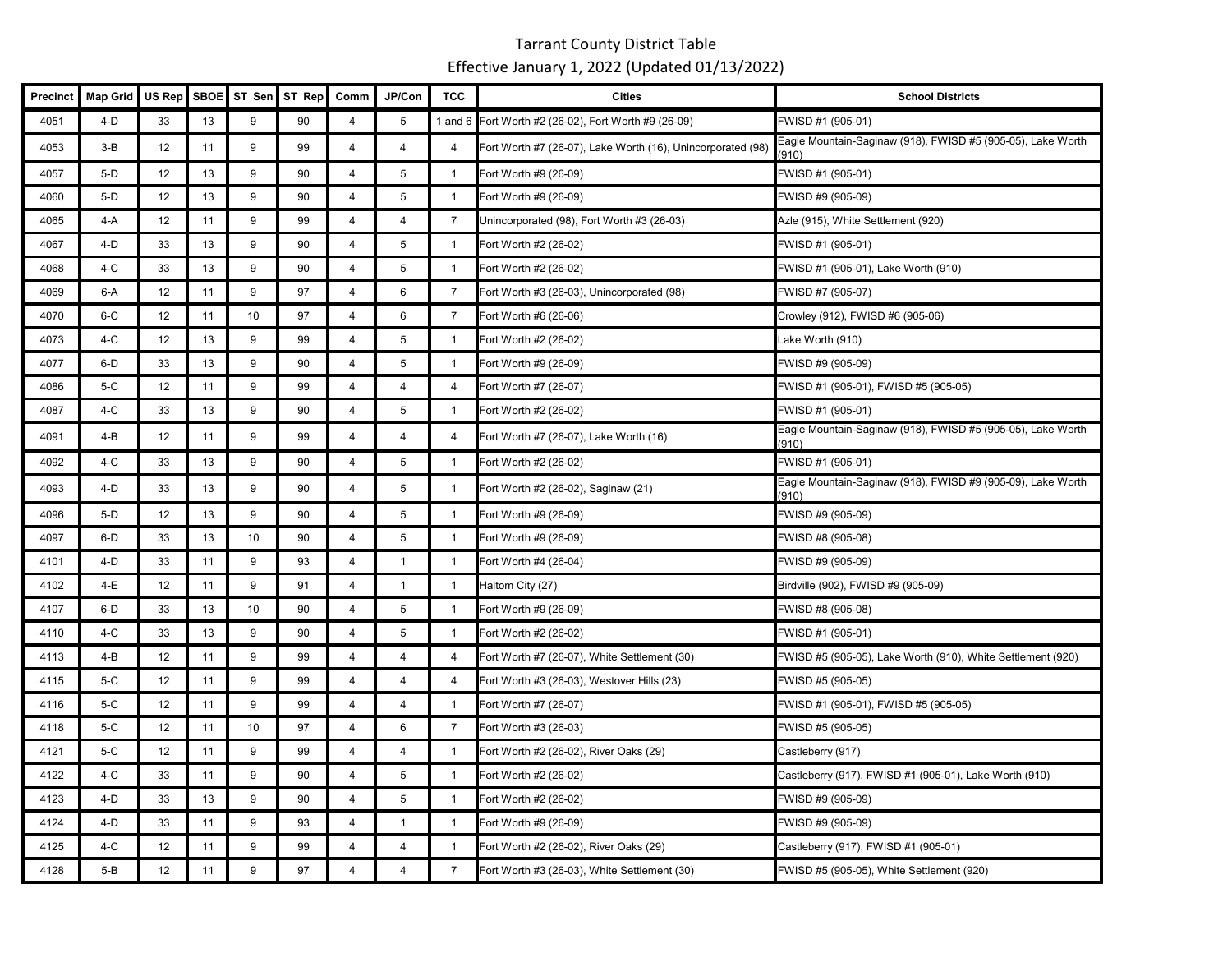# Tarrant County District Table

Effective January 1, 2022 (Updated 01/13/2022)

| Precinct | Map Grid | US Rep | SBOE | ST Sen | ST Rep | Comm | JP/Con | TCC | Cities | School Districts |
|---|---|---|---|---|---|---|---|---|---|---|
| 4051 | 4-D | 33 | 13 | 9 | 90 | 4 | 5 | 1 and 6 | Fort Worth #2 (26-02), Fort Worth #9 (26-09) | FWISD #1 (905-01) |
| 4053 | 3-B | 12 | 11 | 9 | 99 | 4 | 4 | 4 | Fort Worth #7 (26-07), Lake Worth (16), Unincorporated (98) | Eagle Mountain-Saginaw (918), FWISD #5 (905-05), Lake Worth (910) |
| 4057 | 5-D | 12 | 13 | 9 | 90 | 4 | 5 | 1 | Fort Worth #9 (26-09) | FWISD #1 (905-01) |
| 4060 | 5-D | 12 | 13 | 9 | 90 | 4 | 5 | 1 | Fort Worth #9 (26-09) | FWISD #9 (905-09) |
| 4065 | 4-A | 12 | 11 | 9 | 99 | 4 | 4 | 7 | Unincorporated (98), Fort Worth #3 (26-03) | Azle (915), White Settlement (920) |
| 4067 | 4-D | 33 | 13 | 9 | 90 | 4 | 5 | 1 | Fort Worth #2 (26-02) | FWISD #1 (905-01) |
| 4068 | 4-C | 33 | 13 | 9 | 90 | 4 | 5 | 1 | Fort Worth #2 (26-02) | FWISD #1 (905-01), Lake Worth (910) |
| 4069 | 6-A | 12 | 11 | 9 | 97 | 4 | 6 | 7 | Fort Worth #3 (26-03), Unincorporated (98) | FWISD #7 (905-07) |
| 4070 | 6-C | 12 | 11 | 10 | 97 | 4 | 6 | 7 | Fort Worth #6 (26-06) | Crowley (912), FWISD #6 (905-06) |
| 4073 | 4-C | 12 | 13 | 9 | 99 | 4 | 5 | 1 | Fort Worth #2 (26-02) | Lake Worth (910) |
| 4077 | 6-D | 33 | 13 | 9 | 90 | 4 | 5 | 1 | Fort Worth #9 (26-09) | FWISD #9 (905-09) |
| 4086 | 5-C | 12 | 11 | 9 | 99 | 4 | 4 | 4 | Fort Worth #7 (26-07) | FWISD #1 (905-01), FWISD #5 (905-05) |
| 4087 | 4-C | 33 | 13 | 9 | 90 | 4 | 5 | 1 | Fort Worth #2 (26-02) | FWISD #1 (905-01) |
| 4091 | 4-B | 12 | 11 | 9 | 99 | 4 | 4 | 4 | Fort Worth #7 (26-07), Lake Worth (16) | Eagle Mountain-Saginaw (918), FWISD #5 (905-05), Lake Worth (910) |
| 4092 | 4-C | 33 | 13 | 9 | 90 | 4 | 5 | 1 | Fort Worth #2 (26-02) | FWISD #1 (905-01) |
| 4093 | 4-D | 33 | 13 | 9 | 90 | 4 | 5 | 1 | Fort Worth #2 (26-02), Saginaw (21) | Eagle Mountain-Saginaw (918), FWISD #9 (905-09), Lake Worth (910) |
| 4096 | 5-D | 12 | 13 | 9 | 90 | 4 | 5 | 1 | Fort Worth #9 (26-09) | FWISD #9 (905-09) |
| 4097 | 6-D | 33 | 13 | 10 | 90 | 4 | 5 | 1 | Fort Worth #9 (26-09) | FWISD #8 (905-08) |
| 4101 | 4-D | 33 | 11 | 9 | 93 | 4 | 1 | 1 | Fort Worth #4 (26-04) | FWISD #9 (905-09) |
| 4102 | 4-E | 12 | 11 | 9 | 91 | 4 | 1 | 1 | Haltom City (27) | Birdville (902), FWISD #9 (905-09) |
| 4107 | 6-D | 33 | 13 | 10 | 90 | 4 | 5 | 1 | Fort Worth #9 (26-09) | FWISD #8 (905-08) |
| 4110 | 4-C | 33 | 13 | 9 | 90 | 4 | 5 | 1 | Fort Worth #2 (26-02) | FWISD #1 (905-01) |
| 4113 | 4-B | 12 | 11 | 9 | 99 | 4 | 4 | 4 | Fort Worth #7 (26-07), White Settlement (30) | FWISD #5 (905-05), Lake Worth (910), White Settlement (920) |
| 4115 | 5-C | 12 | 11 | 9 | 99 | 4 | 4 | 4 | Fort Worth #3 (26-03), Westover Hills (23) | FWISD #5 (905-05) |
| 4116 | 5-C | 12 | 11 | 9 | 99 | 4 | 4 | 1 | Fort Worth #7 (26-07) | FWISD #1 (905-01), FWISD #5 (905-05) |
| 4118 | 5-C | 12 | 11 | 10 | 97 | 4 | 6 | 7 | Fort Worth #3 (26-03) | FWISD #5 (905-05) |
| 4121 | 5-C | 12 | 11 | 9 | 99 | 4 | 4 | 1 | Fort Worth #2 (26-02), River Oaks (29) | Castleberry (917) |
| 4122 | 4-C | 33 | 11 | 9 | 90 | 4 | 5 | 1 | Fort Worth #2 (26-02) | Castleberry (917), FWISD #1 (905-01), Lake Worth (910) |
| 4123 | 4-D | 33 | 13 | 9 | 90 | 4 | 5 | 1 | Fort Worth #2 (26-02) | FWISD #9 (905-09) |
| 4124 | 4-D | 33 | 11 | 9 | 93 | 4 | 1 | 1 | Fort Worth #9 (26-09) | FWISD #9 (905-09) |
| 4125 | 4-C | 12 | 11 | 9 | 99 | 4 | 4 | 1 | Fort Worth #2 (26-02), River Oaks (29) | Castleberry (917), FWISD #1 (905-01) |
| 4128 | 5-B | 12 | 11 | 9 | 97 | 4 | 4 | 7 | Fort Worth #3 (26-03), White Settlement (30) | FWISD #5 (905-05), White Settlement (920) |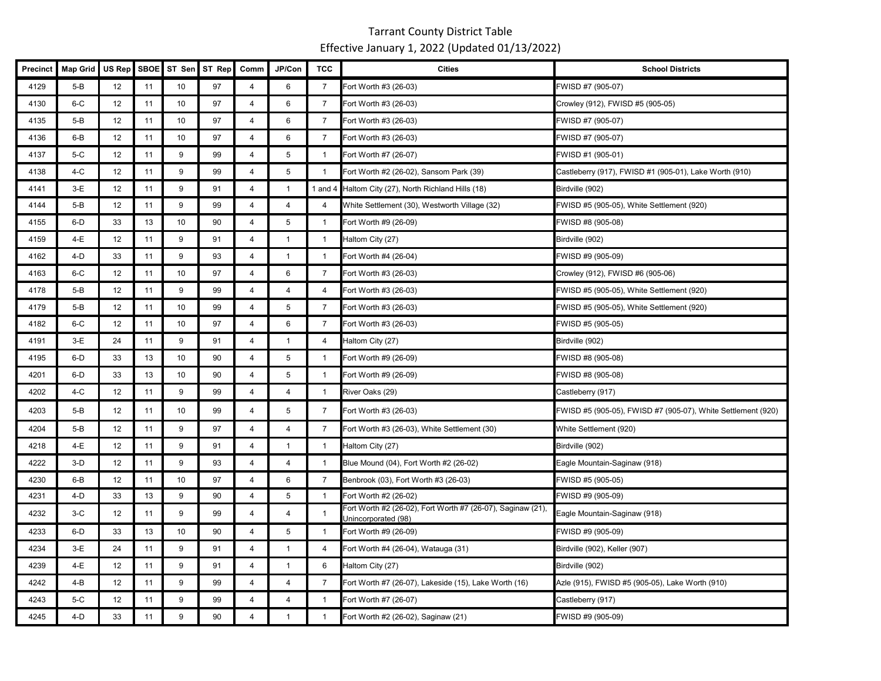# Tarrant County District Table

Effective January 1, 2022 (Updated 01/13/2022)

| Precinct | Map Grid | US Rep | SBOE | ST Sen | ST Rep | Comm | JP/Con | TCC | Cities | School Districts |
|---|---|---|---|---|---|---|---|---|---|---|
| 4129 | 5-B | 12 | 11 | 10 | 97 | 4 | 6 | 7 | Fort Worth #3 (26-03) | FWISD #7 (905-07) |
| 4130 | 6-C | 12 | 11 | 10 | 97 | 4 | 6 | 7 | Fort Worth #3 (26-03) | Crowley (912), FWISD #5 (905-05) |
| 4135 | 5-B | 12 | 11 | 10 | 97 | 4 | 6 | 7 | Fort Worth #3 (26-03) | FWISD #7 (905-07) |
| 4136 | 6-B | 12 | 11 | 10 | 97 | 4 | 6 | 7 | Fort Worth #3 (26-03) | FWISD #7 (905-07) |
| 4137 | 5-C | 12 | 11 | 9 | 99 | 4 | 5 | 1 | Fort Worth #7 (26-07) | FWISD #1 (905-01) |
| 4138 | 4-C | 12 | 11 | 9 | 99 | 4 | 5 | 1 | Fort Worth #2 (26-02), Sansom Park (39) | Castleberry (917), FWISD #1 (905-01), Lake Worth (910) |
| 4141 | 3-E | 12 | 11 | 9 | 91 | 4 | 1 | 1 and 4 | Haltom City (27), North Richland Hills (18) | Birdville (902) |
| 4144 | 5-B | 12 | 11 | 9 | 99 | 4 | 4 | 4 | White Settlement (30), Westworth Village (32) | FWISD #5 (905-05), White Settlement (920) |
| 4155 | 6-D | 33 | 13 | 10 | 90 | 4 | 5 | 1 | Fort Worth #9 (26-09) | FWISD #8 (905-08) |
| 4159 | 4-E | 12 | 11 | 9 | 91 | 4 | 1 | 1 | Haltom City (27) | Birdville (902) |
| 4162 | 4-D | 33 | 11 | 9 | 93 | 4 | 1 | 1 | Fort Worth #4 (26-04) | FWISD #9 (905-09) |
| 4163 | 6-C | 12 | 11 | 10 | 97 | 4 | 6 | 7 | Fort Worth #3 (26-03) | Crowley (912), FWISD #6 (905-06) |
| 4178 | 5-B | 12 | 11 | 9 | 99 | 4 | 4 | 4 | Fort Worth #3 (26-03) | FWISD #5 (905-05), White Settlement (920) |
| 4179 | 5-B | 12 | 11 | 10 | 99 | 4 | 5 | 7 | Fort Worth #3 (26-03) | FWISD #5 (905-05), White Settlement (920) |
| 4182 | 6-C | 12 | 11 | 10 | 97 | 4 | 6 | 7 | Fort Worth #3 (26-03) | FWISD #5 (905-05) |
| 4191 | 3-E | 24 | 11 | 9 | 91 | 4 | 1 | 4 | Haltom City (27) | Birdville (902) |
| 4195 | 6-D | 33 | 13 | 10 | 90 | 4 | 5 | 1 | Fort Worth #9 (26-09) | FWISD #8 (905-08) |
| 4201 | 6-D | 33 | 13 | 10 | 90 | 4 | 5 | 1 | Fort Worth #9 (26-09) | FWISD #8 (905-08) |
| 4202 | 4-C | 12 | 11 | 9 | 99 | 4 | 4 | 1 | River Oaks (29) | Castleberry (917) |
| 4203 | 5-B | 12 | 11 | 10 | 99 | 4 | 5 | 7 | Fort Worth #3 (26-03) | FWISD #5 (905-05), FWISD #7 (905-07), White Settlement (920) |
| 4204 | 5-B | 12 | 11 | 9 | 97 | 4 | 4 | 7 | Fort Worth #3 (26-03), White Settlement (30) | White Settlement (920) |
| 4218 | 4-E | 12 | 11 | 9 | 91 | 4 | 1 | 1 | Haltom City (27) | Birdville (902) |
| 4222 | 3-D | 12 | 11 | 9 | 93 | 4 | 4 | 1 | Blue Mound (04), Fort Worth #2 (26-02) | Eagle Mountain-Saginaw (918) |
| 4230 | 6-B | 12 | 11 | 10 | 97 | 4 | 6 | 7 | Benbrook (03), Fort Worth #3 (26-03) | FWISD #5 (905-05) |
| 4231 | 4-D | 33 | 13 | 9 | 90 | 4 | 5 | 1 | Fort Worth #2 (26-02) | FWISD #9 (905-09) |
| 4232 | 3-C | 12 | 11 | 9 | 99 | 4 | 4 | 1 | Fort Worth #2 (26-02), Fort Worth #7 (26-07), Saginaw (21), Unincorporated (98) | Eagle Mountain-Saginaw (918) |
| 4233 | 6-D | 33 | 13 | 10 | 90 | 4 | 5 | 1 | Fort Worth #9 (26-09) | FWISD #9 (905-09) |
| 4234 | 3-E | 24 | 11 | 9 | 91 | 4 | 1 | 4 | Fort Worth #4 (26-04), Watauga (31) | Birdville (902), Keller (907) |
| 4239 | 4-E | 12 | 11 | 9 | 91 | 4 | 1 | 6 | Haltom City (27) | Birdville (902) |
| 4242 | 4-B | 12 | 11 | 9 | 99 | 4 | 4 | 7 | Fort Worth #7 (26-07), Lakeside (15), Lake Worth (16) | Azle (915), FWISD #5 (905-05), Lake Worth (910) |
| 4243 | 5-C | 12 | 11 | 9 | 99 | 4 | 4 | 1 | Fort Worth #7 (26-07) | Castleberry (917) |
| 4245 | 4-D | 33 | 11 | 9 | 90 | 4 | 1 | 1 | Fort Worth #2 (26-02), Saginaw (21) | FWISD #9 (905-09) |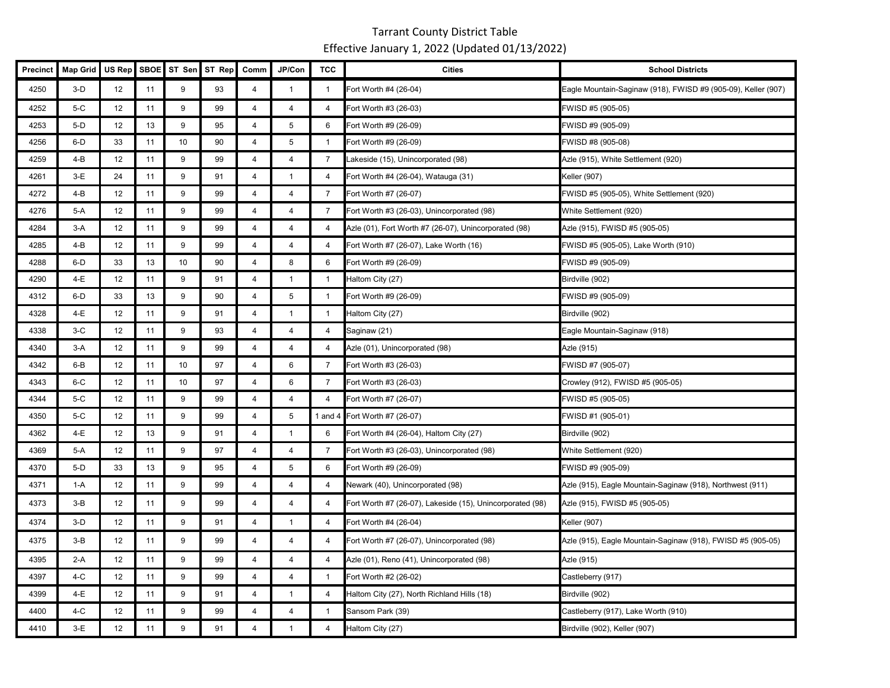Tarrant County District Table

Effective January 1, 2022 (Updated 01/13/2022)

| Precinct | Map Grid | US Rep | SBOE | ST Sen | ST Rep | Comm | JP/Con | TCC | Cities | School Districts |
|---|---|---|---|---|---|---|---|---|---|---|
| 4250 | 3-D | 12 | 11 | 9 | 93 | 4 | 1 | 1 | Fort Worth #4 (26-04) | Eagle Mountain-Saginaw (918), FWISD #9 (905-09), Keller (907) |
| 4252 | 5-C | 12 | 11 | 9 | 99 | 4 | 4 | 4 | Fort Worth #3 (26-03) | FWISD #5 (905-05) |
| 4253 | 5-D | 12 | 13 | 9 | 95 | 4 | 5 | 6 | Fort Worth #9 (26-09) | FWISD #9 (905-09) |
| 4256 | 6-D | 33 | 11 | 10 | 90 | 4 | 5 | 1 | Fort Worth #9 (26-09) | FWISD #8 (905-08) |
| 4259 | 4-B | 12 | 11 | 9 | 99 | 4 | 4 | 7 | Lakeside (15), Unincorporated (98) | Azle (915), White Settlement (920) |
| 4261 | 3-E | 24 | 11 | 9 | 91 | 4 | 1 | 4 | Fort Worth #4 (26-04), Watauga (31) | Keller (907) |
| 4272 | 4-B | 12 | 11 | 9 | 99 | 4 | 4 | 7 | Fort Worth #7 (26-07) | FWISD #5 (905-05), White Settlement (920) |
| 4276 | 5-A | 12 | 11 | 9 | 99 | 4 | 4 | 7 | Fort Worth #3 (26-03), Unincorporated (98) | White Settlement (920) |
| 4284 | 3-A | 12 | 11 | 9 | 99 | 4 | 4 | 4 | Azle (01), Fort Worth #7 (26-07), Unincorporated (98) | Azle (915), FWISD #5 (905-05) |
| 4285 | 4-B | 12 | 11 | 9 | 99 | 4 | 4 | 4 | Fort Worth #7 (26-07), Lake Worth (16) | FWISD #5 (905-05), Lake Worth (910) |
| 4288 | 6-D | 33 | 13 | 10 | 90 | 4 | 8 | 6 | Fort Worth #9 (26-09) | FWISD #9 (905-09) |
| 4290 | 4-E | 12 | 11 | 9 | 91 | 4 | 1 | 1 | Haltom City (27) | Birdville (902) |
| 4312 | 6-D | 33 | 13 | 9 | 90 | 4 | 5 | 1 | Fort Worth #9 (26-09) | FWISD #9 (905-09) |
| 4328 | 4-E | 12 | 11 | 9 | 91 | 4 | 1 | 1 | Haltom City (27) | Birdville (902) |
| 4338 | 3-C | 12 | 11 | 9 | 93 | 4 | 4 | 4 | Saginaw (21) | Eagle Mountain-Saginaw (918) |
| 4340 | 3-A | 12 | 11 | 9 | 99 | 4 | 4 | 4 | Azle (01), Unincorporated (98) | Azle (915) |
| 4342 | 6-B | 12 | 11 | 10 | 97 | 4 | 6 | 7 | Fort Worth #3 (26-03) | FWISD #7 (905-07) |
| 4343 | 6-C | 12 | 11 | 10 | 97 | 4 | 6 | 7 | Fort Worth #3 (26-03) | Crowley (912), FWISD #5 (905-05) |
| 4344 | 5-C | 12 | 11 | 9 | 99 | 4 | 4 | 4 | Fort Worth #7 (26-07) | FWISD #5 (905-05) |
| 4350 | 5-C | 12 | 11 | 9 | 99 | 4 | 5 | 1 and 4 | Fort Worth #7 (26-07) | FWISD #1 (905-01) |
| 4362 | 4-E | 12 | 13 | 9 | 91 | 4 | 1 | 6 | Fort Worth #4 (26-04), Haltom City (27) | Birdville (902) |
| 4369 | 5-A | 12 | 11 | 9 | 97 | 4 | 4 | 7 | Fort Worth #3 (26-03), Unincorporated (98) | White Settlement (920) |
| 4370 | 5-D | 33 | 13 | 9 | 95 | 4 | 5 | 6 | Fort Worth #9 (26-09) | FWISD #9 (905-09) |
| 4371 | 1-A | 12 | 11 | 9 | 99 | 4 | 4 | 4 | Newark (40), Unincorporated (98) | Azle (915), Eagle Mountain-Saginaw (918), Northwest (911) |
| 4373 | 3-B | 12 | 11 | 9 | 99 | 4 | 4 | 4 | Fort Worth #7 (26-07), Lakeside (15), Unincorporated (98) | Azle (915), FWISD #5 (905-05) |
| 4374 | 3-D | 12 | 11 | 9 | 91 | 4 | 1 | 4 | Fort Worth #4 (26-04) | Keller (907) |
| 4375 | 3-B | 12 | 11 | 9 | 99 | 4 | 4 | 4 | Fort Worth #7 (26-07), Unincorporated (98) | Azle (915), Eagle Mountain-Saginaw (918), FWISD #5 (905-05) |
| 4395 | 2-A | 12 | 11 | 9 | 99 | 4 | 4 | 4 | Azle (01), Reno (41), Unincorporated (98) | Azle (915) |
| 4397 | 4-C | 12 | 11 | 9 | 99 | 4 | 4 | 1 | Fort Worth #2 (26-02) | Castleberry (917) |
| 4399 | 4-E | 12 | 11 | 9 | 91 | 4 | 1 | 4 | Haltom City (27), North Richland Hills (18) | Birdville (902) |
| 4400 | 4-C | 12 | 11 | 9 | 99 | 4 | 4 | 1 | Sansom Park (39) | Castleberry (917), Lake Worth (910) |
| 4410 | 3-E | 12 | 11 | 9 | 91 | 4 | 1 | 4 | Haltom City (27) | Birdville (902), Keller (907) |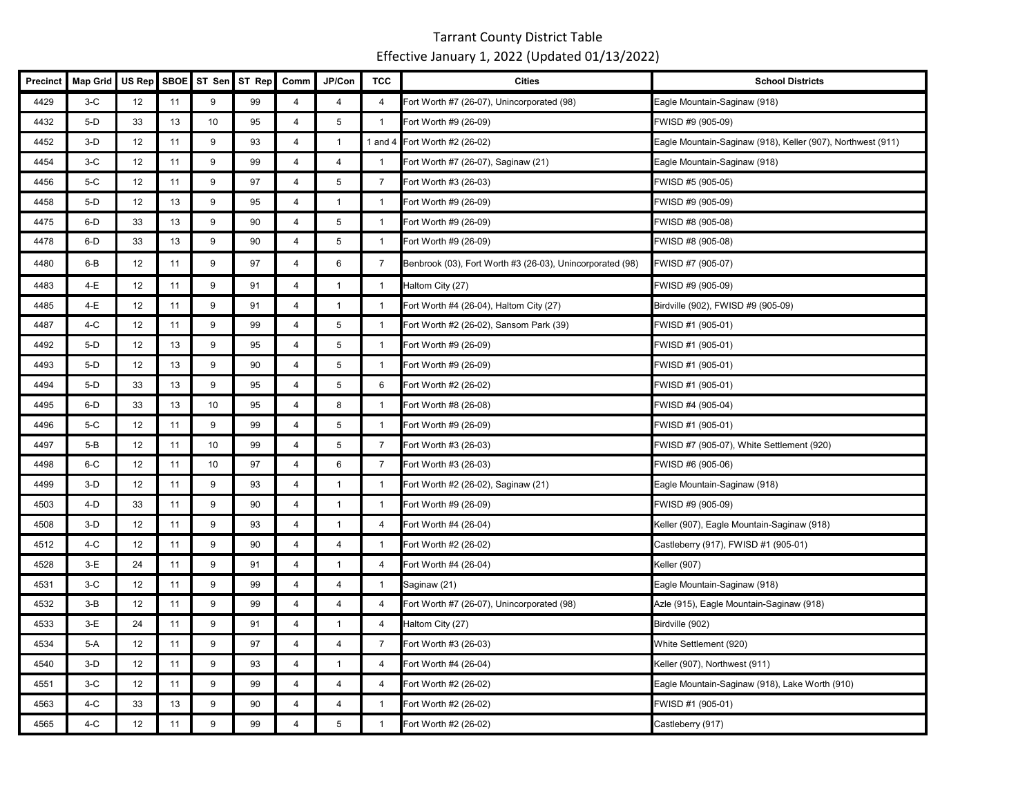# Tarrant County District Table

Effective January 1, 2022 (Updated 01/13/2022)

| Precinct | Map Grid | US Rep | SBOE | ST Sen | ST Rep | Comm | JP/Con | TCC | Cities | School Districts |
|---|---|---|---|---|---|---|---|---|---|---|
| 4429 | 3-C | 12 | 11 | 9 | 99 | 4 | 4 | 4 | Fort Worth #7 (26-07), Unincorporated (98) | Eagle Mountain-Saginaw (918) |
| 4432 | 5-D | 33 | 13 | 10 | 95 | 4 | 5 | 1 | Fort Worth #9 (26-09) | FWISD #9 (905-09) |
| 4452 | 3-D | 12 | 11 | 9 | 93 | 4 | 1 | 1 and 4 | Fort Worth #2 (26-02) | Eagle Mountain-Saginaw (918), Keller (907), Northwest (911) |
| 4454 | 3-C | 12 | 11 | 9 | 99 | 4 | 4 | 1 | Fort Worth #7 (26-07), Saginaw (21) | Eagle Mountain-Saginaw (918) |
| 4456 | 5-C | 12 | 11 | 9 | 97 | 4 | 5 | 7 | Fort Worth #3 (26-03) | FWISD #5 (905-05) |
| 4458 | 5-D | 12 | 13 | 9 | 95 | 4 | 1 | 1 | Fort Worth #9 (26-09) | FWISD #9 (905-09) |
| 4475 | 6-D | 33 | 13 | 9 | 90 | 4 | 5 | 1 | Fort Worth #9 (26-09) | FWISD #8 (905-08) |
| 4478 | 6-D | 33 | 13 | 9 | 90 | 4 | 5 | 1 | Fort Worth #9 (26-09) | FWISD #8 (905-08) |
| 4480 | 6-B | 12 | 11 | 9 | 97 | 4 | 6 | 7 | Benbrook (03), Fort Worth #3 (26-03), Unincorporated (98) | FWISD #7 (905-07) |
| 4483 | 4-E | 12 | 11 | 9 | 91 | 4 | 1 | 1 | Haltom City (27) | FWISD #9 (905-09) |
| 4485 | 4-E | 12 | 11 | 9 | 91 | 4 | 1 | 1 | Fort Worth #4 (26-04), Haltom City (27) | Birdville (902), FWISD #9 (905-09) |
| 4487 | 4-C | 12 | 11 | 9 | 99 | 4 | 5 | 1 | Fort Worth #2 (26-02), Sansom Park (39) | FWISD #1 (905-01) |
| 4492 | 5-D | 12 | 13 | 9 | 95 | 4 | 5 | 1 | Fort Worth #9 (26-09) | FWISD #1 (905-01) |
| 4493 | 5-D | 12 | 13 | 9 | 90 | 4 | 5 | 1 | Fort Worth #9 (26-09) | FWISD #1 (905-01) |
| 4494 | 5-D | 33 | 13 | 9 | 95 | 4 | 5 | 6 | Fort Worth #2 (26-02) | FWISD #1 (905-01) |
| 4495 | 6-D | 33 | 13 | 10 | 95 | 4 | 8 | 1 | Fort Worth #8 (26-08) | FWISD #4 (905-04) |
| 4496 | 5-C | 12 | 11 | 9 | 99 | 4 | 5 | 1 | Fort Worth #9 (26-09) | FWISD #1 (905-01) |
| 4497 | 5-B | 12 | 11 | 10 | 99 | 4 | 5 | 7 | Fort Worth #3 (26-03) | FWISD #7 (905-07), White Settlement (920) |
| 4498 | 6-C | 12 | 11 | 10 | 97 | 4 | 6 | 7 | Fort Worth #3 (26-03) | FWISD #6 (905-06) |
| 4499 | 3-D | 12 | 11 | 9 | 93 | 4 | 1 | 1 | Fort Worth #2 (26-02), Saginaw (21) | Eagle Mountain-Saginaw (918) |
| 4503 | 4-D | 33 | 11 | 9 | 90 | 4 | 1 | 1 | Fort Worth #9 (26-09) | FWISD #9 (905-09) |
| 4508 | 3-D | 12 | 11 | 9 | 93 | 4 | 1 | 4 | Fort Worth #4 (26-04) | Keller (907), Eagle Mountain-Saginaw (918) |
| 4512 | 4-C | 12 | 11 | 9 | 90 | 4 | 4 | 1 | Fort Worth #2 (26-02) | Castleberry (917), FWISD #1 (905-01) |
| 4528 | 3-E | 24 | 11 | 9 | 91 | 4 | 1 | 4 | Fort Worth #4 (26-04) | Keller (907) |
| 4531 | 3-C | 12 | 11 | 9 | 99 | 4 | 4 | 1 | Saginaw (21) | Eagle Mountain-Saginaw (918) |
| 4532 | 3-B | 12 | 11 | 9 | 99 | 4 | 4 | 4 | Fort Worth #7 (26-07), Unincorporated (98) | Azle (915), Eagle Mountain-Saginaw (918) |
| 4533 | 3-E | 24 | 11 | 9 | 91 | 4 | 1 | 4 | Haltom City (27) | Birdville (902) |
| 4534 | 5-A | 12 | 11 | 9 | 97 | 4 | 4 | 7 | Fort Worth #3 (26-03) | White Settlement (920) |
| 4540 | 3-D | 12 | 11 | 9 | 93 | 4 | 1 | 4 | Fort Worth #4 (26-04) | Keller (907), Northwest (911) |
| 4551 | 3-C | 12 | 11 | 9 | 99 | 4 | 4 | 4 | Fort Worth #2 (26-02) | Eagle Mountain-Saginaw (918), Lake Worth (910) |
| 4563 | 4-C | 33 | 13 | 9 | 90 | 4 | 4 | 1 | Fort Worth #2 (26-02) | FWISD #1 (905-01) |
| 4565 | 4-C | 12 | 11 | 9 | 99 | 4 | 5 | 1 | Fort Worth #2 (26-02) | Castleberry (917) |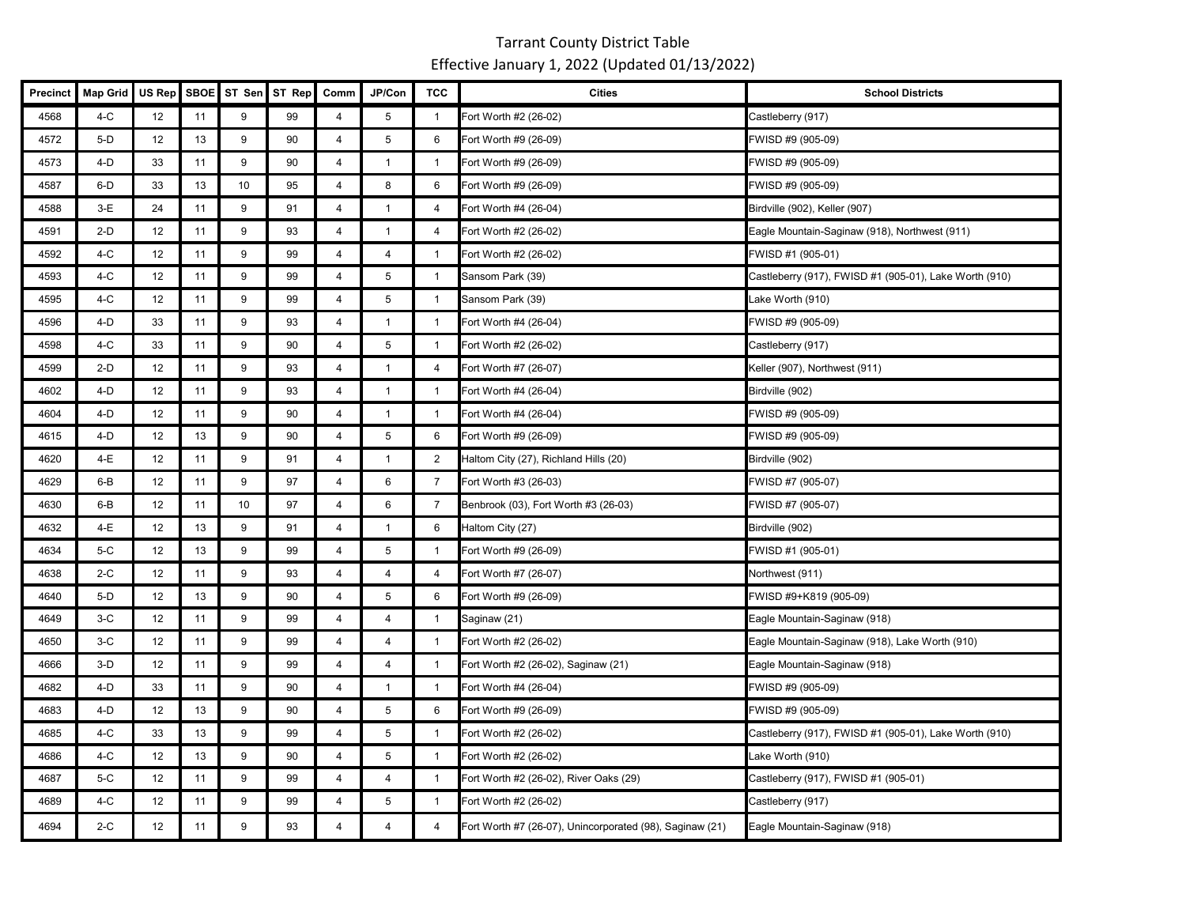# Tarrant County District Table

Effective January 1, 2022 (Updated 01/13/2022)

| Precinct | Map Grid | US Rep | SBOE | ST Sen | ST Rep | Comm | JP/Con | TCC | Cities | School Districts |
|---|---|---|---|---|---|---|---|---|---|---|
| 4568 | 4-C | 12 | 11 | 9 | 99 | 4 | 5 | 1 | Fort Worth #2 (26-02) | Castleberry (917) |
| 4572 | 5-D | 12 | 13 | 9 | 90 | 4 | 5 | 6 | Fort Worth #9 (26-09) | FWISD #9 (905-09) |
| 4573 | 4-D | 33 | 11 | 9 | 90 | 4 | 1 | 1 | Fort Worth #9 (26-09) | FWISD #9 (905-09) |
| 4587 | 6-D | 33 | 13 | 10 | 95 | 4 | 8 | 6 | Fort Worth #9 (26-09) | FWISD #9 (905-09) |
| 4588 | 3-E | 24 | 11 | 9 | 91 | 4 | 1 | 4 | Fort Worth #4 (26-04) | Birdville (902), Keller (907) |
| 4591 | 2-D | 12 | 11 | 9 | 93 | 4 | 1 | 4 | Fort Worth #2 (26-02) | Eagle Mountain-Saginaw (918), Northwest (911) |
| 4592 | 4-C | 12 | 11 | 9 | 99 | 4 | 4 | 1 | Fort Worth #2 (26-02) | FWISD #1 (905-01) |
| 4593 | 4-C | 12 | 11 | 9 | 99 | 4 | 5 | 1 | Sansom Park (39) | Castleberry (917), FWISD #1 (905-01), Lake Worth (910) |
| 4595 | 4-C | 12 | 11 | 9 | 99 | 4 | 5 | 1 | Sansom Park (39) | Lake Worth (910) |
| 4596 | 4-D | 33 | 11 | 9 | 93 | 4 | 1 | 1 | Fort Worth #4 (26-04) | FWISD #9 (905-09) |
| 4598 | 4-C | 33 | 11 | 9 | 90 | 4 | 5 | 1 | Fort Worth #2 (26-02) | Castleberry (917) |
| 4599 | 2-D | 12 | 11 | 9 | 93 | 4 | 1 | 4 | Fort Worth #7 (26-07) | Keller (907), Northwest (911) |
| 4602 | 4-D | 12 | 11 | 9 | 93 | 4 | 1 | 1 | Fort Worth #4 (26-04) | Birdville (902) |
| 4604 | 4-D | 12 | 11 | 9 | 90 | 4 | 1 | 1 | Fort Worth #4 (26-04) | FWISD #9 (905-09) |
| 4615 | 4-D | 12 | 13 | 9 | 90 | 4 | 5 | 6 | Fort Worth #9 (26-09) | FWISD #9 (905-09) |
| 4620 | 4-E | 12 | 11 | 9 | 91 | 4 | 1 | 2 | Haltom City (27), Richland Hills (20) | Birdville (902) |
| 4629 | 6-B | 12 | 11 | 9 | 97 | 4 | 6 | 7 | Fort Worth #3 (26-03) | FWISD #7 (905-07) |
| 4630 | 6-B | 12 | 11 | 10 | 97 | 4 | 6 | 7 | Benbrook (03), Fort Worth #3 (26-03) | FWISD #7 (905-07) |
| 4632 | 4-E | 12 | 13 | 9 | 91 | 4 | 1 | 6 | Haltom City (27) | Birdville (902) |
| 4634 | 5-C | 12 | 13 | 9 | 99 | 4 | 5 | 1 | Fort Worth #9 (26-09) | FWISD #1 (905-01) |
| 4638 | 2-C | 12 | 11 | 9 | 93 | 4 | 4 | 4 | Fort Worth #7 (26-07) | Northwest (911) |
| 4640 | 5-D | 12 | 13 | 9 | 90 | 4 | 5 | 6 | Fort Worth #9 (26-09) | FWISD #9+K819 (905-09) |
| 4649 | 3-C | 12 | 11 | 9 | 99 | 4 | 4 | 1 | Saginaw (21) | Eagle Mountain-Saginaw (918) |
| 4650 | 3-C | 12 | 11 | 9 | 99 | 4 | 4 | 1 | Fort Worth #2 (26-02) | Eagle Mountain-Saginaw (918), Lake Worth (910) |
| 4666 | 3-D | 12 | 11 | 9 | 99 | 4 | 4 | 1 | Fort Worth #2 (26-02), Saginaw (21) | Eagle Mountain-Saginaw (918) |
| 4682 | 4-D | 33 | 11 | 9 | 90 | 4 | 1 | 1 | Fort Worth #4 (26-04) | FWISD #9 (905-09) |
| 4683 | 4-D | 12 | 13 | 9 | 90 | 4 | 5 | 6 | Fort Worth #9 (26-09) | FWISD #9 (905-09) |
| 4685 | 4-C | 33 | 13 | 9 | 99 | 4 | 5 | 1 | Fort Worth #2 (26-02) | Castleberry (917), FWISD #1 (905-01), Lake Worth (910) |
| 4686 | 4-C | 12 | 13 | 9 | 90 | 4 | 5 | 1 | Fort Worth #2 (26-02) | Lake Worth (910) |
| 4687 | 5-C | 12 | 11 | 9 | 99 | 4 | 4 | 1 | Fort Worth #2 (26-02), River Oaks (29) | Castleberry (917), FWISD #1 (905-01) |
| 4689 | 4-C | 12 | 11 | 9 | 99 | 4 | 5 | 1 | Fort Worth #2 (26-02) | Castleberry (917) |
| 4694 | 2-C | 12 | 11 | 9 | 93 | 4 | 4 | 4 | Fort Worth #7 (26-07), Unincorporated (98), Saginaw (21) | Eagle Mountain-Saginaw (918) |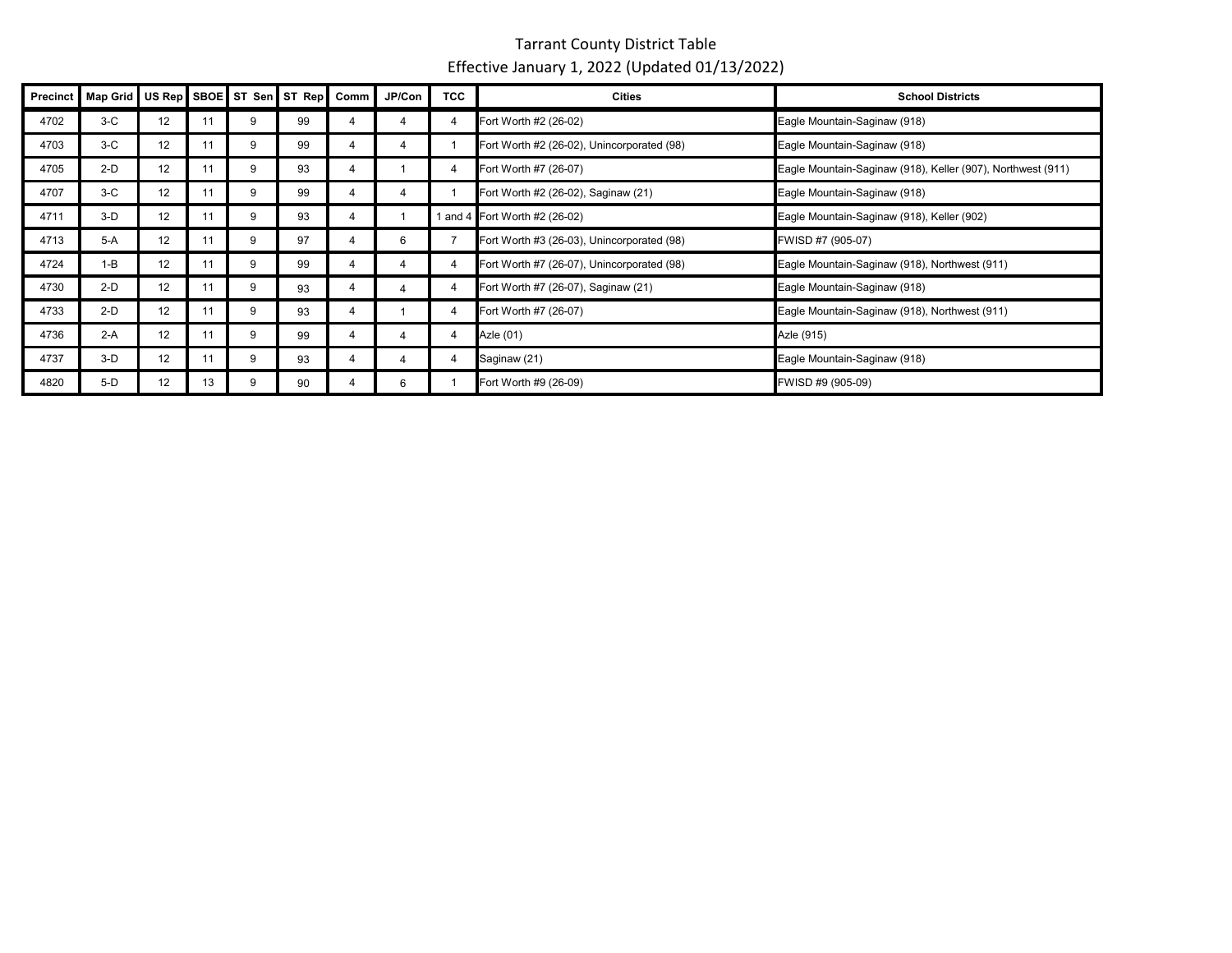Tarrant County District Table

Effective January 1, 2022 (Updated 01/13/2022)

| Precinct | Map Grid | US Rep | SBOE | ST Sen | ST Rep | Comm | JP/Con | TCC | Cities | School Districts |
|---|---|---|---|---|---|---|---|---|---|---|
| 4702 | 3-C | 12 | 11 | 9 | 99 | 4 | 4 | 4 | Fort Worth #2 (26-02) | Eagle Mountain-Saginaw (918) |
| 4703 | 3-C | 12 | 11 | 9 | 99 | 4 | 4 | 1 | Fort Worth #2 (26-02), Unincorporated (98) | Eagle Mountain-Saginaw (918) |
| 4705 | 2-D | 12 | 11 | 9 | 93 | 4 | 1 | 4 | Fort Worth #7 (26-07) | Eagle Mountain-Saginaw (918), Keller (907), Northwest (911) |
| 4707 | 3-C | 12 | 11 | 9 | 99 | 4 | 4 | 1 | Fort Worth #2 (26-02), Saginaw (21) | Eagle Mountain-Saginaw (918) |
| 4711 | 3-D | 12 | 11 | 9 | 93 | 4 | 1 | 1 and 4 | Fort Worth #2 (26-02) | Eagle Mountain-Saginaw (918), Keller (902) |
| 4713 | 5-A | 12 | 11 | 9 | 97 | 4 | 6 | 7 | Fort Worth #3 (26-03), Unincorporated (98) | FWISD #7 (905-07) |
| 4724 | 1-B | 12 | 11 | 9 | 99 | 4 | 4 | 4 | Fort Worth #7 (26-07), Unincorporated (98) | Eagle Mountain-Saginaw (918), Northwest (911) |
| 4730 | 2-D | 12 | 11 | 9 | 93 | 4 | 4 | 4 | Fort Worth #7 (26-07), Saginaw (21) | Eagle Mountain-Saginaw (918) |
| 4733 | 2-D | 12 | 11 | 9 | 93 | 4 | 1 | 4 | Fort Worth #7 (26-07) | Eagle Mountain-Saginaw (918), Northwest (911) |
| 4736 | 2-A | 12 | 11 | 9 | 99 | 4 | 4 | 4 | Azle (01) | Azle (915) |
| 4737 | 3-D | 12 | 11 | 9 | 93 | 4 | 4 | 4 | Saginaw (21) | Eagle Mountain-Saginaw (918) |
| 4820 | 5-D | 12 | 13 | 9 | 90 | 4 | 6 | 1 | Fort Worth #9 (26-09) | FWISD #9 (905-09) |